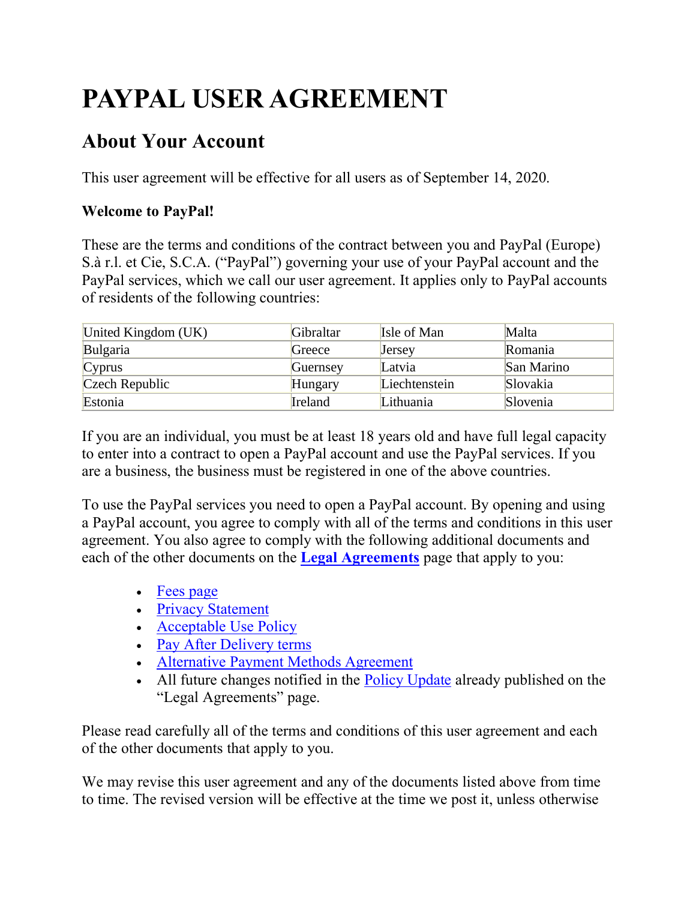# PAYPAL USER AGREEMENT

## About Your Account

This user agreement will be effective for all users as of September 14, 2020.

**Welcome to PayPal!**

These are the terms and conditions of the contract between you and PayPal (Europe) S.à r.l. et Cie, S.C.A. ("PayPal") governing your use of your PayPal account and the PayPal services, which we call our user agreement. It applies only to PayPal accounts of residents of the following countries:

| | | | |
|---|---|---|---|
| United Kingdom (UK) | Gibraltar | Isle of Man | Malta |
| Bulgaria | Greece | Jersey | Romania |
| Cyprus | Guernsey | Latvia | San Marino |
| Czech Republic | Hungary | Liechtenstein | Slovakia |
| Estonia | Ireland | Lithuania | Slovenia |

If you are an individual, you must be at least 18 years old and have full legal capacity to enter into a contract to open a PayPal account and use the PayPal services. If you are a business, the business must be registered in one of the above countries.

To use the PayPal services you need to open a PayPal account. By opening and using a PayPal account, you agree to comply with all of the terms and conditions in this user agreement. You also agree to comply with the following additional documents and each of the other documents on the **Legal Agreements** page that apply to you:

- Fees page
- Privacy Statement
- Acceptable Use Policy
- Pay After Delivery terms
- Alternative Payment Methods Agreement
- All future changes notified in the Policy Update already published on the "Legal Agreements" page.

Please read carefully all of the terms and conditions of this user agreement and each of the other documents that apply to you.

We may revise this user agreement and any of the documents listed above from time to time. The revised version will be effective at the time we post it, unless otherwise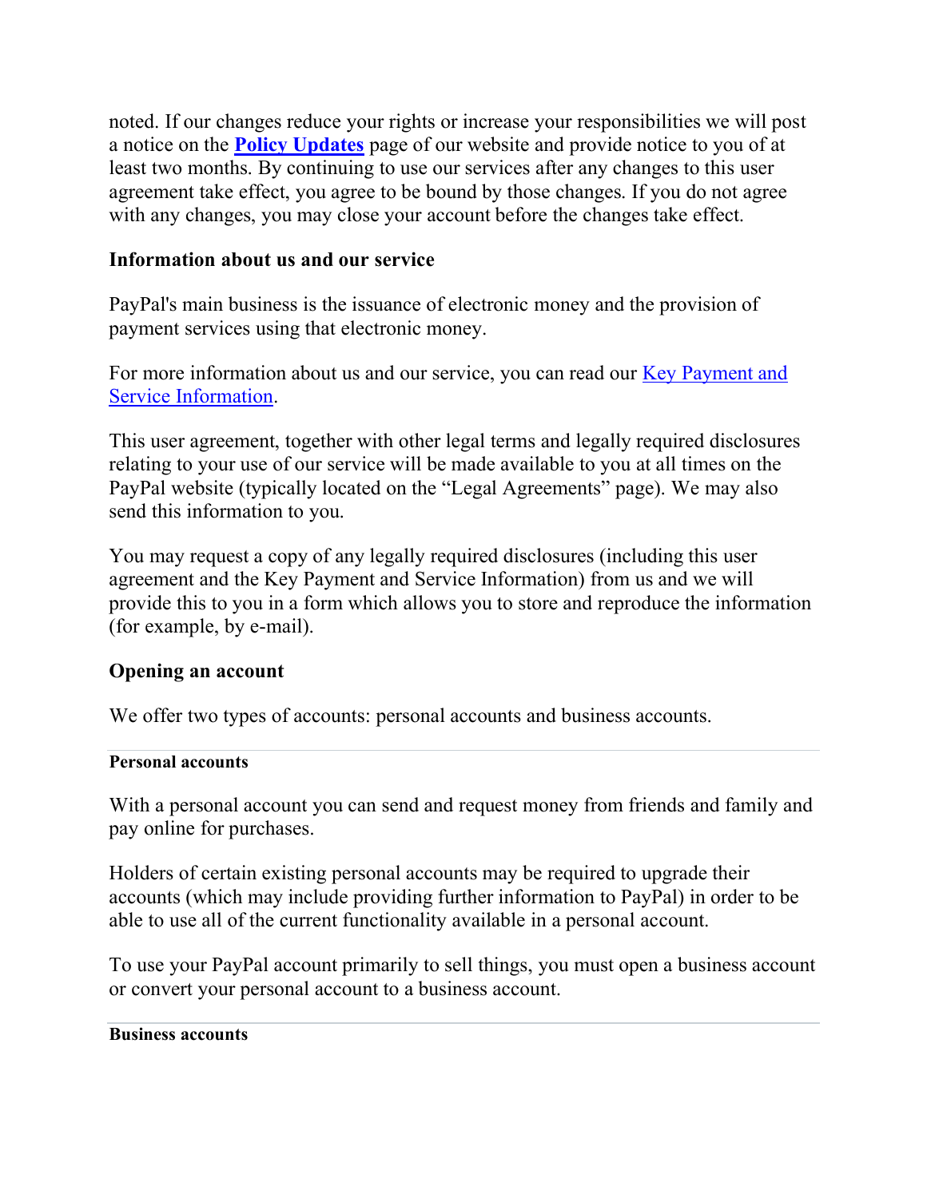noted. If our changes reduce your rights or increase your responsibilities we will post a notice on the **Policy Updates** page of our website and provide notice to you of at least two months. By continuing to use our services after any changes to this user agreement take effect, you agree to be bound by those changes. If you do not agree with any changes, you may close your account before the changes take effect.

## Information about us and our service

PayPal's main business is the issuance of electronic money and the provision of payment services using that electronic money.

For more information about us and our service, you can read our Key Payment and Service Information.

This user agreement, together with other legal terms and legally required disclosures relating to your use of our service will be made available to you at all times on the PayPal website (typically located on the "Legal Agreements" page). We may also send this information to you.

You may request a copy of any legally required disclosures (including this user agreement and the Key Payment and Service Information) from us and we will provide this to you in a form which allows you to store and reproduce the information (for example, by e-mail).

## Opening an account

We offer two types of accounts: personal accounts and business accounts.

### Personal accounts

With a personal account you can send and request money from friends and family and pay online for purchases.

Holders of certain existing personal accounts may be required to upgrade their accounts (which may include providing further information to PayPal) in order to be able to use all of the current functionality available in a personal account.

To use your PayPal account primarily to sell things, you must open a business account or convert your personal account to a business account.

### Business accounts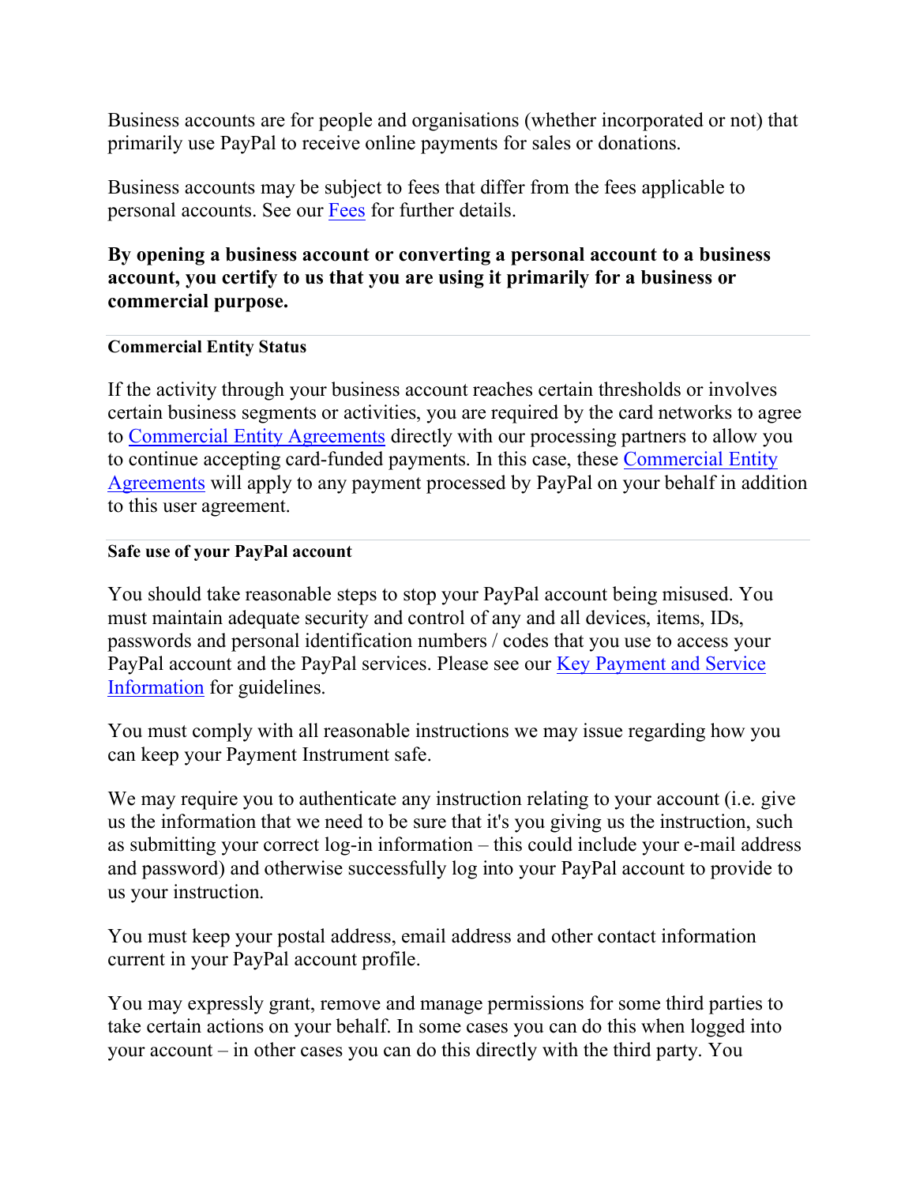Business accounts are for people and organisations (whether incorporated or not) that primarily use PayPal to receive online payments for sales or donations.

Business accounts may be subject to fees that differ from the fees applicable to personal accounts. See our Fees for further details.

**By opening a business account or converting a personal account to a business account, you certify to us that you are using it primarily for a business or commercial purpose.**

---

#### Commercial Entity Status

If the activity through your business account reaches certain thresholds or involves certain business segments or activities, you are required by the card networks to agree to Commercial Entity Agreements directly with our processing partners to allow you to continue accepting card-funded payments. In this case, these Commercial Entity Agreements will apply to any payment processed by PayPal on your behalf in addition to this user agreement.

---

#### Safe use of your PayPal account

You should take reasonable steps to stop your PayPal account being misused. You must maintain adequate security and control of any and all devices, items, IDs, passwords and personal identification numbers / codes that you use to access your PayPal account and the PayPal services. Please see our Key Payment and Service Information for guidelines.

You must comply with all reasonable instructions we may issue regarding how you can keep your Payment Instrument safe.

We may require you to authenticate any instruction relating to your account (i.e. give us the information that we need to be sure that it's you giving us the instruction, such as submitting your correct log-in information – this could include your e-mail address and password) and otherwise successfully log into your PayPal account to provide to us your instruction.

You must keep your postal address, email address and other contact information current in your PayPal account profile.

You may expressly grant, remove and manage permissions for some third parties to take certain actions on your behalf. In some cases you can do this when logged into your account – in other cases you can do this directly with the third party. You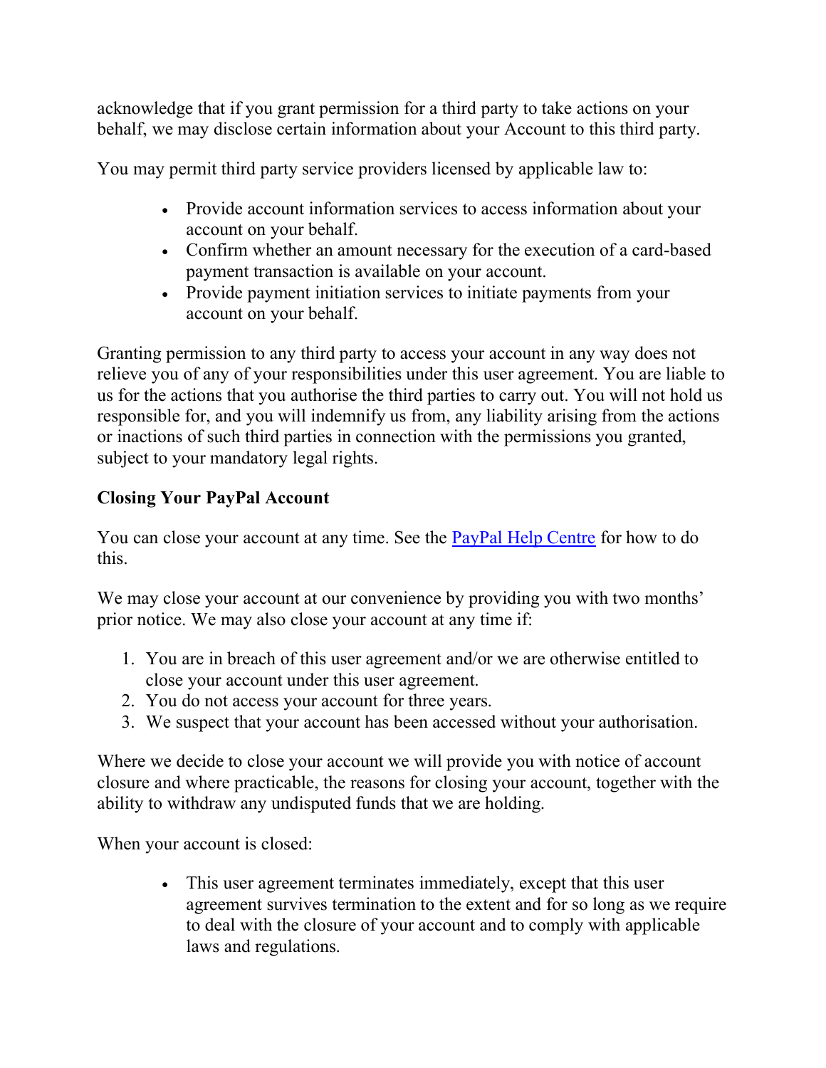acknowledge that if you grant permission for a third party to take actions on your behalf, we may disclose certain information about your Account to this third party.

You may permit third party service providers licensed by applicable law to:

- Provide account information services to access information about your account on your behalf.
- Confirm whether an amount necessary for the execution of a card-based payment transaction is available on your account.
- Provide payment initiation services to initiate payments from your account on your behalf.

Granting permission to any third party to access your account in any way does not relieve you of any of your responsibilities under this user agreement. You are liable to us for the actions that you authorise the third parties to carry out. You will not hold us responsible for, and you will indemnify us from, any liability arising from the actions or inactions of such third parties in connection with the permissions you granted, subject to your mandatory legal rights.

**Closing Your PayPal Account**

You can close your account at any time. See the [PayPal Help Centre] for how to do this.

We may close your account at our convenience by providing you with two months' prior notice. We may also close your account at any time if:

1. You are in breach of this user agreement and/or we are otherwise entitled to close your account under this user agreement.
2. You do not access your account for three years.
3. We suspect that your account has been accessed without your authorisation.

Where we decide to close your account we will provide you with notice of account closure and where practicable, the reasons for closing your account, together with the ability to withdraw any undisputed funds that we are holding.

When your account is closed:

- This user agreement terminates immediately, except that this user agreement survives termination to the extent and for so long as we require to deal with the closure of your account and to comply with applicable laws and regulations.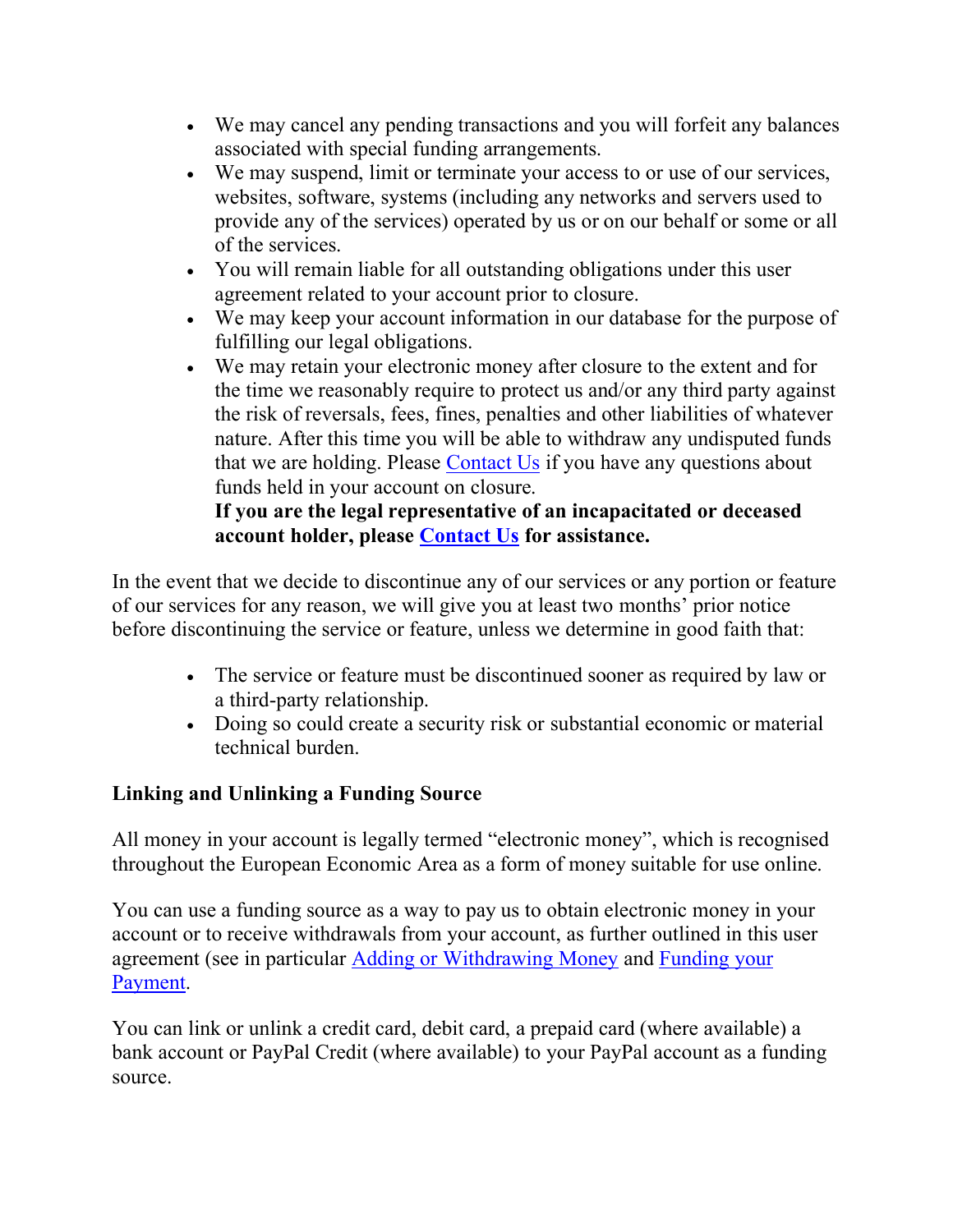- We may cancel any pending transactions and you will forfeit any balances associated with special funding arrangements.
- We may suspend, limit or terminate your access to or use of our services, websites, software, systems (including any networks and servers used to provide any of the services) operated by us or on our behalf or some or all of the services.
- You will remain liable for all outstanding obligations under this user agreement related to your account prior to closure.
- We may keep your account information in our database for the purpose of fulfilling our legal obligations.
- We may retain your electronic money after closure to the extent and for the time we reasonably require to protect us and/or any third party against the risk of reversals, fees, fines, penalties and other liabilities of whatever nature. After this time you will be able to withdraw any undisputed funds that we are holding. Please Contact Us if you have any questions about funds held in your account on closure.
  **If you are the legal representative of an incapacitated or deceased account holder, please Contact Us for assistance.**

In the event that we decide to discontinue any of our services or any portion or feature of our services for any reason, we will give you at least two months' prior notice before discontinuing the service or feature, unless we determine in good faith that:

- The service or feature must be discontinued sooner as required by law or a third-party relationship.
- Doing so could create a security risk or substantial economic or material technical burden.

**Linking and Unlinking a Funding Source**

All money in your account is legally termed "electronic money", which is recognised throughout the European Economic Area as a form of money suitable for use online.

You can use a funding source as a way to pay us to obtain electronic money in your account or to receive withdrawals from your account, as further outlined in this user agreement (see in particular Adding or Withdrawing Money and Funding your Payment.

You can link or unlink a credit card, debit card, a prepaid card (where available) a bank account or PayPal Credit (where available) to your PayPal account as a funding source.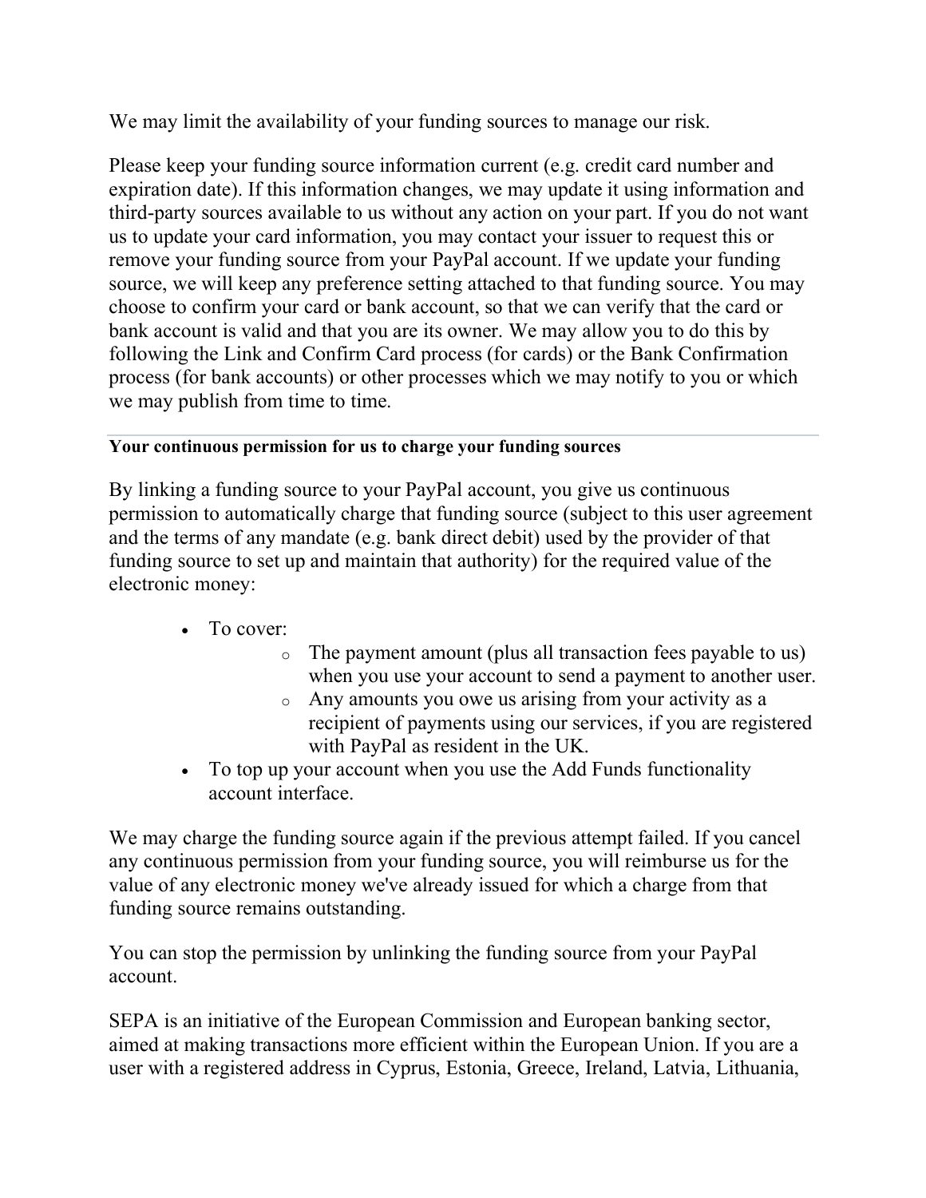We may limit the availability of your funding sources to manage our risk.

Please keep your funding source information current (e.g. credit card number and expiration date). If this information changes, we may update it using information and third-party sources available to us without any action on your part. If you do not want us to update your card information, you may contact your issuer to request this or remove your funding source from your PayPal account. If we update your funding source, we will keep any preference setting attached to that funding source. You may choose to confirm your card or bank account, so that we can verify that the card or bank account is valid and that you are its owner. We may allow you to do this by following the Link and Confirm Card process (for cards) or the Bank Confirmation process (for bank accounts) or other processes which we may notify to you or which we may publish from time to time.

---

**Your continuous permission for us to charge your funding sources**

By linking a funding source to your PayPal account, you give us continuous permission to automatically charge that funding source (subject to this user agreement and the terms of any mandate (e.g. bank direct debit) used by the provider of that funding source to set up and maintain that authority) for the required value of the electronic money:

- To cover:
  - The payment amount (plus all transaction fees payable to us) when you use your account to send a payment to another user.
  - Any amounts you owe us arising from your activity as a recipient of payments using our services, if you are registered with PayPal as resident in the UK.
- To top up your account when you use the Add Funds functionality account interface.

We may charge the funding source again if the previous attempt failed. If you cancel any continuous permission from your funding source, you will reimburse us for the value of any electronic money we've already issued for which a charge from that funding source remains outstanding.

You can stop the permission by unlinking the funding source from your PayPal account.

SEPA is an initiative of the European Commission and European banking sector, aimed at making transactions more efficient within the European Union. If you are a user with a registered address in Cyprus, Estonia, Greece, Ireland, Latvia, Lithuania,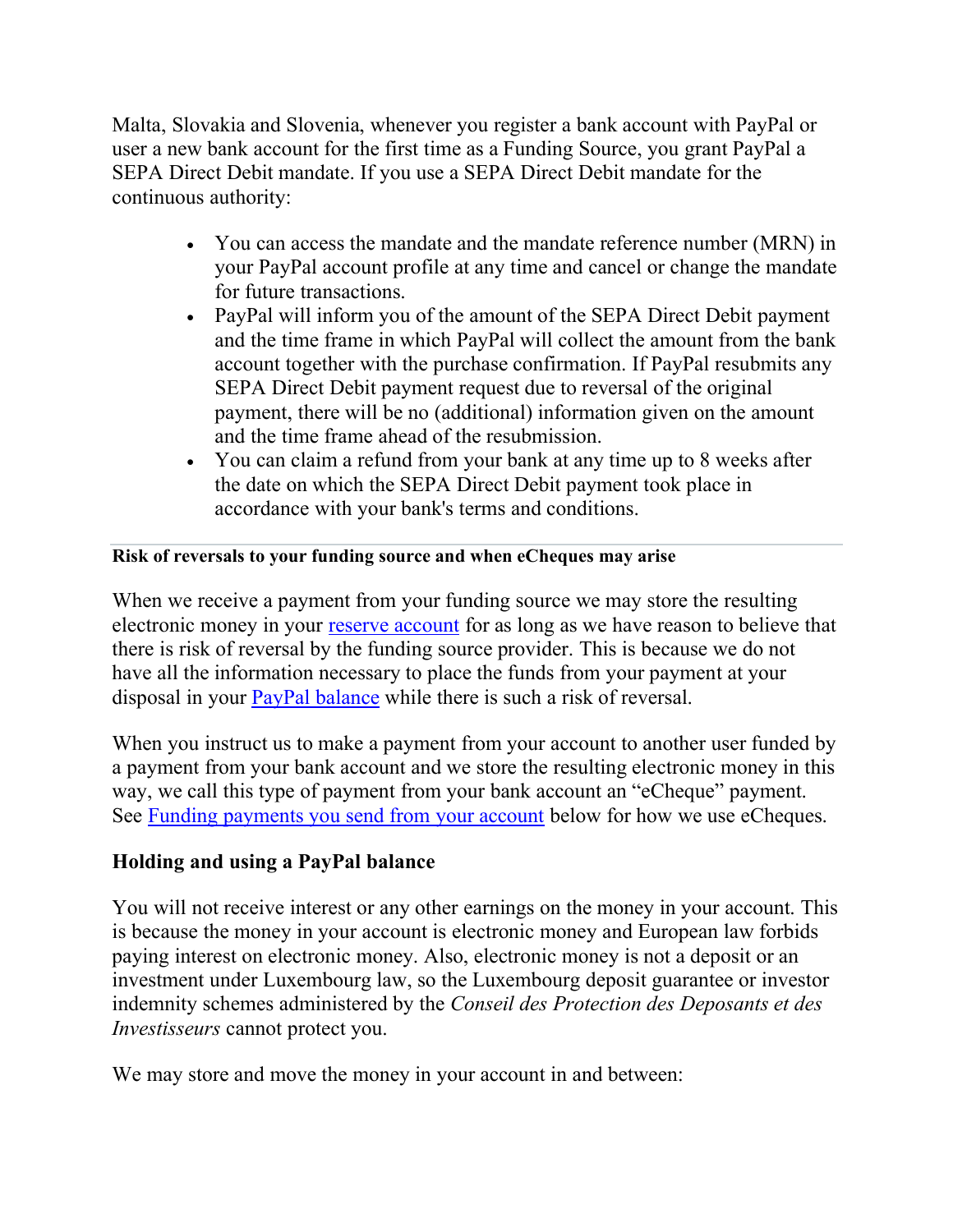Malta, Slovakia and Slovenia, whenever you register a bank account with PayPal or user a new bank account for the first time as a Funding Source, you grant PayPal a SEPA Direct Debit mandate. If you use a SEPA Direct Debit mandate for the continuous authority:

- You can access the mandate and the mandate reference number (MRN) in your PayPal account profile at any time and cancel or change the mandate for future transactions.
- PayPal will inform you of the amount of the SEPA Direct Debit payment and the time frame in which PayPal will collect the amount from the bank account together with the purchase confirmation. If PayPal resubmits any SEPA Direct Debit payment request due to reversal of the original payment, there will be no (additional) information given on the amount and the time frame ahead of the resubmission.
- You can claim a refund from your bank at any time up to 8 weeks after the date on which the SEPA Direct Debit payment took place in accordance with your bank's terms and conditions.

---

**Risk of reversals to your funding source and when eCheques may arise**

When we receive a payment from your funding source we may store the resulting electronic money in your [reserve account]() for as long as we have reason to believe that there is risk of reversal by the funding source provider. This is because we do not have all the information necessary to place the funds from your payment at your disposal in your [PayPal balance]() while there is such a risk of reversal.

When you instruct us to make a payment from your account to another user funded by a payment from your bank account and we store the resulting electronic money in this way, we call this type of payment from your bank account an “eCheque” payment. See [Funding payments you send from your account]() below for how we use eCheques.

### Holding and using a PayPal balance

You will not receive interest or any other earnings on the money in your account. This is because the money in your account is electronic money and European law forbids paying interest on electronic money. Also, electronic money is not a deposit or an investment under Luxembourg law, so the Luxembourg deposit guarantee or investor indemnity schemes administered by the *Conseil des Protection des Deposants et des Investisseurs* cannot protect you.

We may store and move the money in your account in and between: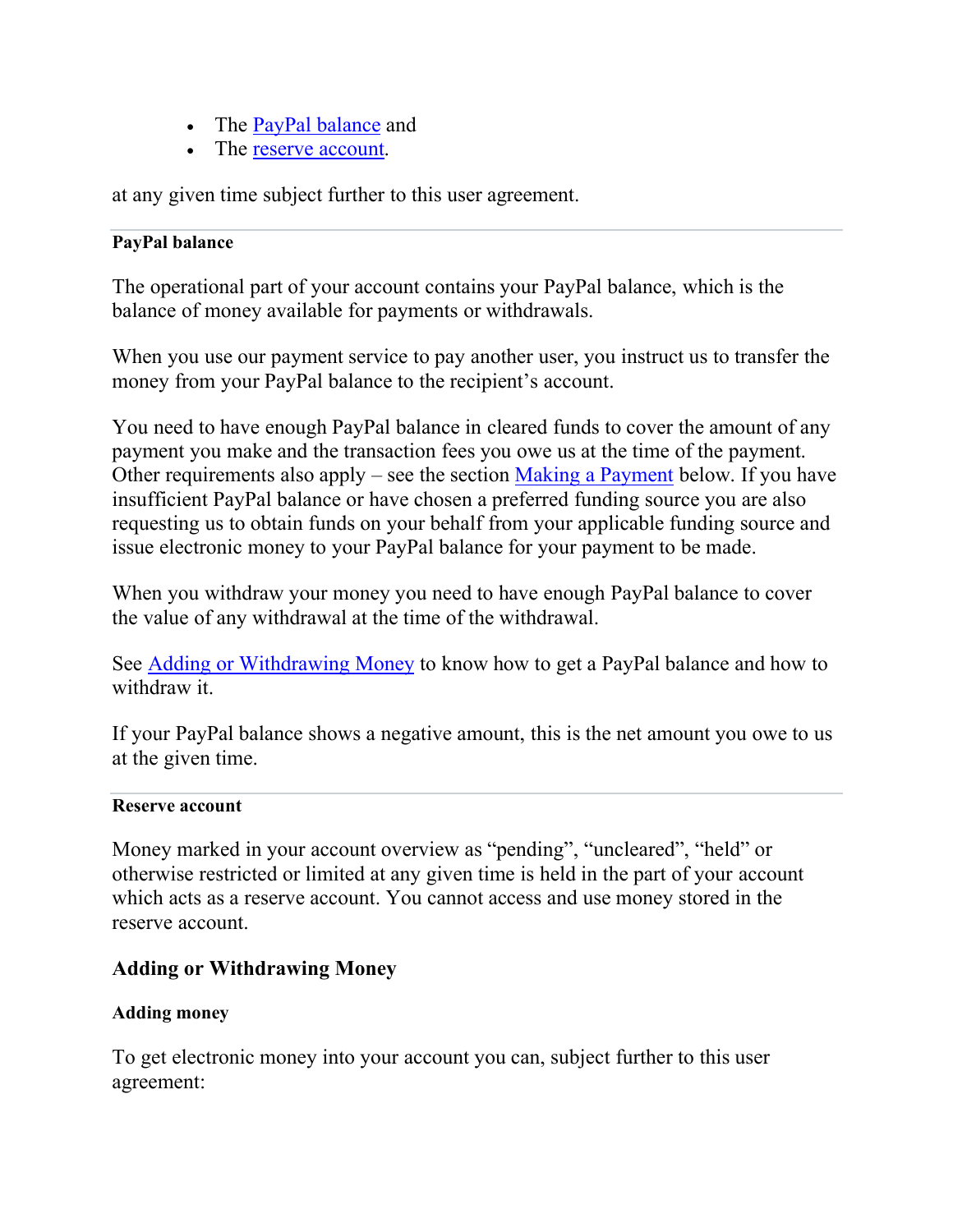- The [PayPal balance]() and
- The [reserve account]().

at any given time subject further to this user agreement.

---

**PayPal balance**

The operational part of your account contains your PayPal balance, which is the balance of money available for payments or withdrawals.

When you use our payment service to pay another user, you instruct us to transfer the money from your PayPal balance to the recipient's account.

You need to have enough PayPal balance in cleared funds to cover the amount of any payment you make and the transaction fees you owe us at the time of the payment. Other requirements also apply – see the section [Making a Payment]() below. If you have insufficient PayPal balance or have chosen a preferred funding source you are also requesting us to obtain funds on your behalf from your applicable funding source and issue electronic money to your PayPal balance for your payment to be made.

When you withdraw your money you need to have enough PayPal balance to cover the value of any withdrawal at the time of the withdrawal.

See [Adding or Withdrawing Money]() to know how to get a PayPal balance and how to withdraw it.

If your PayPal balance shows a negative amount, this is the net amount you owe to us at the given time.

---

**Reserve account**

Money marked in your account overview as "pending", "uncleared", "held" or otherwise restricted or limited at any given time is held in the part of your account which acts as a reserve account. You cannot access and use money stored in the reserve account.

### Adding or Withdrawing Money

**Adding money**

To get electronic money into your account you can, subject further to this user agreement: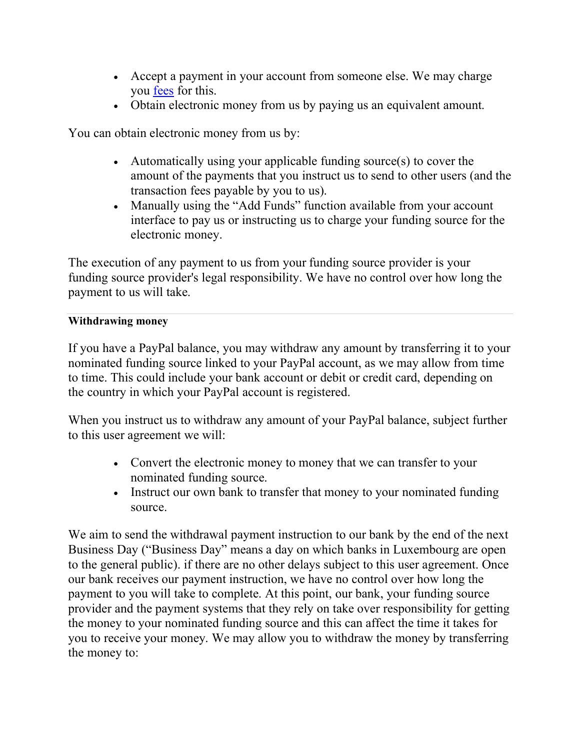- Accept a payment in your account from someone else. We may charge you [fees](fees) for this.
- Obtain electronic money from us by paying us an equivalent amount.

You can obtain electronic money from us by:

- Automatically using your applicable funding source(s) to cover the amount of the payments that you instruct us to send to other users (and the transaction fees payable by you to us).
- Manually using the "Add Funds" function available from your account interface to pay us or instructing us to charge your funding source for the electronic money.

The execution of any payment to us from your funding source provider is your funding source provider's legal responsibility. We have no control over how long the payment to us will take.

---

**Withdrawing money**

If you have a PayPal balance, you may withdraw any amount by transferring it to your nominated funding source linked to your PayPal account, as we may allow from time to time. This could include your bank account or debit or credit card, depending on the country in which your PayPal account is registered.

When you instruct us to withdraw any amount of your PayPal balance, subject further to this user agreement we will:

- Convert the electronic money to money that we can transfer to your nominated funding source.
- Instruct our own bank to transfer that money to your nominated funding source.

We aim to send the withdrawal payment instruction to our bank by the end of the next Business Day ("Business Day" means a day on which banks in Luxembourg are open to the general public). if there are no other delays subject to this user agreement. Once our bank receives our payment instruction, we have no control over how long the payment to you will take to complete. At this point, our bank, your funding source provider and the payment systems that they rely on take over responsibility for getting the money to your nominated funding source and this can affect the time it takes for you to receive your money. We may allow you to withdraw the money by transferring the money to: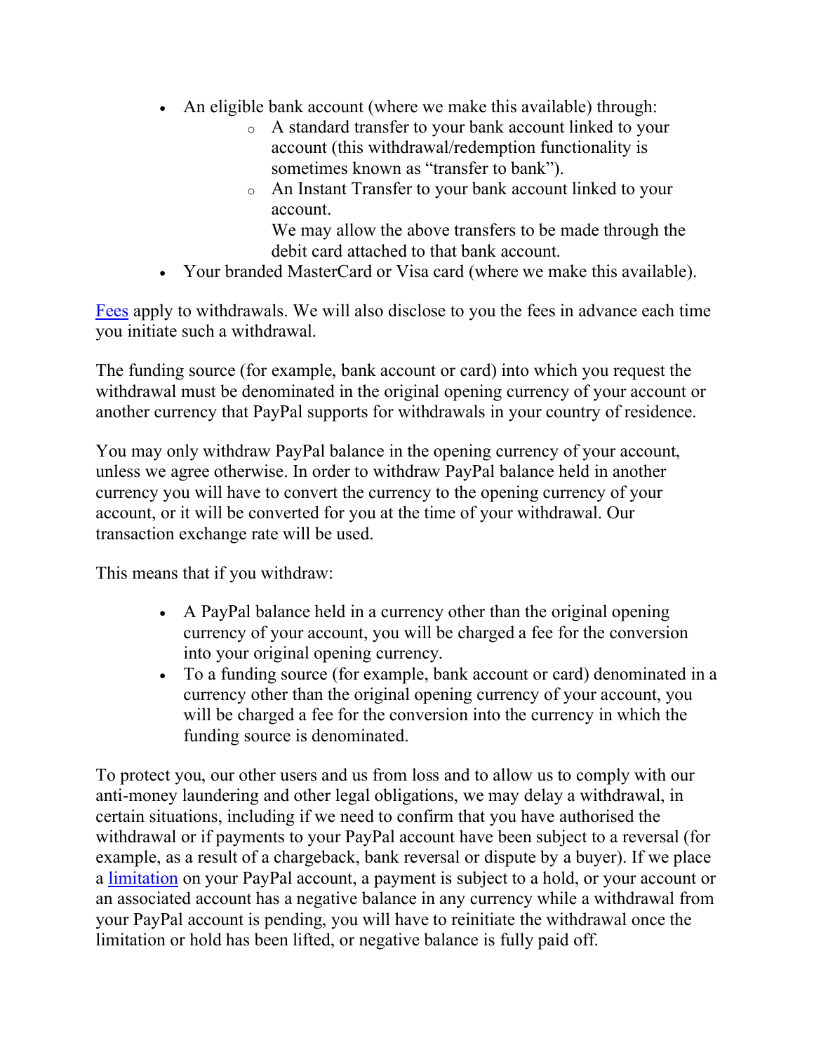- An eligible bank account (where we make this available) through:
  - A standard transfer to your bank account linked to your account (this withdrawal/redemption functionality is sometimes known as "transfer to bank").
  - An Instant Transfer to your bank account linked to your account.
    We may allow the above transfers to be made through the debit card attached to that bank account.
- Your branded MasterCard or Visa card (where we make this available).

Fees apply to withdrawals. We will also disclose to you the fees in advance each time you initiate such a withdrawal.

The funding source (for example, bank account or card) into which you request the withdrawal must be denominated in the original opening currency of your account or another currency that PayPal supports for withdrawals in your country of residence.

You may only withdraw PayPal balance in the opening currency of your account, unless we agree otherwise. In order to withdraw PayPal balance held in another currency you will have to convert the currency to the opening currency of your account, or it will be converted for you at the time of your withdrawal. Our transaction exchange rate will be used.

This means that if you withdraw:

- A PayPal balance held in a currency other than the original opening currency of your account, you will be charged a fee for the conversion into your original opening currency.
- To a funding source (for example, bank account or card) denominated in a currency other than the original opening currency of your account, you will be charged a fee for the conversion into the currency in which the funding source is denominated.

To protect you, our other users and us from loss and to allow us to comply with our anti-money laundering and other legal obligations, we may delay a withdrawal, in certain situations, including if we need to confirm that you have authorised the withdrawal or if payments to your PayPal account have been subject to a reversal (for example, as a result of a chargeback, bank reversal or dispute by a buyer). If we place a limitation on your PayPal account, a payment is subject to a hold, or your account or an associated account has a negative balance in any currency while a withdrawal from your PayPal account is pending, you will have to reinitiate the withdrawal once the limitation or hold has been lifted, or negative balance is fully paid off.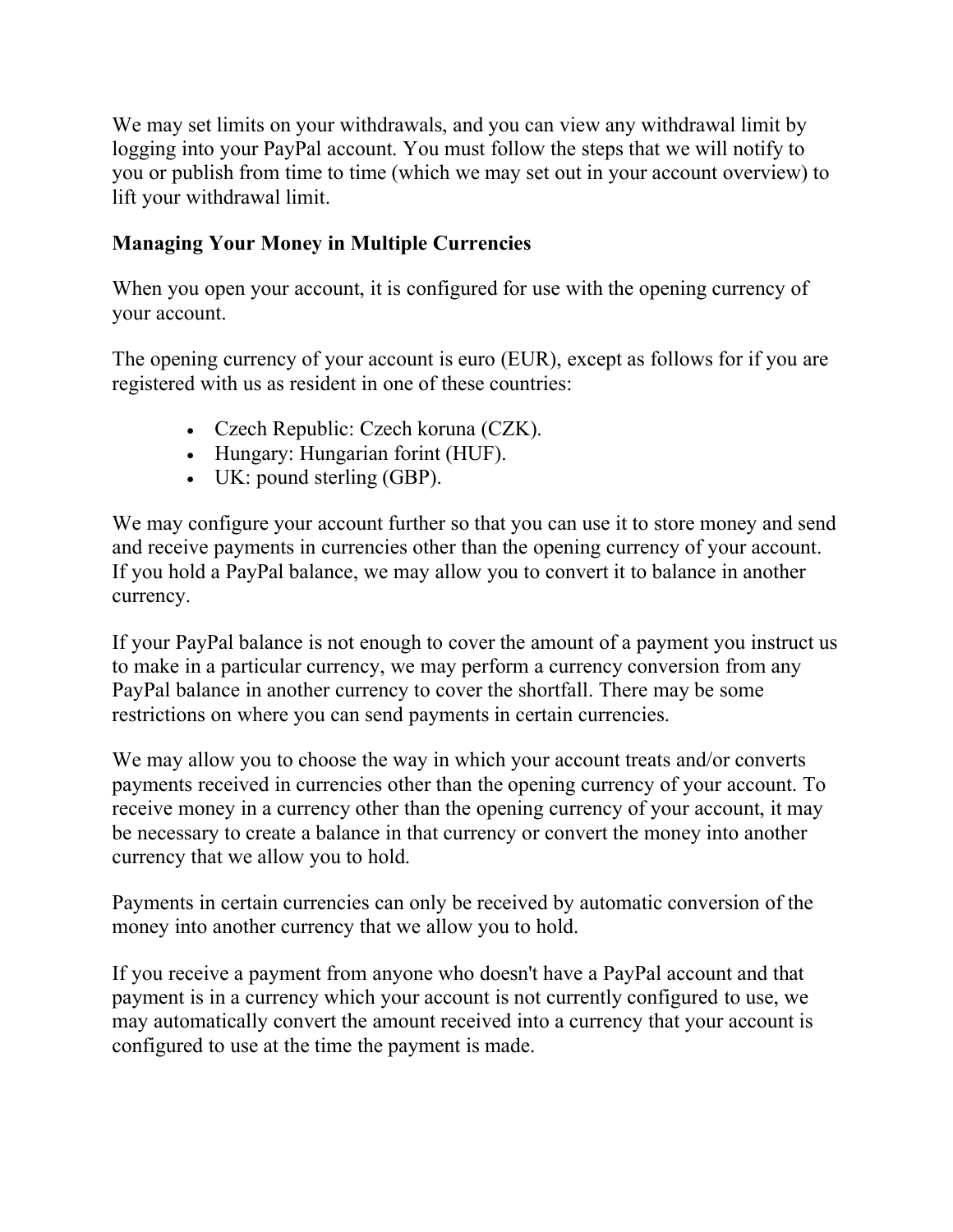We may set limits on your withdrawals, and you can view any withdrawal limit by logging into your PayPal account. You must follow the steps that we will notify to you or publish from time to time (which we may set out in your account overview) to lift your withdrawal limit.

**Managing Your Money in Multiple Currencies**

When you open your account, it is configured for use with the opening currency of your account.

The opening currency of your account is euro (EUR), except as follows for if you are registered with us as resident in one of these countries:

- Czech Republic: Czech koruna (CZK).
- Hungary: Hungarian forint (HUF).
- UK: pound sterling (GBP).

We may configure your account further so that you can use it to store money and send and receive payments in currencies other than the opening currency of your account. If you hold a PayPal balance, we may allow you to convert it to balance in another currency.

If your PayPal balance is not enough to cover the amount of a payment you instruct us to make in a particular currency, we may perform a currency conversion from any PayPal balance in another currency to cover the shortfall. There may be some restrictions on where you can send payments in certain currencies.

We may allow you to choose the way in which your account treats and/or converts payments received in currencies other than the opening currency of your account. To receive money in a currency other than the opening currency of your account, it may be necessary to create a balance in that currency or convert the money into another currency that we allow you to hold.

Payments in certain currencies can only be received by automatic conversion of the money into another currency that we allow you to hold.

If you receive a payment from anyone who doesn't have a PayPal account and that payment is in a currency which your account is not currently configured to use, we may automatically convert the amount received into a currency that your account is configured to use at the time the payment is made.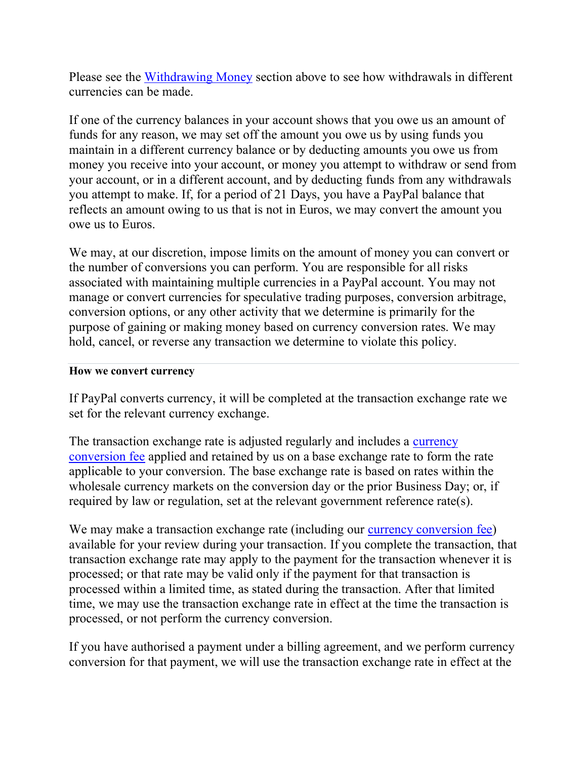Please see the Withdrawing Money section above to see how withdrawals in different currencies can be made.

If one of the currency balances in your account shows that you owe us an amount of funds for any reason, we may set off the amount you owe us by using funds you maintain in a different currency balance or by deducting amounts you owe us from money you receive into your account, or money you attempt to withdraw or send from your account, or in a different account, and by deducting funds from any withdrawals you attempt to make. If, for a period of 21 Days, you have a PayPal balance that reflects an amount owing to us that is not in Euros, we may convert the amount you owe us to Euros.

We may, at our discretion, impose limits on the amount of money you can convert or the number of conversions you can perform. You are responsible for all risks associated with maintaining multiple currencies in a PayPal account. You may not manage or convert currencies for speculative trading purposes, conversion arbitrage, conversion options, or any other activity that we determine is primarily for the purpose of gaining or making money based on currency conversion rates. We may hold, cancel, or reverse any transaction we determine to violate this policy.

**How we convert currency**

If PayPal converts currency, it will be completed at the transaction exchange rate we set for the relevant currency exchange.

The transaction exchange rate is adjusted regularly and includes a currency conversion fee applied and retained by us on a base exchange rate to form the rate applicable to your conversion. The base exchange rate is based on rates within the wholesale currency markets on the conversion day or the prior Business Day; or, if required by law or regulation, set at the relevant government reference rate(s).

We may make a transaction exchange rate (including our currency conversion fee) available for your review during your transaction. If you complete the transaction, that transaction exchange rate may apply to the payment for the transaction whenever it is processed; or that rate may be valid only if the payment for that transaction is processed within a limited time, as stated during the transaction. After that limited time, we may use the transaction exchange rate in effect at the time the transaction is processed, or not perform the currency conversion.

If you have authorised a payment under a billing agreement, and we perform currency conversion for that payment, we will use the transaction exchange rate in effect at the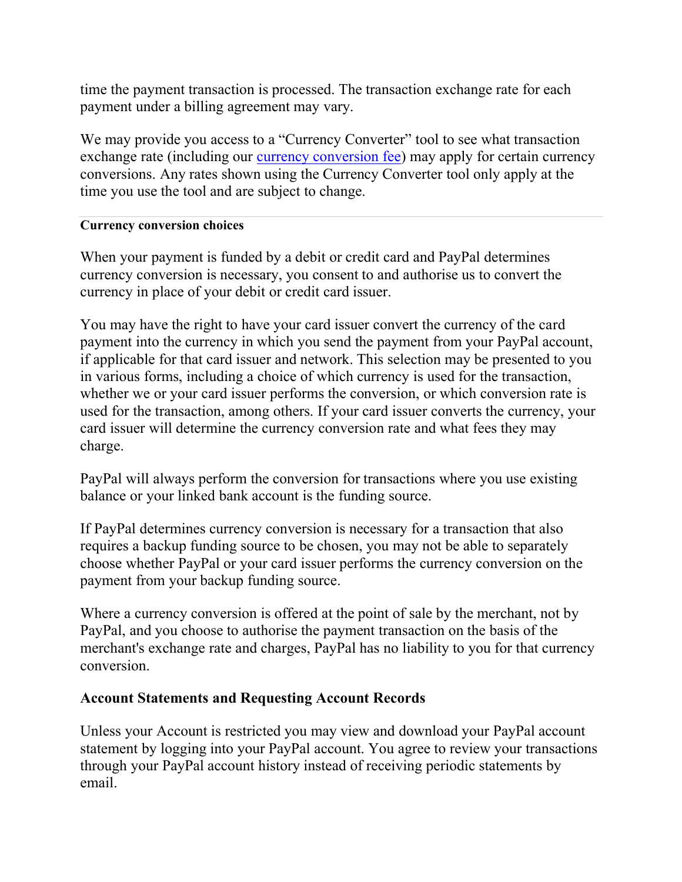time the payment transaction is processed. The transaction exchange rate for each payment under a billing agreement may vary.

We may provide you access to a "Currency Converter" tool to see what transaction exchange rate (including our currency conversion fee) may apply for certain currency conversions. Any rates shown using the Currency Converter tool only apply at the time you use the tool and are subject to change.

#### Currency conversion choices

When your payment is funded by a debit or credit card and PayPal determines currency conversion is necessary, you consent to and authorise us to convert the currency in place of your debit or credit card issuer.

You may have the right to have your card issuer convert the currency of the card payment into the currency in which you send the payment from your PayPal account, if applicable for that card issuer and network. This selection may be presented to you in various forms, including a choice of which currency is used for the transaction, whether we or your card issuer performs the conversion, or which conversion rate is used for the transaction, among others. If your card issuer converts the currency, your card issuer will determine the currency conversion rate and what fees they may charge.

PayPal will always perform the conversion for transactions where you use existing balance or your linked bank account is the funding source.

If PayPal determines currency conversion is necessary for a transaction that also requires a backup funding source to be chosen, you may not be able to separately choose whether PayPal or your card issuer performs the currency conversion on the payment from your backup funding source.

Where a currency conversion is offered at the point of sale by the merchant, not by PayPal, and you choose to authorise the payment transaction on the basis of the merchant's exchange rate and charges, PayPal has no liability to you for that currency conversion.

### Account Statements and Requesting Account Records

Unless your Account is restricted you may view and download your PayPal account statement by logging into your PayPal account. You agree to review your transactions through your PayPal account history instead of receiving periodic statements by email.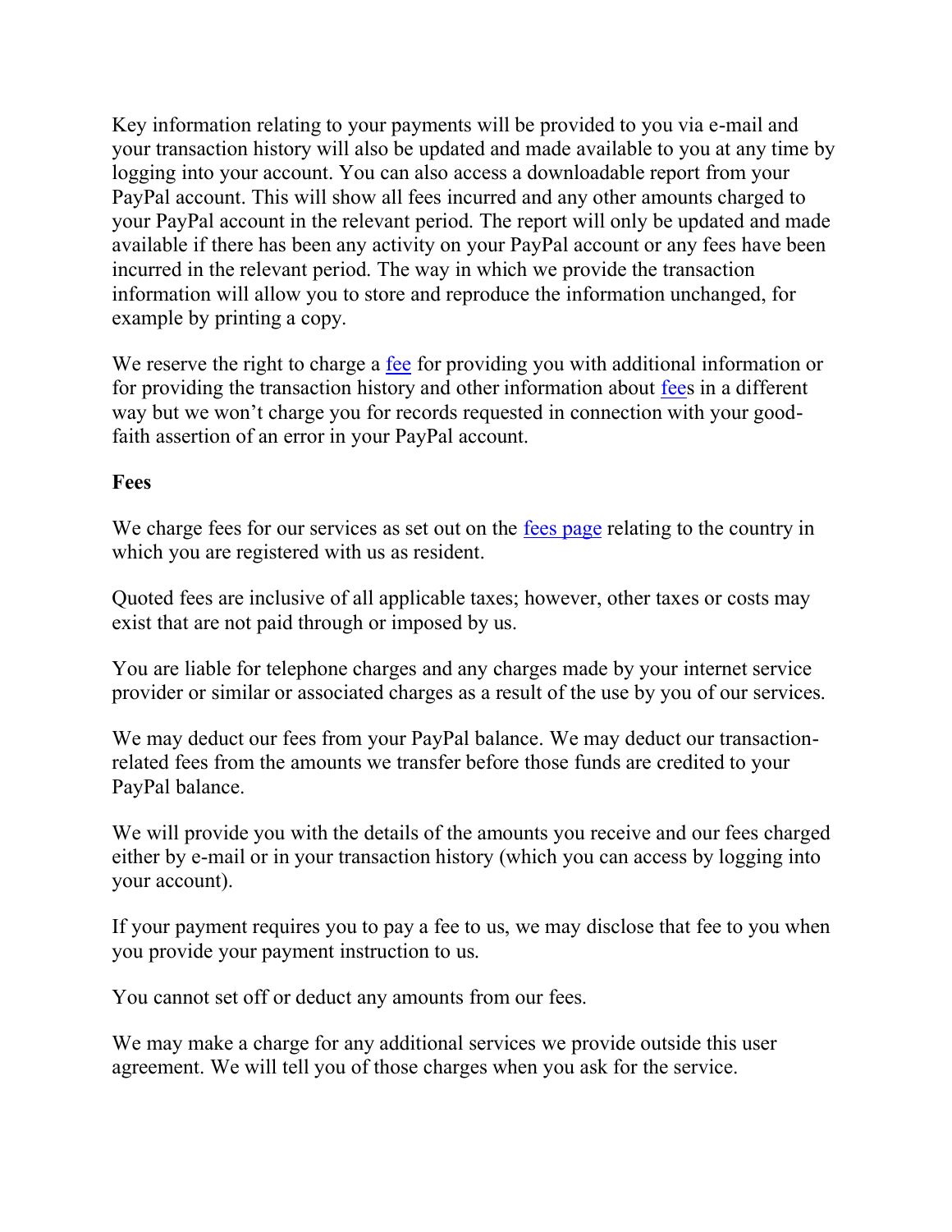Key information relating to your payments will be provided to you via e-mail and your transaction history will also be updated and made available to you at any time by logging into your account. You can also access a downloadable report from your PayPal account. This will show all fees incurred and any other amounts charged to your PayPal account in the relevant period. The report will only be updated and made available if there has been any activity on your PayPal account or any fees have been incurred in the relevant period. The way in which we provide the transaction information will allow you to store and reproduce the information unchanged, for example by printing a copy.

We reserve the right to charge a fee for providing you with additional information or for providing the transaction history and other information about fees in a different way but we won't charge you for records requested in connection with your good-faith assertion of an error in your PayPal account.

**Fees**

We charge fees for our services as set out on the fees page relating to the country in which you are registered with us as resident.

Quoted fees are inclusive of all applicable taxes; however, other taxes or costs may exist that are not paid through or imposed by us.

You are liable for telephone charges and any charges made by your internet service provider or similar or associated charges as a result of the use by you of our services.

We may deduct our fees from your PayPal balance. We may deduct our transaction-related fees from the amounts we transfer before those funds are credited to your PayPal balance.

We will provide you with the details of the amounts you receive and our fees charged either by e-mail or in your transaction history (which you can access by logging into your account).

If your payment requires you to pay a fee to us, we may disclose that fee to you when you provide your payment instruction to us.

You cannot set off or deduct any amounts from our fees.

We may make a charge for any additional services we provide outside this user agreement. We will tell you of those charges when you ask for the service.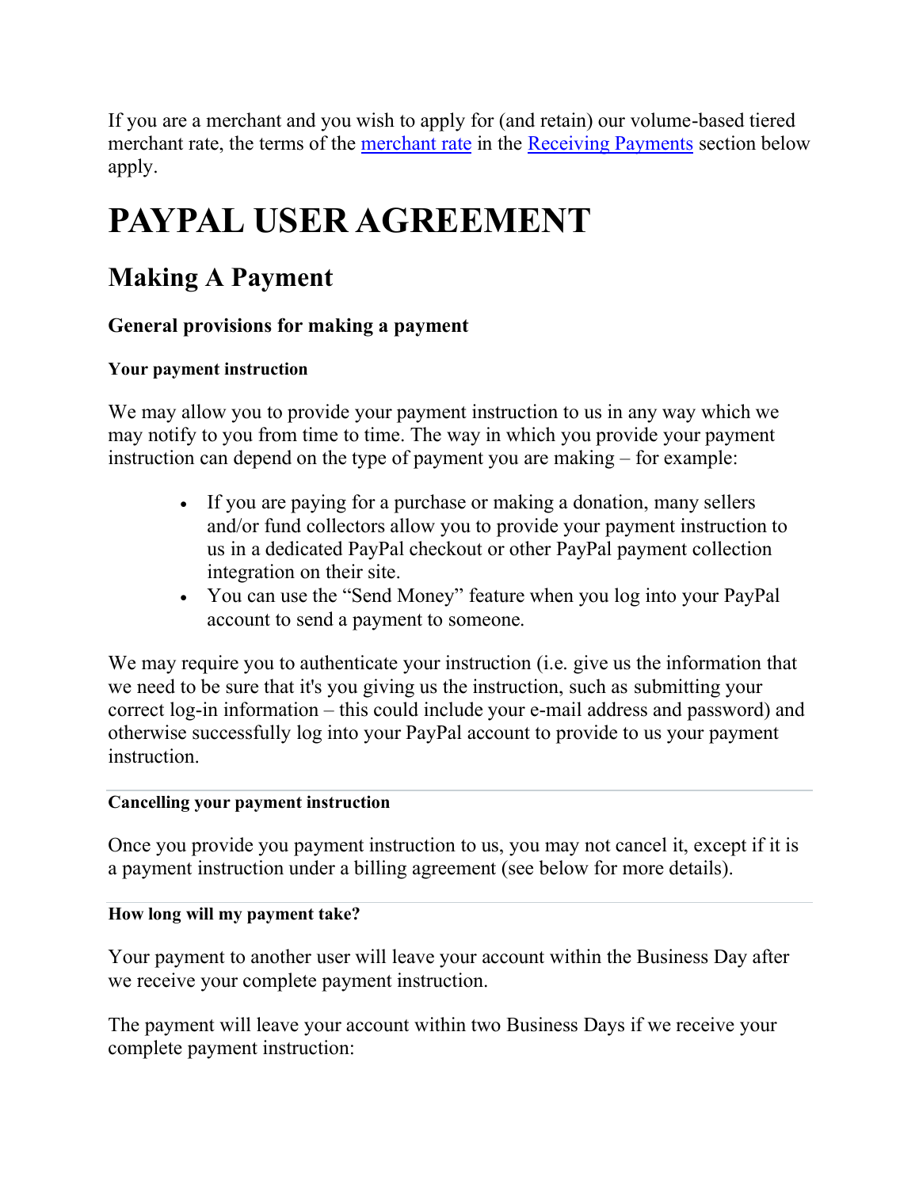If you are a merchant and you wish to apply for (and retain) our volume-based tiered merchant rate, the terms of the merchant rate in the Receiving Payments section below apply.

# PAYPAL USER AGREEMENT

## Making A Payment

### General provisions for making a payment

#### Your payment instruction

We may allow you to provide your payment instruction to us in any way which we may notify to you from time to time. The way in which you provide your payment instruction can depend on the type of payment you are making – for example:

- If you are paying for a purchase or making a donation, many sellers and/or fund collectors allow you to provide your payment instruction to us in a dedicated PayPal checkout or other PayPal payment collection integration on their site.
- You can use the "Send Money" feature when you log into your PayPal account to send a payment to someone.

We may require you to authenticate your instruction (i.e. give us the information that we need to be sure that it's you giving us the instruction, such as submitting your correct log-in information – this could include your e-mail address and password) and otherwise successfully log into your PayPal account to provide to us your payment instruction.

#### Cancelling your payment instruction

Once you provide you payment instruction to us, you may not cancel it, except if it is a payment instruction under a billing agreement (see below for more details).

#### How long will my payment take?

Your payment to another user will leave your account within the Business Day after we receive your complete payment instruction.

The payment will leave your account within two Business Days if we receive your complete payment instruction: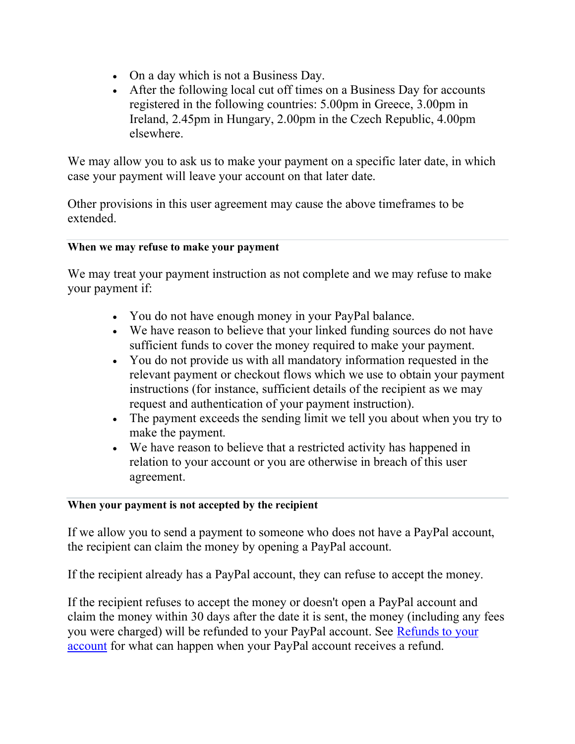- On a day which is not a Business Day.
- After the following local cut off times on a Business Day for accounts registered in the following countries: 5.00pm in Greece, 3.00pm in Ireland, 2.45pm in Hungary, 2.00pm in the Czech Republic, 4.00pm elsewhere.

We may allow you to ask us to make your payment on a specific later date, in which case your payment will leave your account on that later date.

Other provisions in this user agreement may cause the above timeframes to be extended.

---

**When we may refuse to make your payment**

We may treat your payment instruction as not complete and we may refuse to make your payment if:

- You do not have enough money in your PayPal balance.
- We have reason to believe that your linked funding sources do not have sufficient funds to cover the money required to make your payment.
- You do not provide us with all mandatory information requested in the relevant payment or checkout flows which we use to obtain your payment instructions (for instance, sufficient details of the recipient as we may request and authentication of your payment instruction).
- The payment exceeds the sending limit we tell you about when you try to make the payment.
- We have reason to believe that a restricted activity has happened in relation to your account or you are otherwise in breach of this user agreement.

---

**When your payment is not accepted by the recipient**

If we allow you to send a payment to someone who does not have a PayPal account, the recipient can claim the money by opening a PayPal account.

If the recipient already has a PayPal account, they can refuse to accept the money.

If the recipient refuses to accept the money or doesn't open a PayPal account and claim the money within 30 days after the date it is sent, the money (including any fees you were charged) will be refunded to your PayPal account. See Refunds to your account for what can happen when your PayPal account receives a refund.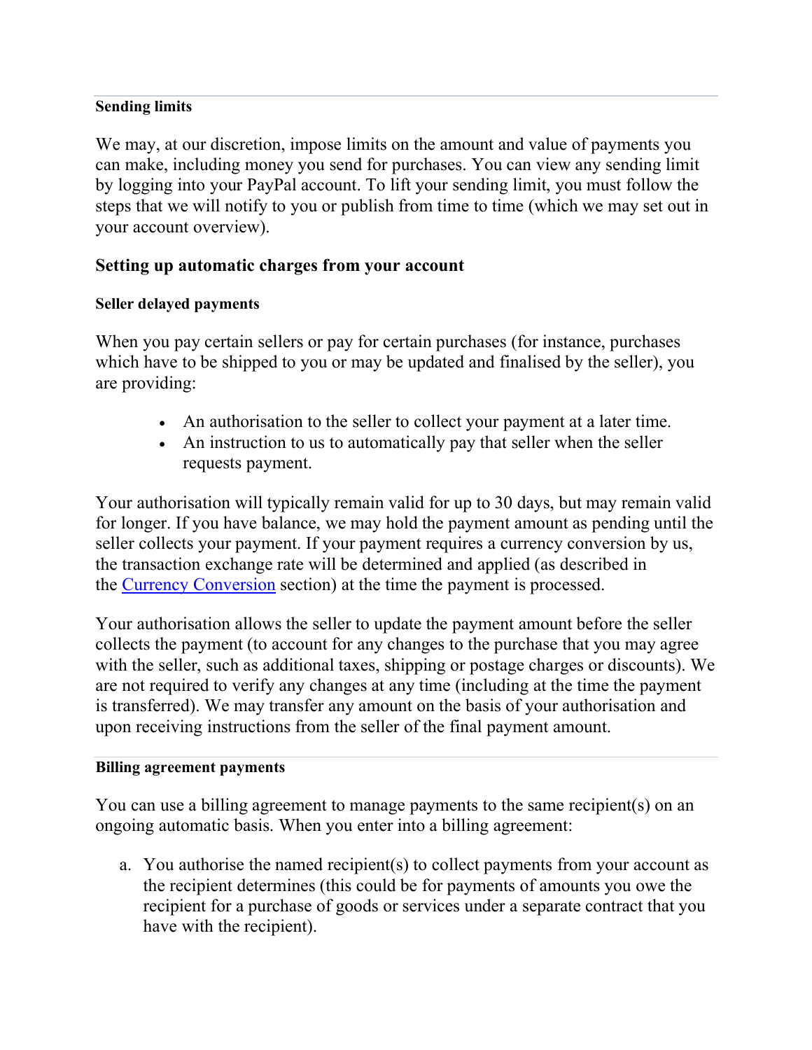#### Sending limits

We may, at our discretion, impose limits on the amount and value of payments you can make, including money you send for purchases. You can view any sending limit by logging into your PayPal account. To lift your sending limit, you must follow the steps that we will notify to you or publish from time to time (which we may set out in your account overview).

### Setting up automatic charges from your account

#### Seller delayed payments

When you pay certain sellers or pay for certain purchases (for instance, purchases which have to be shipped to you or may be updated and finalised by the seller), you are providing:

- An authorisation to the seller to collect your payment at a later time.
- An instruction to us to automatically pay that seller when the seller requests payment.

Your authorisation will typically remain valid for up to 30 days, but may remain valid for longer. If you have balance, we may hold the payment amount as pending until the seller collects your payment. If your payment requires a currency conversion by us, the transaction exchange rate will be determined and applied (as described in the Currency Conversion section) at the time the payment is processed.

Your authorisation allows the seller to update the payment amount before the seller collects the payment (to account for any changes to the purchase that you may agree with the seller, such as additional taxes, shipping or postage charges or discounts). We are not required to verify any changes at any time (including at the time the payment is transferred). We may transfer any amount on the basis of your authorisation and upon receiving instructions from the seller of the final payment amount.

#### Billing agreement payments

You can use a billing agreement to manage payments to the same recipient(s) on an ongoing automatic basis. When you enter into a billing agreement:

a. You authorise the named recipient(s) to collect payments from your account as the recipient determines (this could be for payments of amounts you owe the recipient for a purchase of goods or services under a separate contract that you have with the recipient).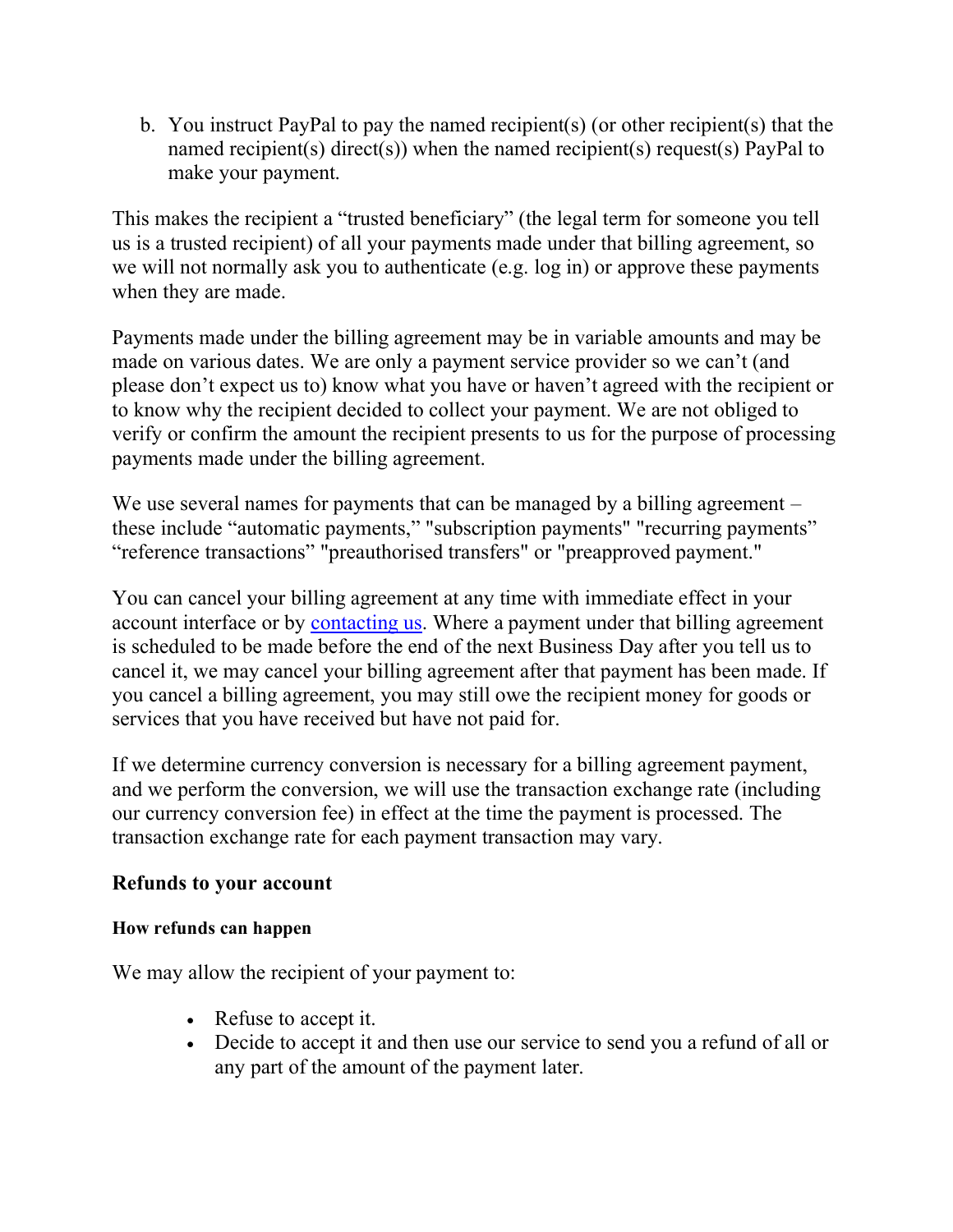b. You instruct PayPal to pay the named recipient(s) (or other recipient(s) that the named recipient(s) direct(s)) when the named recipient(s) request(s) PayPal to make your payment.

This makes the recipient a “trusted beneficiary” (the legal term for someone you tell us is a trusted recipient) of all your payments made under that billing agreement, so we will not normally ask you to authenticate (e.g. log in) or approve these payments when they are made.

Payments made under the billing agreement may be in variable amounts and may be made on various dates. We are only a payment service provider so we can’t (and please don’t expect us to) know what you have or haven’t agreed with the recipient or to know why the recipient decided to collect your payment. We are not obliged to verify or confirm the amount the recipient presents to us for the purpose of processing payments made under the billing agreement.

We use several names for payments that can be managed by a billing agreement – these include “automatic payments,” "subscription payments" "recurring payments” “reference transactions” "preauthorised transfers" or "preapproved payment."

You can cancel your billing agreement at any time with immediate effect in your account interface or by contacting us. Where a payment under that billing agreement is scheduled to be made before the end of the next Business Day after you tell us to cancel it, we may cancel your billing agreement after that payment has been made. If you cancel a billing agreement, you may still owe the recipient money for goods or services that you have received but have not paid for.

If we determine currency conversion is necessary for a billing agreement payment, and we perform the conversion, we will use the transaction exchange rate (including our currency conversion fee) in effect at the time the payment is processed. The transaction exchange rate for each payment transaction may vary.

### Refunds to your account

#### How refunds can happen

We may allow the recipient of your payment to:

- Refuse to accept it.
- Decide to accept it and then use our service to send you a refund of all or any part of the amount of the payment later.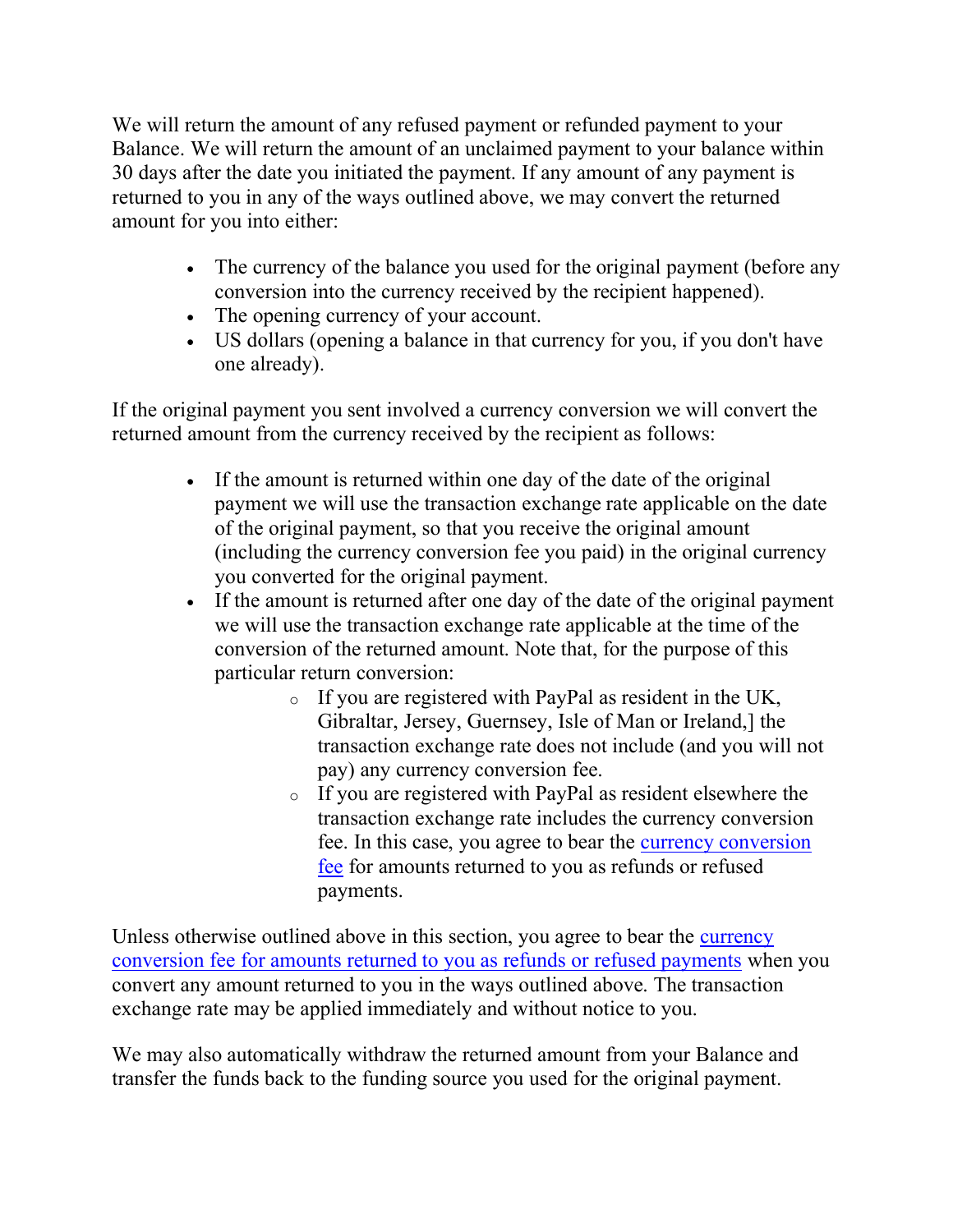We will return the amount of any refused payment or refunded payment to your Balance. We will return the amount of an unclaimed payment to your balance within 30 days after the date you initiated the payment. If any amount of any payment is returned to you in any of the ways outlined above, we may convert the returned amount for you into either:

- The currency of the balance you used for the original payment (before any conversion into the currency received by the recipient happened).
- The opening currency of your account.
- US dollars (opening a balance in that currency for you, if you don't have one already).

If the original payment you sent involved a currency conversion we will convert the returned amount from the currency received by the recipient as follows:

- If the amount is returned within one day of the date of the original payment we will use the transaction exchange rate applicable on the date of the original payment, so that you receive the original amount (including the currency conversion fee you paid) in the original currency you converted for the original payment.
- If the amount is returned after one day of the date of the original payment we will use the transaction exchange rate applicable at the time of the conversion of the returned amount. Note that, for the purpose of this particular return conversion:
  - If you are registered with PayPal as resident in the UK, Gibraltar, Jersey, Guernsey, Isle of Man or Ireland,] the transaction exchange rate does not include (and you will not pay) any currency conversion fee.
  - If you are registered with PayPal as resident elsewhere the transaction exchange rate includes the currency conversion fee. In this case, you agree to bear the currency conversion fee for amounts returned to you as refunds or refused payments.

Unless otherwise outlined above in this section, you agree to bear the currency conversion fee for amounts returned to you as refunds or refused payments when you convert any amount returned to you in the ways outlined above. The transaction exchange rate may be applied immediately and without notice to you.

We may also automatically withdraw the returned amount from your Balance and transfer the funds back to the funding source you used for the original payment.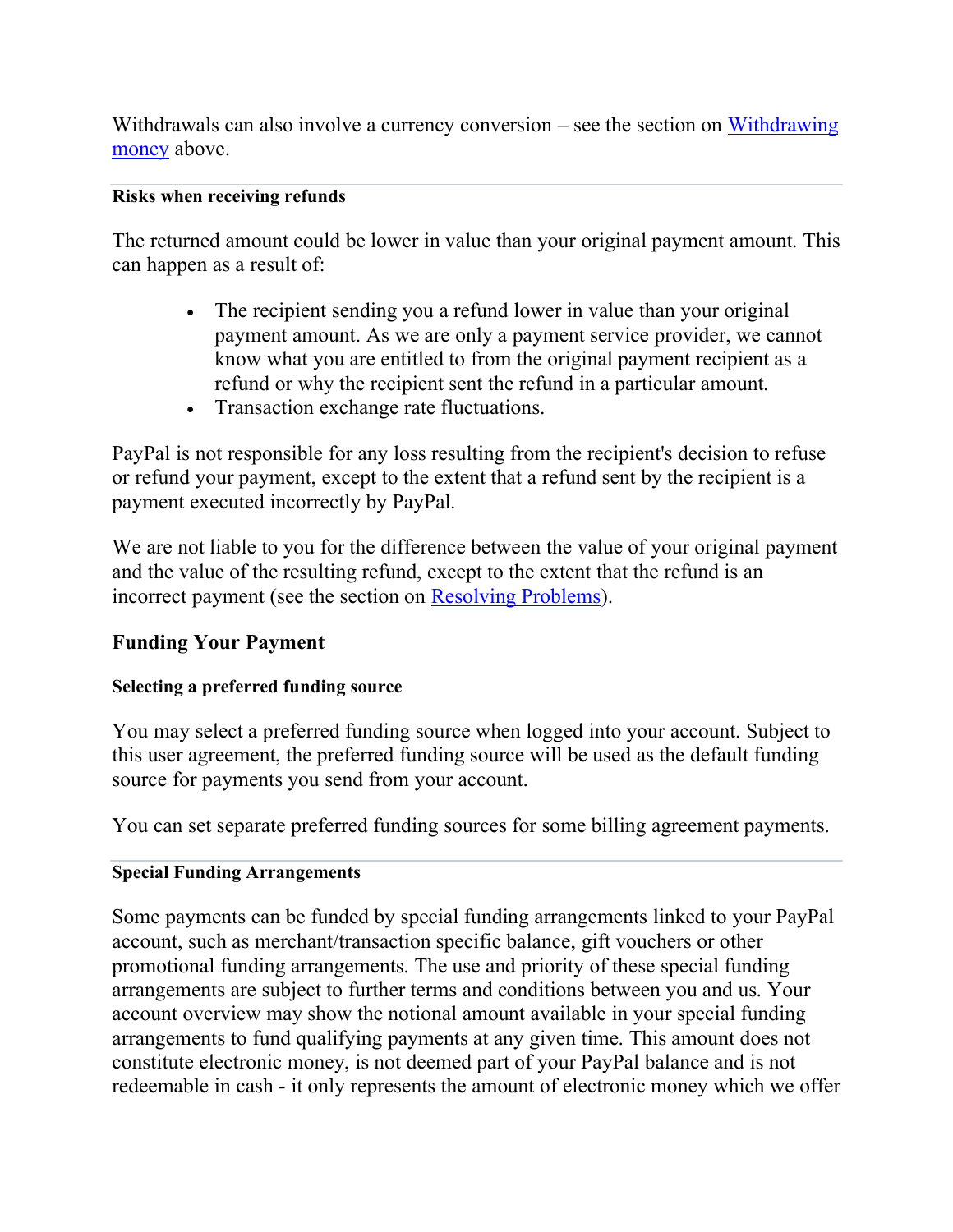Withdrawals can also involve a currency conversion – see the section on [Withdrawing money](#) above.

#### Risks when receiving refunds

The returned amount could be lower in value than your original payment amount. This can happen as a result of:

- The recipient sending you a refund lower in value than your original payment amount. As we are only a payment service provider, we cannot know what you are entitled to from the original payment recipient as a refund or why the recipient sent the refund in a particular amount.
- Transaction exchange rate fluctuations.

PayPal is not responsible for any loss resulting from the recipient's decision to refuse or refund your payment, except to the extent that a refund sent by the recipient is a payment executed incorrectly by PayPal.

We are not liable to you for the difference between the value of your original payment and the value of the resulting refund, except to the extent that the refund is an incorrect payment (see the section on [Resolving Problems](#)).

### Funding Your Payment

#### Selecting a preferred funding source

You may select a preferred funding source when logged into your account. Subject to this user agreement, the preferred funding source will be used as the default funding source for payments you send from your account.

You can set separate preferred funding sources for some billing agreement payments.

#### Special Funding Arrangements

Some payments can be funded by special funding arrangements linked to your PayPal account, such as merchant/transaction specific balance, gift vouchers or other promotional funding arrangements. The use and priority of these special funding arrangements are subject to further terms and conditions between you and us. Your account overview may show the notional amount available in your special funding arrangements to fund qualifying payments at any given time. This amount does not constitute electronic money, is not deemed part of your PayPal balance and is not redeemable in cash - it only represents the amount of electronic money which we offer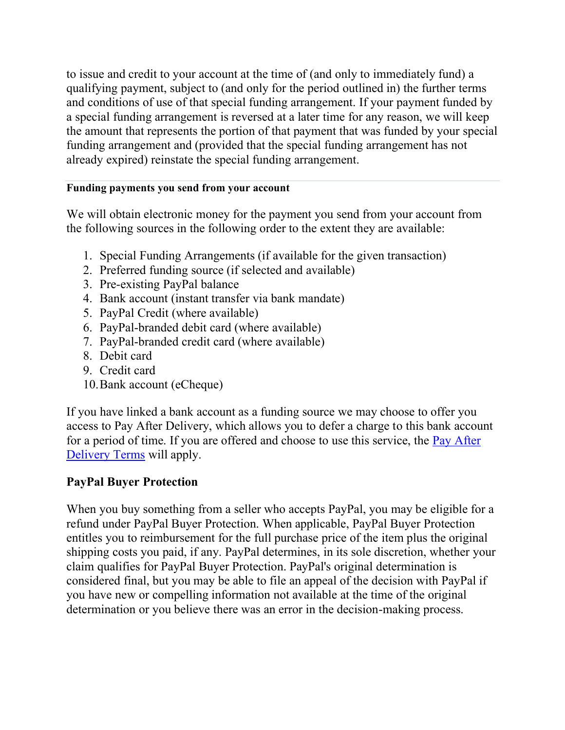to issue and credit to your account at the time of (and only to immediately fund) a qualifying payment, subject to (and only for the period outlined in) the further terms and conditions of use of that special funding arrangement. If your payment funded by a special funding arrangement is reversed at a later time for any reason, we will keep the amount that represents the portion of that payment that was funded by your special funding arrangement and (provided that the special funding arrangement has not already expired) reinstate the special funding arrangement.

---

#### Funding payments you send from your account

We will obtain electronic money for the payment you send from your account from the following sources in the following order to the extent they are available:

1. Special Funding Arrangements (if available for the given transaction)
2. Preferred funding source (if selected and available)
3. Pre-existing PayPal balance
4. Bank account (instant transfer via bank mandate)
5. PayPal Credit (where available)
6. PayPal-branded debit card (where available)
7. PayPal-branded credit card (where available)
8. Debit card
9. Credit card
10. Bank account (eCheque)

If you have linked a bank account as a funding source we may choose to offer you access to Pay After Delivery, which allows you to defer a charge to this bank account for a period of time. If you are offered and choose to use this service, the Pay After Delivery Terms will apply.

### PayPal Buyer Protection

When you buy something from a seller who accepts PayPal, you may be eligible for a refund under PayPal Buyer Protection. When applicable, PayPal Buyer Protection entitles you to reimbursement for the full purchase price of the item plus the original shipping costs you paid, if any. PayPal determines, in its sole discretion, whether your claim qualifies for PayPal Buyer Protection. PayPal's original determination is considered final, but you may be able to file an appeal of the decision with PayPal if you have new or compelling information not available at the time of the original determination or you believe there was an error in the decision-making process.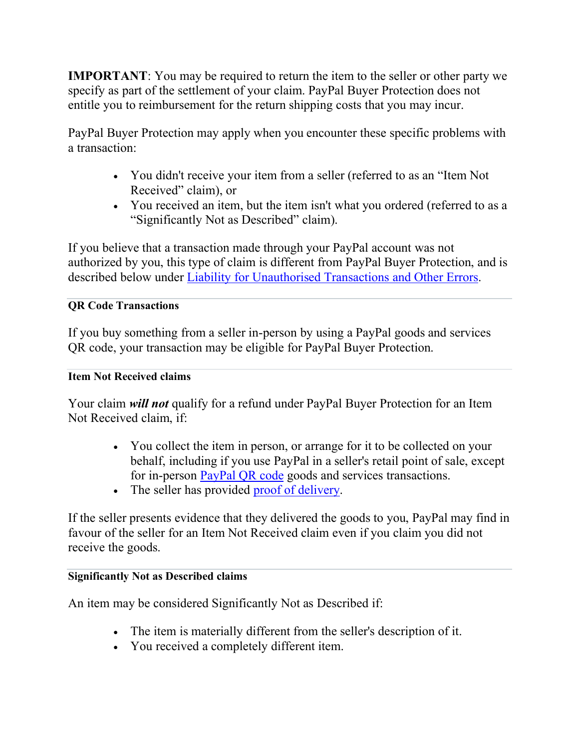**IMPORTANT**: You may be required to return the item to the seller or other party we specify as part of the settlement of your claim. PayPal Buyer Protection does not entitle you to reimbursement for the return shipping costs that you may incur.

PayPal Buyer Protection may apply when you encounter these specific problems with a transaction:

- You didn't receive your item from a seller (referred to as an “Item Not Received” claim), or
- You received an item, but the item isn't what you ordered (referred to as a “Significantly Not as Described” claim).

If you believe that a transaction made through your PayPal account was not authorized by you, this type of claim is different from PayPal Buyer Protection, and is described below under Liability for Unauthorised Transactions and Other Errors.

#### QR Code Transactions

If you buy something from a seller in-person by using a PayPal goods and services QR code, your transaction may be eligible for PayPal Buyer Protection.

#### Item Not Received claims

Your claim ***will not*** qualify for a refund under PayPal Buyer Protection for an Item Not Received claim, if:

- You collect the item in person, or arrange for it to be collected on your behalf, including if you use PayPal in a seller's retail point of sale, except for in-person PayPal QR code goods and services transactions.
- The seller has provided proof of delivery.

If the seller presents evidence that they delivered the goods to you, PayPal may find in favour of the seller for an Item Not Received claim even if you claim you did not receive the goods.

#### Significantly Not as Described claims

An item may be considered Significantly Not as Described if:

- The item is materially different from the seller's description of it.
- You received a completely different item.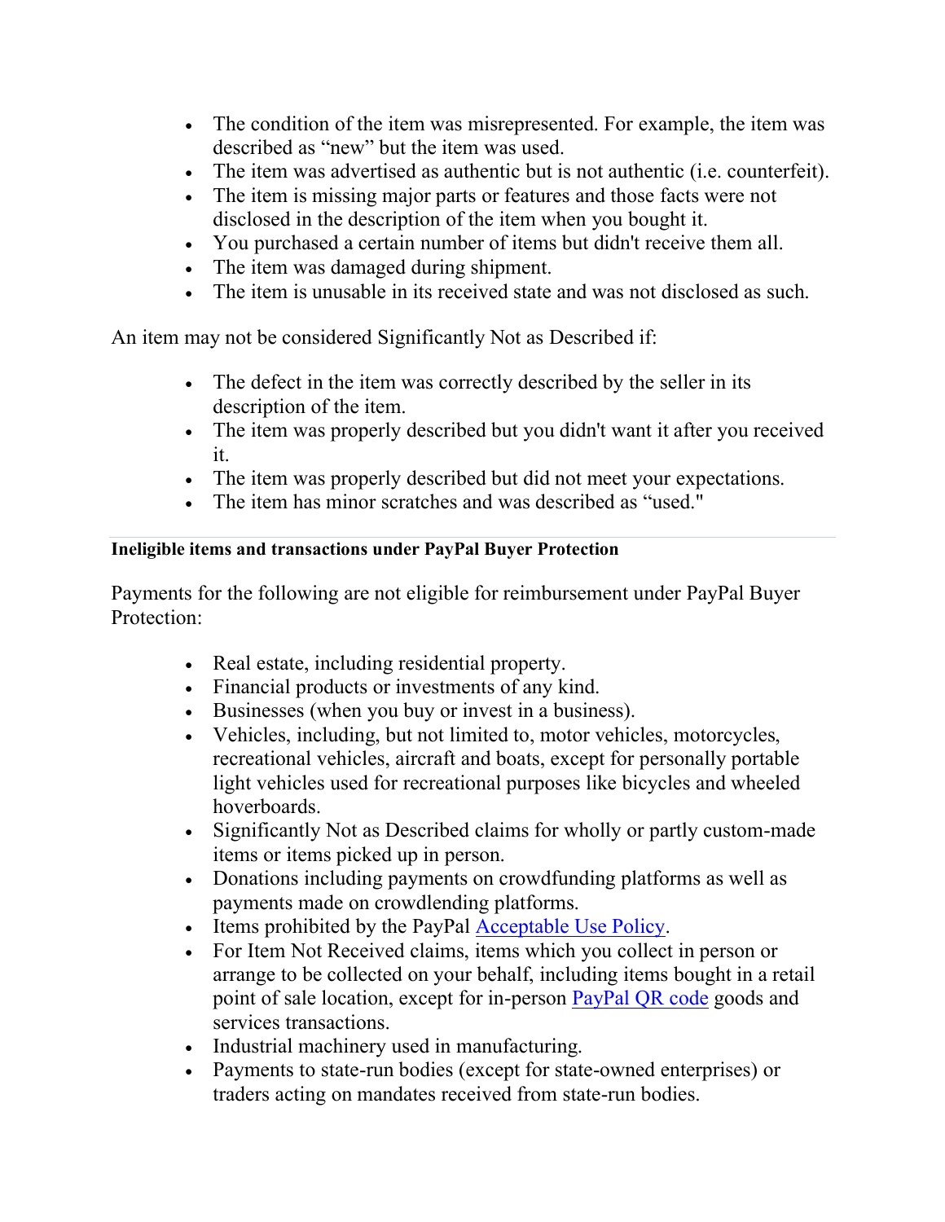- The condition of the item was misrepresented. For example, the item was described as “new” but the item was used.
- The item was advertised as authentic but is not authentic (i.e. counterfeit).
- The item is missing major parts or features and those facts were not disclosed in the description of the item when you bought it.
- You purchased a certain number of items but didn't receive them all.
- The item was damaged during shipment.
- The item is unusable in its received state and was not disclosed as such.

An item may not be considered Significantly Not as Described if:

- The defect in the item was correctly described by the seller in its description of the item.
- The item was properly described but you didn't want it after you received it.
- The item was properly described but did not meet your expectations.
- The item has minor scratches and was described as “used."

---

**Ineligible items and transactions under PayPal Buyer Protection**

Payments for the following are not eligible for reimbursement under PayPal Buyer Protection:

- Real estate, including residential property.
- Financial products or investments of any kind.
- Businesses (when you buy or invest in a business).
- Vehicles, including, but not limited to, motor vehicles, motorcycles, recreational vehicles, aircraft and boats, except for personally portable light vehicles used for recreational purposes like bicycles and wheeled hoverboards.
- Significantly Not as Described claims for wholly or partly custom-made items or items picked up in person.
- Donations including payments on crowdfunding platforms as well as payments made on crowdlending platforms.
- Items prohibited by the PayPal Acceptable Use Policy.
- For Item Not Received claims, items which you collect in person or arrange to be collected on your behalf, including items bought in a retail point of sale location, except for in-person PayPal QR code goods and services transactions.
- Industrial machinery used in manufacturing.
- Payments to state-run bodies (except for state-owned enterprises) or traders acting on mandates received from state-run bodies.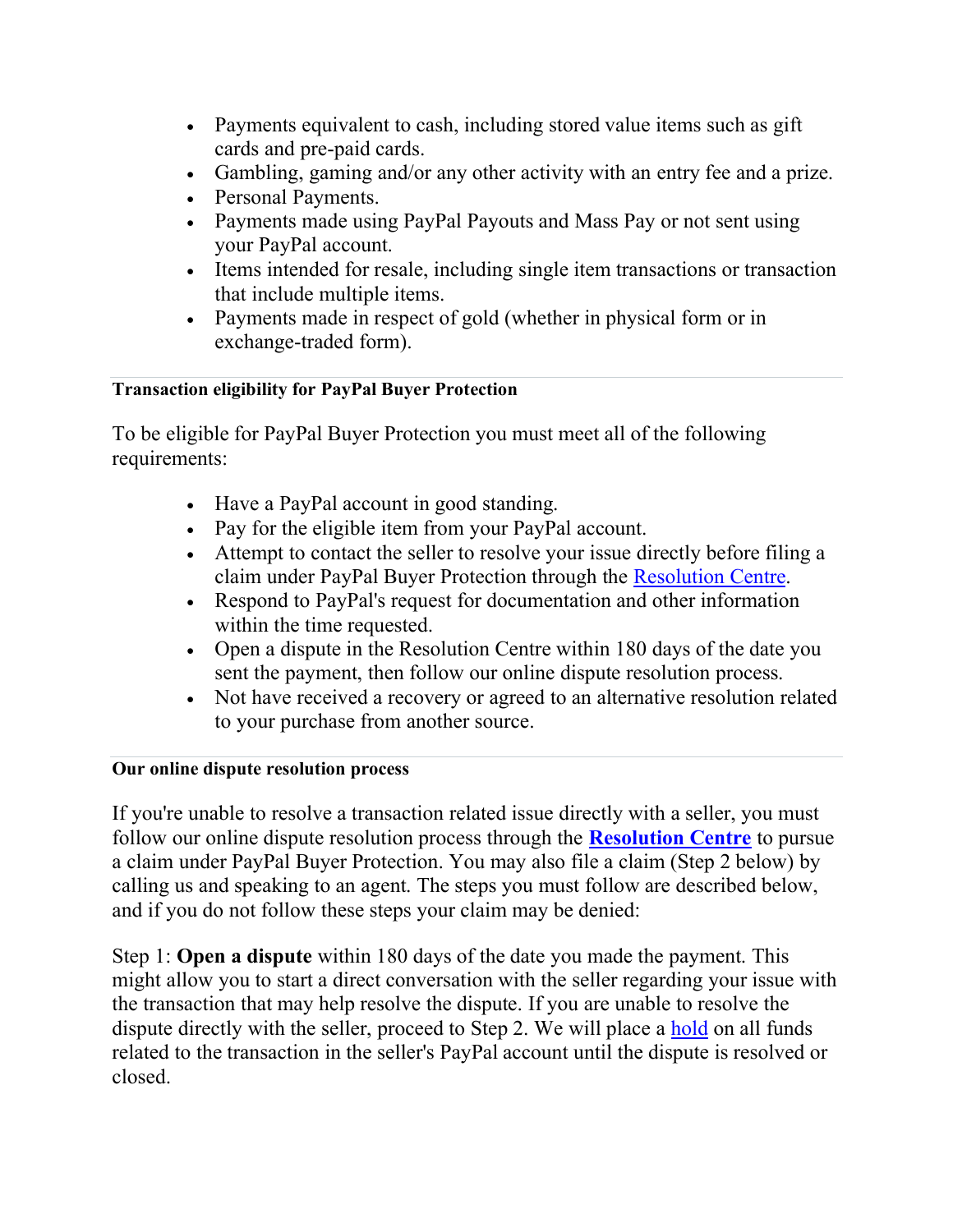- Payments equivalent to cash, including stored value items such as gift cards and pre-paid cards.
- Gambling, gaming and/or any other activity with an entry fee and a prize.
- Personal Payments.
- Payments made using PayPal Payouts and Mass Pay or not sent using your PayPal account.
- Items intended for resale, including single item transactions or transaction that include multiple items.
- Payments made in respect of gold (whether in physical form or in exchange-traded form).

---

**Transaction eligibility for PayPal Buyer Protection**

To be eligible for PayPal Buyer Protection you must meet all of the following requirements:

- Have a PayPal account in good standing.
- Pay for the eligible item from your PayPal account.
- Attempt to contact the seller to resolve your issue directly before filing a claim under PayPal Buyer Protection through the Resolution Centre.
- Respond to PayPal's request for documentation and other information within the time requested.
- Open a dispute in the Resolution Centre within 180 days of the date you sent the payment, then follow our online dispute resolution process.
- Not have received a recovery or agreed to an alternative resolution related to your purchase from another source.

---

**Our online dispute resolution process**

If you're unable to resolve a transaction related issue directly with a seller, you must follow our online dispute resolution process through the **Resolution Centre** to pursue a claim under PayPal Buyer Protection. You may also file a claim (Step 2 below) by calling us and speaking to an agent. The steps you must follow are described below, and if you do not follow these steps your claim may be denied:

Step 1: **Open a dispute** within 180 days of the date you made the payment. This might allow you to start a direct conversation with the seller regarding your issue with the transaction that may help resolve the dispute. If you are unable to resolve the dispute directly with the seller, proceed to Step 2. We will place a hold on all funds related to the transaction in the seller's PayPal account until the dispute is resolved or closed.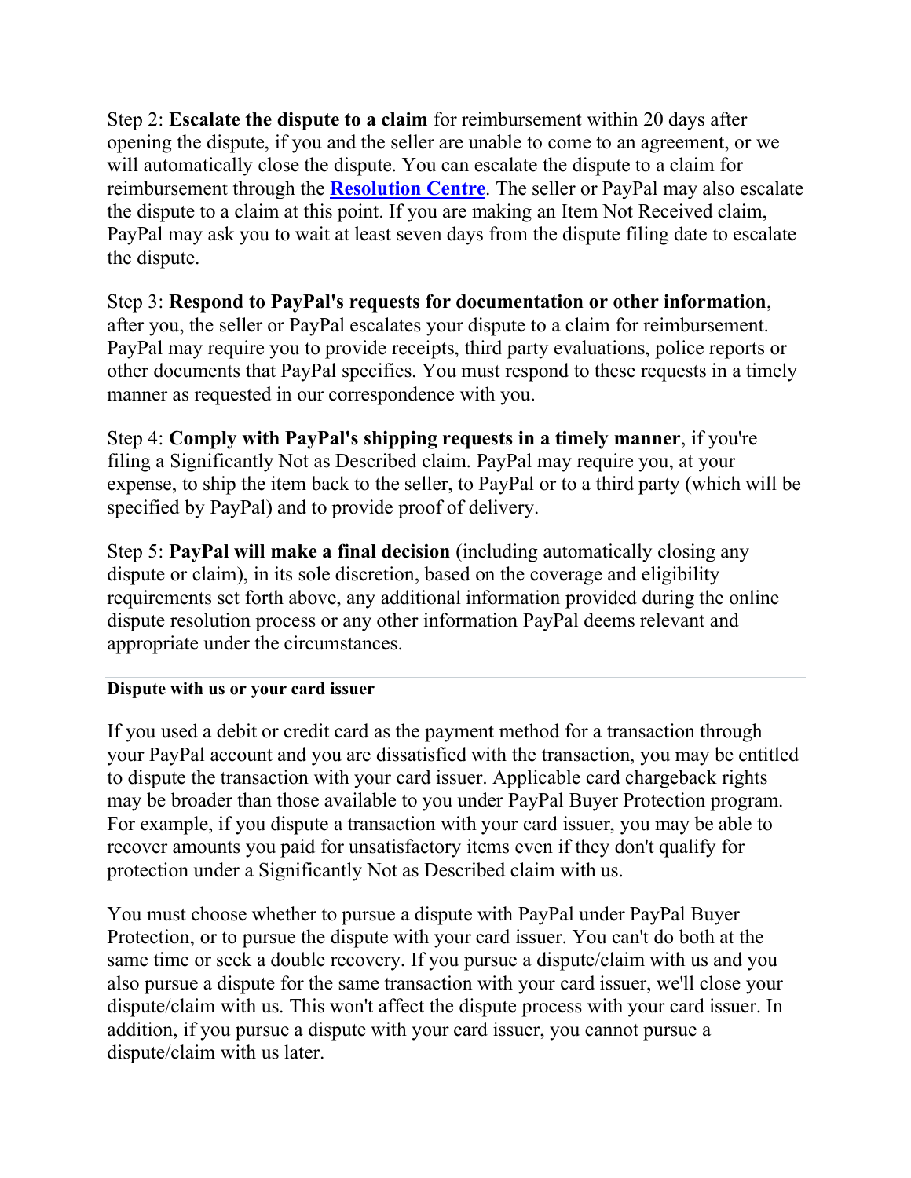Step 2: **Escalate the dispute to a claim** for reimbursement within 20 days after opening the dispute, if you and the seller are unable to come to an agreement, or we will automatically close the dispute. You can escalate the dispute to a claim for reimbursement through the **Resolution Centre**. The seller or PayPal may also escalate the dispute to a claim at this point. If you are making an Item Not Received claim, PayPal may ask you to wait at least seven days from the dispute filing date to escalate the dispute.

Step 3: **Respond to PayPal's requests for documentation or other information**, after you, the seller or PayPal escalates your dispute to a claim for reimbursement. PayPal may require you to provide receipts, third party evaluations, police reports or other documents that PayPal specifies. You must respond to these requests in a timely manner as requested in our correspondence with you.

Step 4: **Comply with PayPal's shipping requests in a timely manner**, if you're filing a Significantly Not as Described claim. PayPal may require you, at your expense, to ship the item back to the seller, to PayPal or to a third party (which will be specified by PayPal) and to provide proof of delivery.

Step 5: **PayPal will make a final decision** (including automatically closing any dispute or claim), in its sole discretion, based on the coverage and eligibility requirements set forth above, any additional information provided during the online dispute resolution process or any other information PayPal deems relevant and appropriate under the circumstances.

#### Dispute with us or your card issuer

If you used a debit or credit card as the payment method for a transaction through your PayPal account and you are dissatisfied with the transaction, you may be entitled to dispute the transaction with your card issuer. Applicable card chargeback rights may be broader than those available to you under PayPal Buyer Protection program. For example, if you dispute a transaction with your card issuer, you may be able to recover amounts you paid for unsatisfactory items even if they don't qualify for protection under a Significantly Not as Described claim with us.

You must choose whether to pursue a dispute with PayPal under PayPal Buyer Protection, or to pursue the dispute with your card issuer. You can't do both at the same time or seek a double recovery. If you pursue a dispute/claim with us and you also pursue a dispute for the same transaction with your card issuer, we'll close your dispute/claim with us. This won't affect the dispute process with your card issuer. In addition, if you pursue a dispute with your card issuer, you cannot pursue a dispute/claim with us later.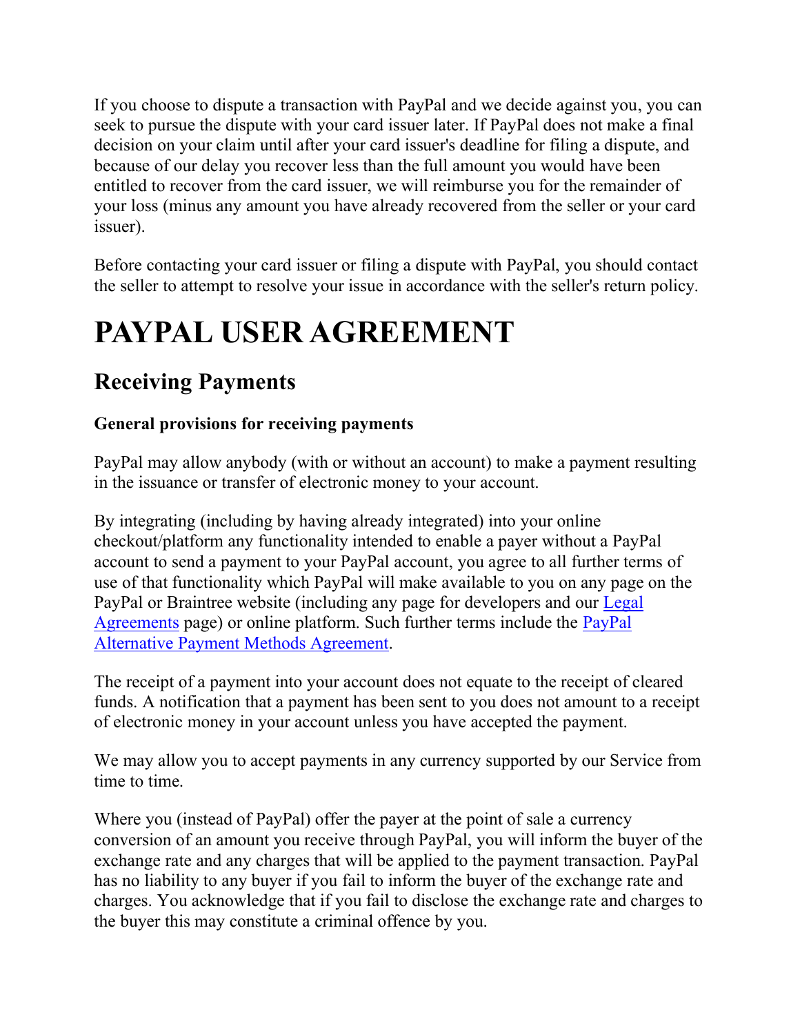If you choose to dispute a transaction with PayPal and we decide against you, you can seek to pursue the dispute with your card issuer later. If PayPal does not make a final decision on your claim until after your card issuer's deadline for filing a dispute, and because of our delay you recover less than the full amount you would have been entitled to recover from the card issuer, we will reimburse you for the remainder of your loss (minus any amount you have already recovered from the seller or your card issuer).

Before contacting your card issuer or filing a dispute with PayPal, you should contact the seller to attempt to resolve your issue in accordance with the seller's return policy.

# PAYPAL USER AGREEMENT

## Receiving Payments

**General provisions for receiving payments**

PayPal may allow anybody (with or without an account) to make a payment resulting in the issuance or transfer of electronic money to your account.

By integrating (including by having already integrated) into your online checkout/platform any functionality intended to enable a payer without a PayPal account to send a payment to your PayPal account, you agree to all further terms of use of that functionality which PayPal will make available to you on any page on the PayPal or Braintree website (including any page for developers and our [Legal Agreements]() page) or online platform. Such further terms include the [PayPal Alternative Payment Methods Agreement]().

The receipt of a payment into your account does not equate to the receipt of cleared funds. A notification that a payment has been sent to you does not amount to a receipt of electronic money in your account unless you have accepted the payment.

We may allow you to accept payments in any currency supported by our Service from time to time.

Where you (instead of PayPal) offer the payer at the point of sale a currency conversion of an amount you receive through PayPal, you will inform the buyer of the exchange rate and any charges that will be applied to the payment transaction. PayPal has no liability to any buyer if you fail to inform the buyer of the exchange rate and charges. You acknowledge that if you fail to disclose the exchange rate and charges to the buyer this may constitute a criminal offence by you.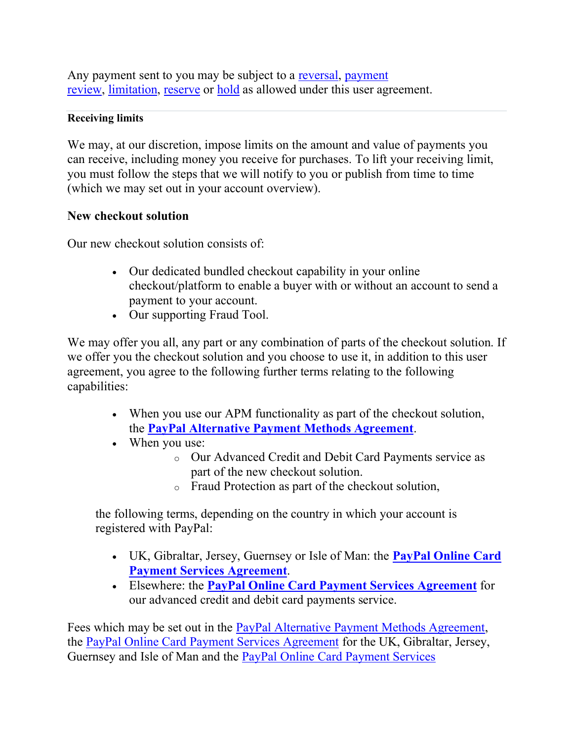Any payment sent to you may be subject to a reversal, payment review, limitation, reserve or hold as allowed under this user agreement.

#### Receiving limits

We may, at our discretion, impose limits on the amount and value of payments you can receive, including money you receive for purchases. To lift your receiving limit, you must follow the steps that we will notify to you or publish from time to time (which we may set out in your account overview).

### New checkout solution

Our new checkout solution consists of:

- Our dedicated bundled checkout capability in your online checkout/platform to enable a buyer with or without an account to send a payment to your account.
- Our supporting Fraud Tool.

We may offer you all, any part or any combination of parts of the checkout solution. If we offer you the checkout solution and you choose to use it, in addition to this user agreement, you agree to the following further terms relating to the following capabilities:

- When you use our APM functionality as part of the checkout solution, the **PayPal Alternative Payment Methods Agreement**.
- When you use:
  - Our Advanced Credit and Debit Card Payments service as part of the new checkout solution.
  - Fraud Protection as part of the checkout solution,

the following terms, depending on the country in which your account is registered with PayPal:

- UK, Gibraltar, Jersey, Guernsey or Isle of Man: the **PayPal Online Card Payment Services Agreement**.
- Elsewhere: the **PayPal Online Card Payment Services Agreement** for our advanced credit and debit card payments service.

Fees which may be set out in the PayPal Alternative Payment Methods Agreement, the PayPal Online Card Payment Services Agreement for the UK, Gibraltar, Jersey, Guernsey and Isle of Man and the PayPal Online Card Payment Services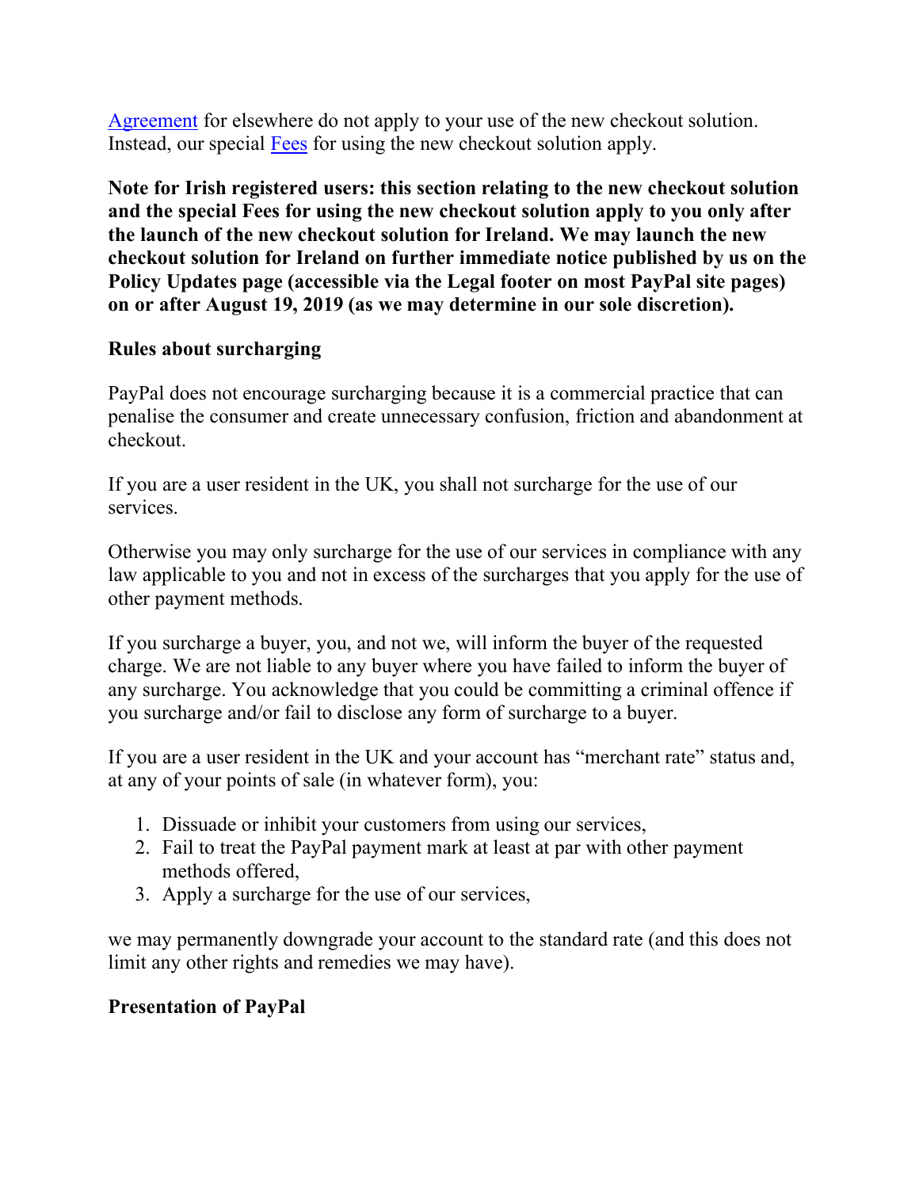[Agreement] for elsewhere do not apply to your use of the new checkout solution. Instead, our special [Fees] for using the new checkout solution apply.

**Note for Irish registered users: this section relating to the new checkout solution and the special Fees for using the new checkout solution apply to you only after the launch of the new checkout solution for Ireland. We may launch the new checkout solution for Ireland on further immediate notice published by us on the Policy Updates page (accessible via the Legal footer on most PayPal site pages) on or after August 19, 2019 (as we may determine in our sole discretion).**

**Rules about surcharging**

PayPal does not encourage surcharging because it is a commercial practice that can penalise the consumer and create unnecessary confusion, friction and abandonment at checkout.

If you are a user resident in the UK, you shall not surcharge for the use of our services.

Otherwise you may only surcharge for the use of our services in compliance with any law applicable to you and not in excess of the surcharges that you apply for the use of other payment methods.

If you surcharge a buyer, you, and not we, will inform the buyer of the requested charge. We are not liable to any buyer where you have failed to inform the buyer of any surcharge. You acknowledge that you could be committing a criminal offence if you surcharge and/or fail to disclose any form of surcharge to a buyer.

If you are a user resident in the UK and your account has "merchant rate" status and, at any of your points of sale (in whatever form), you:

1. Dissuade or inhibit your customers from using our services,
2. Fail to treat the PayPal payment mark at least at par with other payment methods offered,
3. Apply a surcharge for the use of our services,

we may permanently downgrade your account to the standard rate (and this does not limit any other rights and remedies we may have).

**Presentation of PayPal**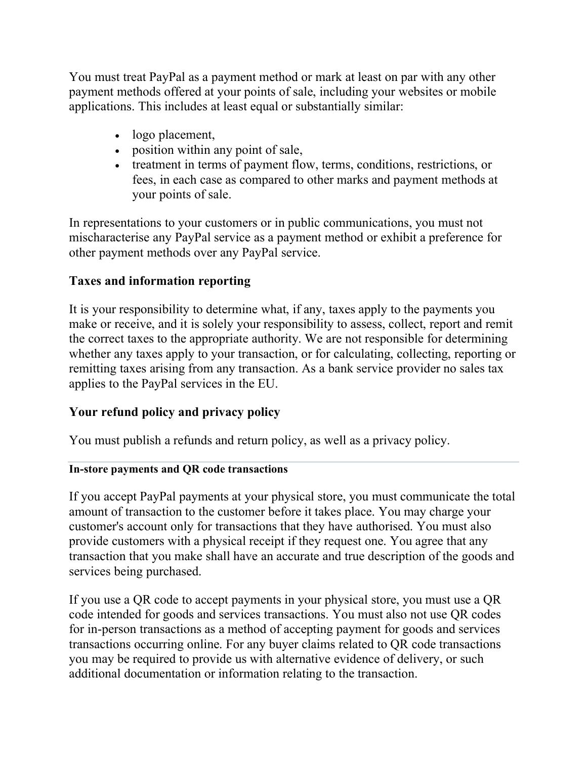You must treat PayPal as a payment method or mark at least on par with any other payment methods offered at your points of sale, including your websites or mobile applications. This includes at least equal or substantially similar:

- logo placement,
- position within any point of sale,
- treatment in terms of payment flow, terms, conditions, restrictions, or fees, in each case as compared to other marks and payment methods at your points of sale.

In representations to your customers or in public communications, you must not mischaracterise any PayPal service as a payment method or exhibit a preference for other payment methods over any PayPal service.

### Taxes and information reporting

It is your responsibility to determine what, if any, taxes apply to the payments you make or receive, and it is solely your responsibility to assess, collect, report and remit the correct taxes to the appropriate authority. We are not responsible for determining whether any taxes apply to your transaction, or for calculating, collecting, reporting or remitting taxes arising from any transaction. As a bank service provider no sales tax applies to the PayPal services in the EU.

### Your refund policy and privacy policy

You must publish a refunds and return policy, as well as a privacy policy.

---

#### In-store payments and QR code transactions

If you accept PayPal payments at your physical store, you must communicate the total amount of transaction to the customer before it takes place. You may charge your customer's account only for transactions that they have authorised. You must also provide customers with a physical receipt if they request one. You agree that any transaction that you make shall have an accurate and true description of the goods and services being purchased.

If you use a QR code to accept payments in your physical store, you must use a QR code intended for goods and services transactions. You must also not use QR codes for in-person transactions as a method of accepting payment for goods and services transactions occurring online. For any buyer claims related to QR code transactions you may be required to provide us with alternative evidence of delivery, or such additional documentation or information relating to the transaction.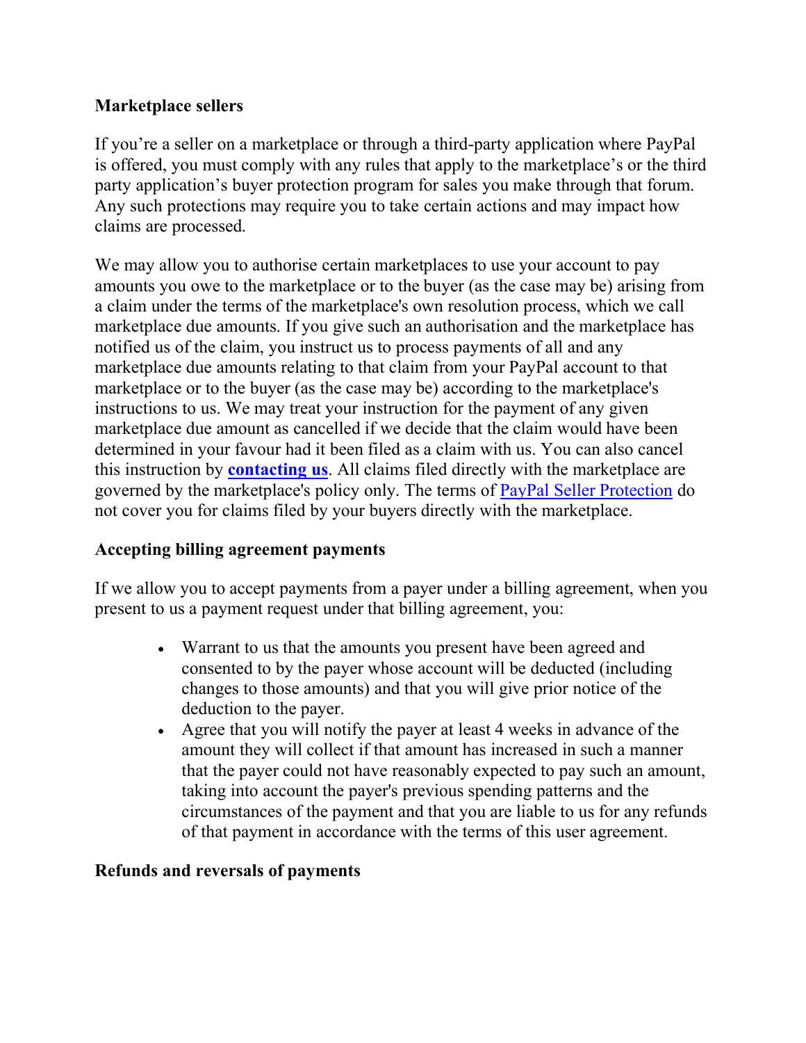### Marketplace sellers

If you're a seller on a marketplace or through a third-party application where PayPal is offered, you must comply with any rules that apply to the marketplace's or the third party application's buyer protection program for sales you make through that forum. Any such protections may require you to take certain actions and may impact how claims are processed.

We may allow you to authorise certain marketplaces to use your account to pay amounts you owe to the marketplace or to the buyer (as the case may be) arising from a claim under the terms of the marketplace's own resolution process, which we call marketplace due amounts. If you give such an authorisation and the marketplace has notified us of the claim, you instruct us to process payments of all and any marketplace due amounts relating to that claim from your PayPal account to that marketplace or to the buyer (as the case may be) according to the marketplace's instructions to us. We may treat your instruction for the payment of any given marketplace due amount as cancelled if we decide that the claim would have been determined in your favour had it been filed as a claim with us. You can also cancel this instruction by **contacting us**. All claims filed directly with the marketplace are governed by the marketplace's policy only. The terms of PayPal Seller Protection do not cover you for claims filed by your buyers directly with the marketplace.

### Accepting billing agreement payments

If we allow you to accept payments from a payer under a billing agreement, when you present to us a payment request under that billing agreement, you:

- Warrant to us that the amounts you present have been agreed and consented to by the payer whose account will be deducted (including changes to those amounts) and that you will give prior notice of the deduction to the payer.
- Agree that you will notify the payer at least 4 weeks in advance of the amount they will collect if that amount has increased in such a manner that the payer could not have reasonably expected to pay such an amount, taking into account the payer's previous spending patterns and the circumstances of the payment and that you are liable to us for any refunds of that payment in accordance with the terms of this user agreement.

### Refunds and reversals of payments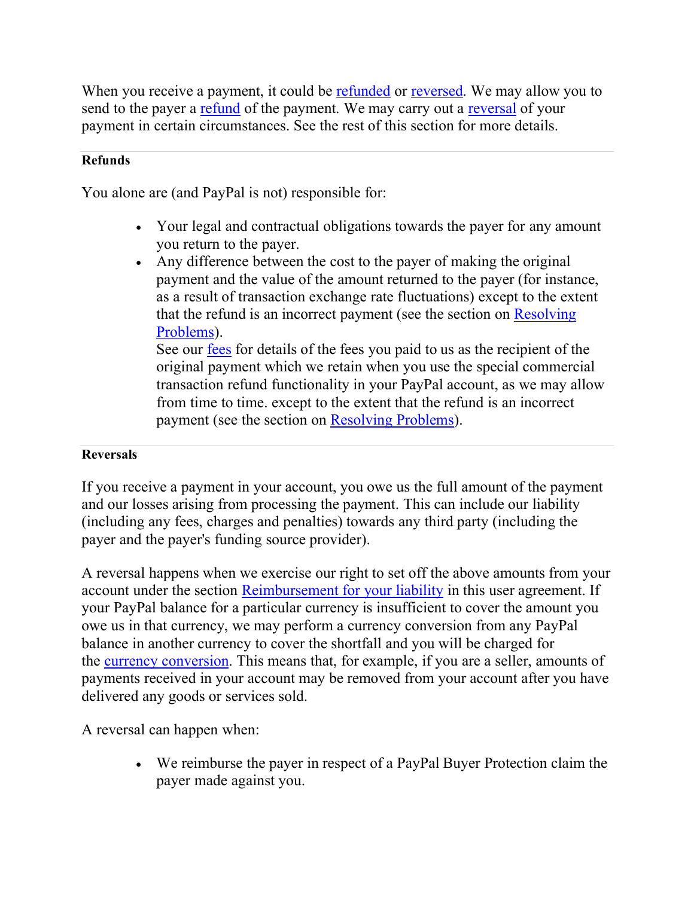When you receive a payment, it could be refunded or reversed. We may allow you to send to the payer a refund of the payment. We may carry out a reversal of your payment in certain circumstances. See the rest of this section for more details.

**Refunds**

You alone are (and PayPal is not) responsible for:

- Your legal and contractual obligations towards the payer for any amount you return to the payer.
- Any difference between the cost to the payer of making the original payment and the value of the amount returned to the payer (for instance, as a result of transaction exchange rate fluctuations) except to the extent that the refund is an incorrect payment (see the section on Resolving Problems).
  See our fees for details of the fees you paid to us as the recipient of the original payment which we retain when you use the special commercial transaction refund functionality in your PayPal account, as we may allow from time to time. except to the extent that the refund is an incorrect payment (see the section on Resolving Problems).

**Reversals**

If you receive a payment in your account, you owe us the full amount of the payment and our losses arising from processing the payment. This can include our liability (including any fees, charges and penalties) towards any third party (including the payer and the payer's funding source provider).

A reversal happens when we exercise our right to set off the above amounts from your account under the section Reimbursement for your liability in this user agreement. If your PayPal balance for a particular currency is insufficient to cover the amount you owe us in that currency, we may perform a currency conversion from any PayPal balance in another currency to cover the shortfall and you will be charged for the currency conversion. This means that, for example, if you are a seller, amounts of payments received in your account may be removed from your account after you have delivered any goods or services sold.

A reversal can happen when:

- We reimburse the payer in respect of a PayPal Buyer Protection claim the payer made against you.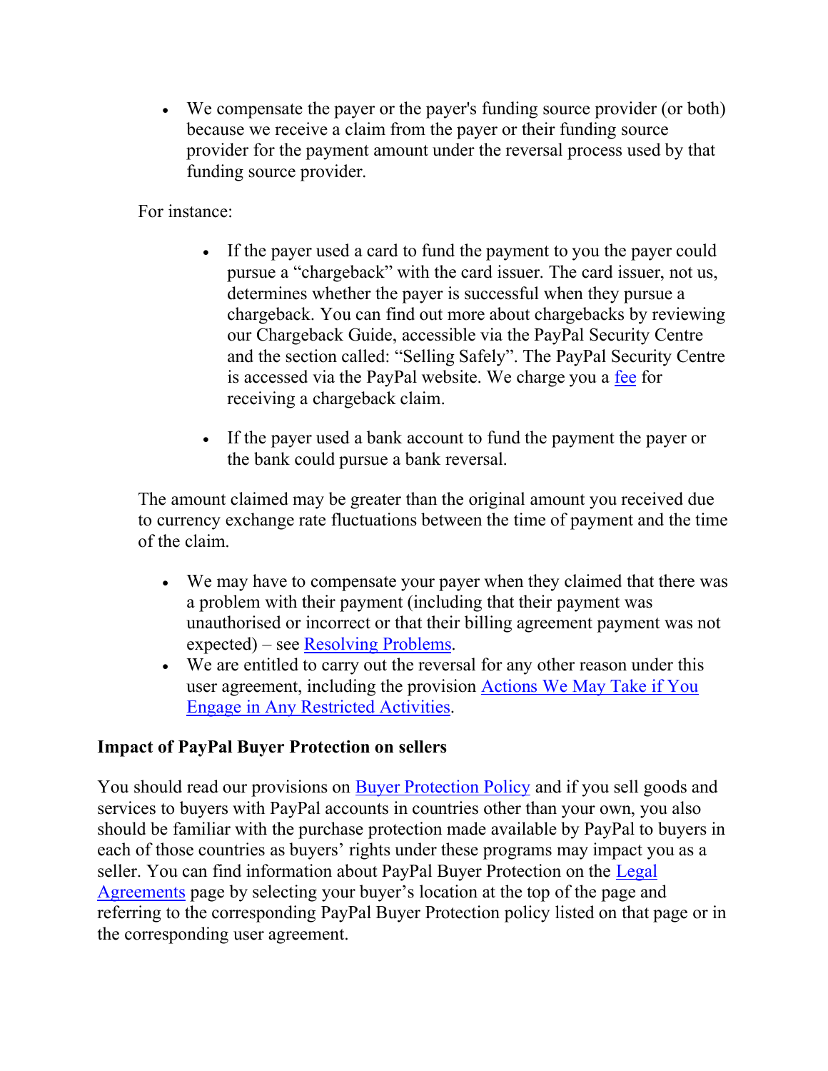- We compensate the payer or the payer's funding source provider (or both) because we receive a claim from the payer or their funding source provider for the payment amount under the reversal process used by that funding source provider.

For instance:

- If the payer used a card to fund the payment to you the payer could pursue a "chargeback" with the card issuer. The card issuer, not us, determines whether the payer is successful when they pursue a chargeback. You can find out more about chargebacks by reviewing our Chargeback Guide, accessible via the PayPal Security Centre and the section called: "Selling Safely". The PayPal Security Centre is accessed via the PayPal website. We charge you a fee for receiving a chargeback claim.

- If the payer used a bank account to fund the payment the payer or the bank could pursue a bank reversal.

The amount claimed may be greater than the original amount you received due to currency exchange rate fluctuations between the time of payment and the time of the claim.

- We may have to compensate your payer when they claimed that there was a problem with their payment (including that their payment was unauthorised or incorrect or that their billing agreement payment was not expected) – see Resolving Problems.
- We are entitled to carry out the reversal for any other reason under this user agreement, including the provision Actions We May Take if You Engage in Any Restricted Activities.

**Impact of PayPal Buyer Protection on sellers**

You should read our provisions on Buyer Protection Policy and if you sell goods and services to buyers with PayPal accounts in countries other than your own, you also should be familiar with the purchase protection made available by PayPal to buyers in each of those countries as buyers' rights under these programs may impact you as a seller. You can find information about PayPal Buyer Protection on the Legal Agreements page by selecting your buyer's location at the top of the page and referring to the corresponding PayPal Buyer Protection policy listed on that page or in the corresponding user agreement.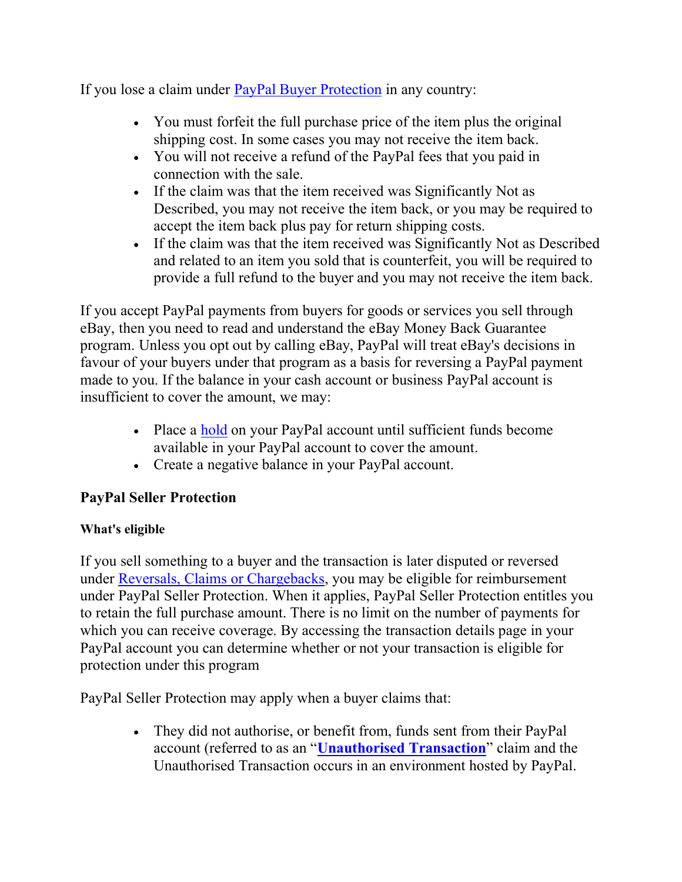If you lose a claim under PayPal Buyer Protection in any country:

- You must forfeit the full purchase price of the item plus the original shipping cost. In some cases you may not receive the item back.
- You will not receive a refund of the PayPal fees that you paid in connection with the sale.
- If the claim was that the item received was Significantly Not as Described, you may not receive the item back, or you may be required to accept the item back plus pay for return shipping costs.
- If the claim was that the item received was Significantly Not as Described and related to an item you sold that is counterfeit, you will be required to provide a full refund to the buyer and you may not receive the item back.

If you accept PayPal payments from buyers for goods or services you sell through eBay, then you need to read and understand the eBay Money Back Guarantee program. Unless you opt out by calling eBay, PayPal will treat eBay's decisions in favour of your buyers under that program as a basis for reversing a PayPal payment made to you. If the balance in your cash account or business PayPal account is insufficient to cover the amount, we may:

- Place a hold on your PayPal account until sufficient funds become available in your PayPal account to cover the amount.
- Create a negative balance in your PayPal account.

### PayPal Seller Protection

#### What's eligible

If you sell something to a buyer and the transaction is later disputed or reversed under Reversals, Claims or Chargebacks, you may be eligible for reimbursement under PayPal Seller Protection. When it applies, PayPal Seller Protection entitles you to retain the full purchase amount. There is no limit on the number of payments for which you can receive coverage. By accessing the transaction details page in your PayPal account you can determine whether or not your transaction is eligible for protection under this program

PayPal Seller Protection may apply when a buyer claims that:

- They did not authorise, or benefit from, funds sent from their PayPal account (referred to as an "**Unauthorised Transaction**" claim and the Unauthorised Transaction occurs in an environment hosted by PayPal.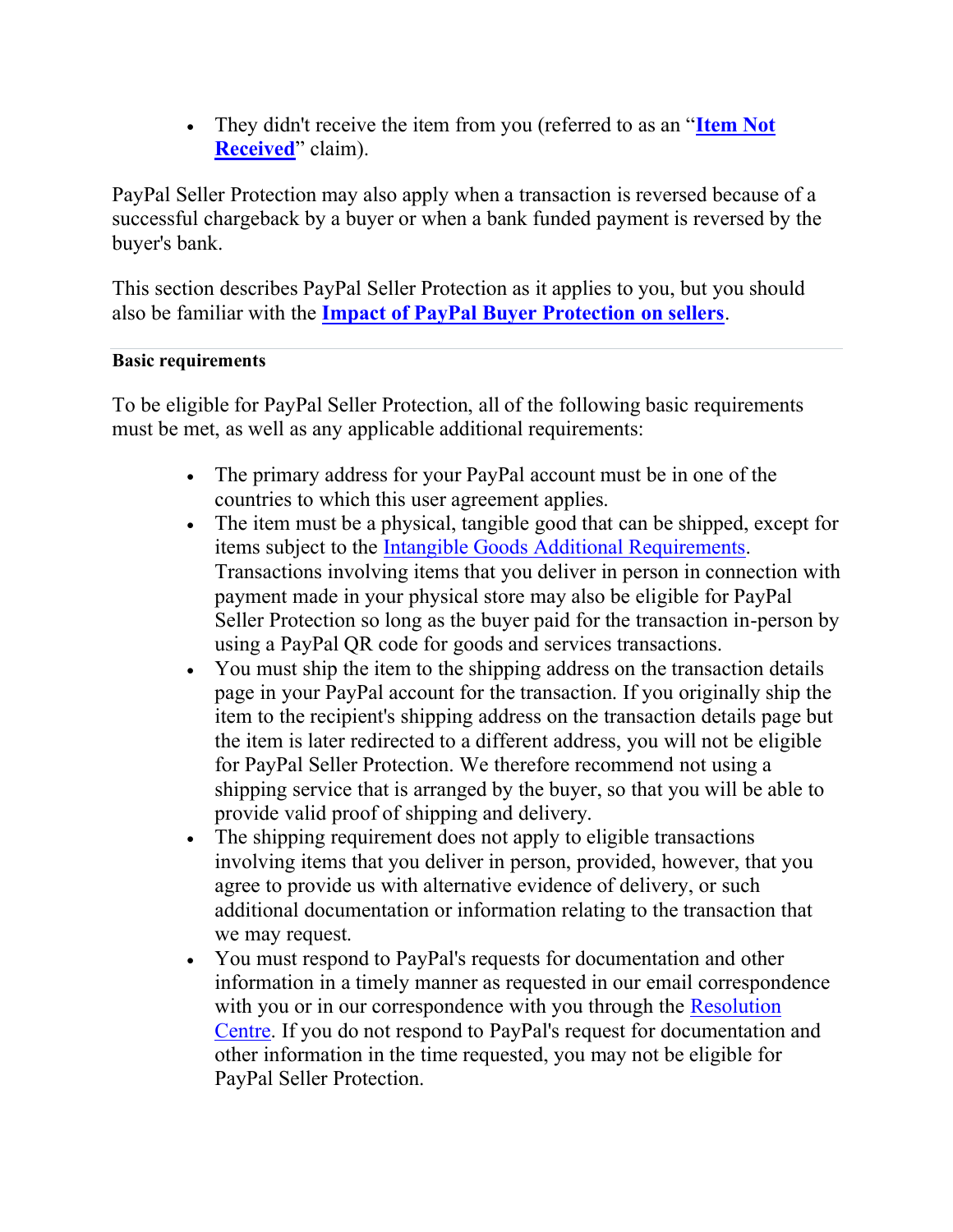- They didn't receive the item from you (referred to as an "**Item Not Received**" claim).

PayPal Seller Protection may also apply when a transaction is reversed because of a successful chargeback by a buyer or when a bank funded payment is reversed by the buyer's bank.

This section describes PayPal Seller Protection as it applies to you, but you should also be familiar with the **Impact of PayPal Buyer Protection on sellers**.

---

**Basic requirements**

To be eligible for PayPal Seller Protection, all of the following basic requirements must be met, as well as any applicable additional requirements:

- The primary address for your PayPal account must be in one of the countries to which this user agreement applies.
- The item must be a physical, tangible good that can be shipped, except for items subject to the Intangible Goods Additional Requirements. Transactions involving items that you deliver in person in connection with payment made in your physical store may also be eligible for PayPal Seller Protection so long as the buyer paid for the transaction in-person by using a PayPal QR code for goods and services transactions.
- You must ship the item to the shipping address on the transaction details page in your PayPal account for the transaction. If you originally ship the item to the recipient's shipping address on the transaction details page but the item is later redirected to a different address, you will not be eligible for PayPal Seller Protection. We therefore recommend not using a shipping service that is arranged by the buyer, so that you will be able to provide valid proof of shipping and delivery.
- The shipping requirement does not apply to eligible transactions involving items that you deliver in person, provided, however, that you agree to provide us with alternative evidence of delivery, or such additional documentation or information relating to the transaction that we may request.
- You must respond to PayPal's requests for documentation and other information in a timely manner as requested in our email correspondence with you or in our correspondence with you through the Resolution Centre. If you do not respond to PayPal's request for documentation and other information in the time requested, you may not be eligible for PayPal Seller Protection.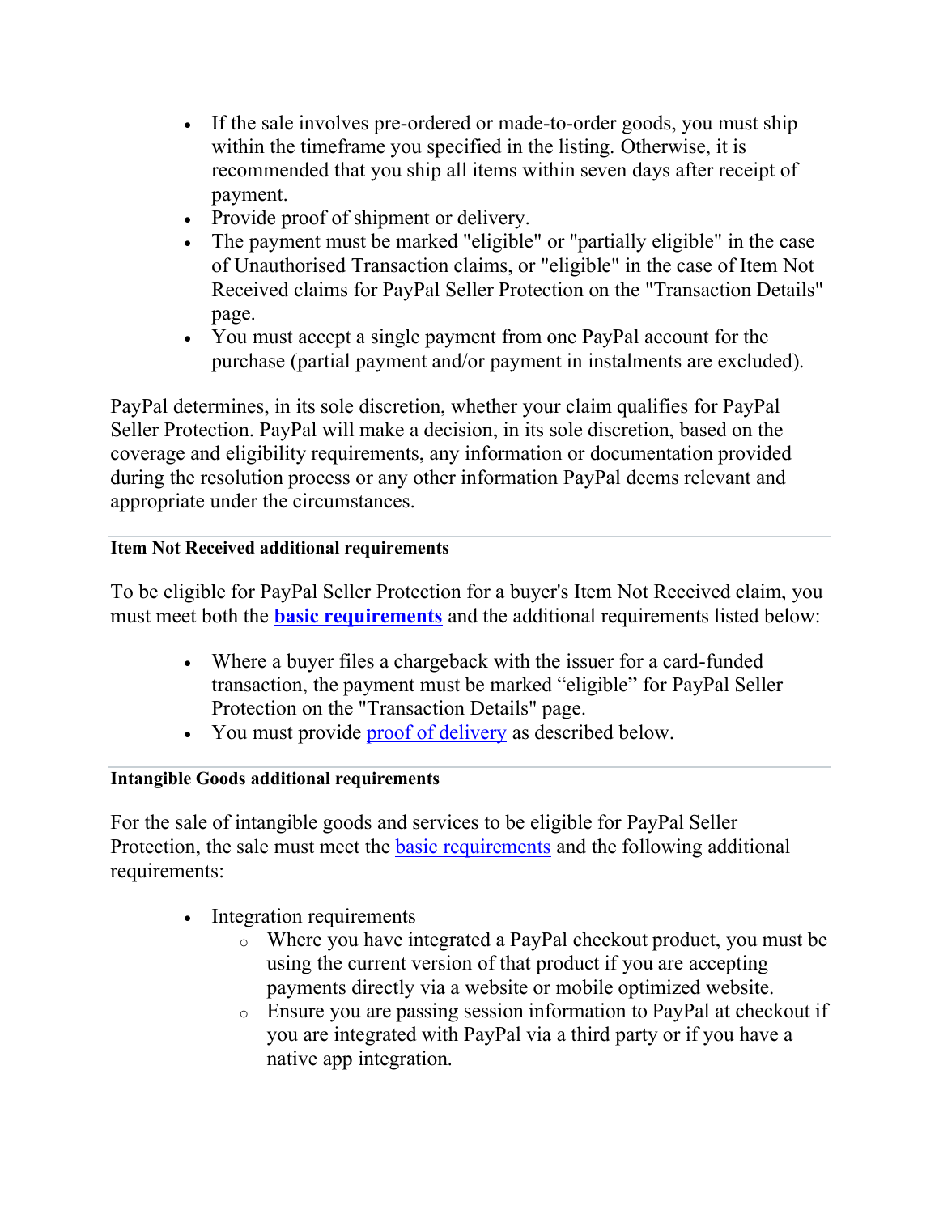- If the sale involves pre-ordered or made-to-order goods, you must ship within the timeframe you specified in the listing. Otherwise, it is recommended that you ship all items within seven days after receipt of payment.
- Provide proof of shipment or delivery.
- The payment must be marked "eligible" or "partially eligible" in the case of Unauthorised Transaction claims, or "eligible" in the case of Item Not Received claims for PayPal Seller Protection on the "Transaction Details" page.
- You must accept a single payment from one PayPal account for the purchase (partial payment and/or payment in instalments are excluded).

PayPal determines, in its sole discretion, whether your claim qualifies for PayPal Seller Protection. PayPal will make a decision, in its sole discretion, based on the coverage and eligibility requirements, any information or documentation provided during the resolution process or any other information PayPal deems relevant and appropriate under the circumstances.

---

#### Item Not Received additional requirements

To be eligible for PayPal Seller Protection for a buyer's Item Not Received claim, you must meet both the **basic requirements** and the additional requirements listed below:

- Where a buyer files a chargeback with the issuer for a card-funded transaction, the payment must be marked "eligible" for PayPal Seller Protection on the "Transaction Details" page.
- You must provide proof of delivery as described below.

---

#### Intangible Goods additional requirements

For the sale of intangible goods and services to be eligible for PayPal Seller Protection, the sale must meet the basic requirements and the following additional requirements:

- Integration requirements
  - Where you have integrated a PayPal checkout product, you must be using the current version of that product if you are accepting payments directly via a website or mobile optimized website.
  - Ensure you are passing session information to PayPal at checkout if you are integrated with PayPal via a third party or if you have a native app integration.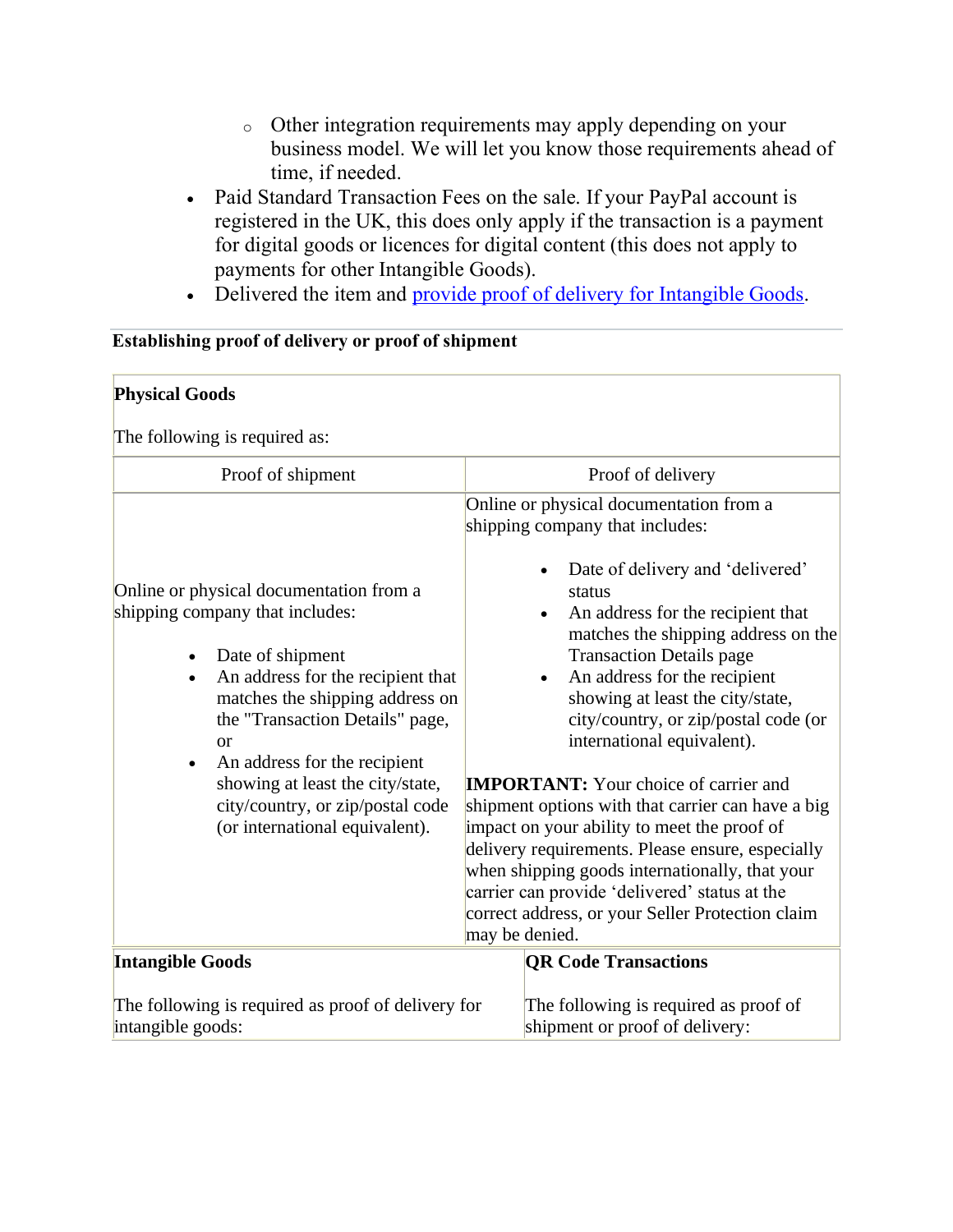- Other integration requirements may apply depending on your business model. We will let you know those requirements ahead of time, if needed.
- Paid Standard Transaction Fees on the sale. If your PayPal account is registered in the UK, this does only apply if the transaction is a payment for digital goods or licences for digital content (this does not apply to payments for other Intangible Goods).
- Delivered the item and [provide proof of delivery for Intangible Goods](#).

**Establishing proof of delivery or proof of shipment**

**Physical Goods**

The following is required as:

| Proof of shipment | Proof of delivery |
|---|---|
| Online or physical documentation from a shipping company that includes:<br><ul><li>Date of shipment</li><li>An address for the recipient that matches the shipping address on the "Transaction Details" page, or</li><li>An address for the recipient showing at least the city/state, city/country, or zip/postal code (or international equivalent).</li></ul> | Online or physical documentation from a shipping company that includes:<br><ul><li>Date of delivery and 'delivered' status</li><li>An address for the recipient that matches the shipping address on the Transaction Details page</li><li>An address for the recipient showing at least the city/state, city/country, or zip/postal code (or international equivalent).</li></ul>**IMPORTANT:** Your choice of carrier and shipment options with that carrier can have a big impact on your ability to meet the proof of delivery requirements. Please ensure, especially when shipping goods internationally, that your carrier can provide 'delivered' status at the correct address, or your Seller Protection claim may be denied. |

| Intangible Goods | QR Code Transactions |
|---|---|
| The following is required as proof of delivery for intangible goods: | The following is required as proof of shipment or proof of delivery: |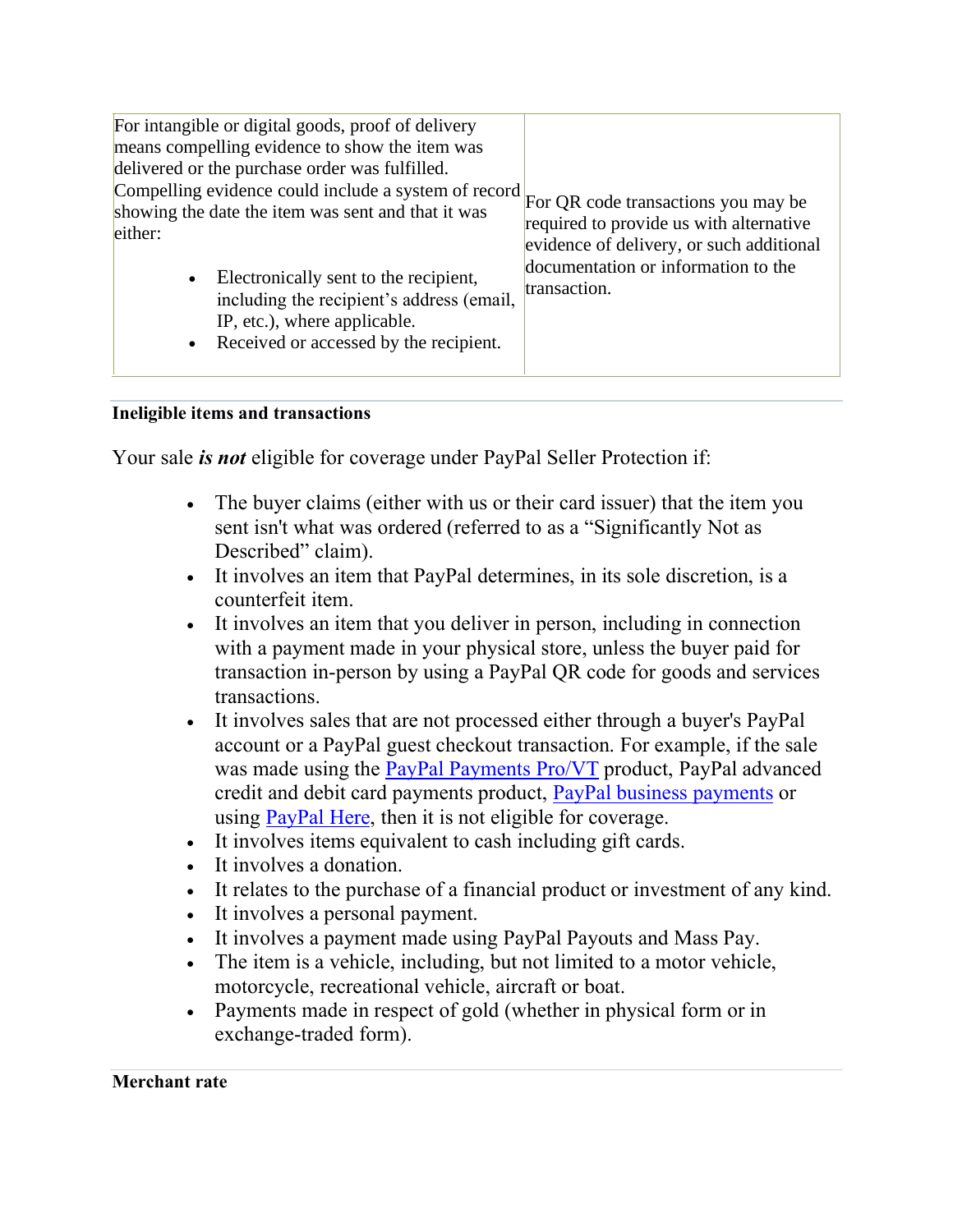| | |
|---|---|
| For intangible or digital goods, proof of delivery means compelling evidence to show the item was delivered or the purchase order was fulfilled. Compelling evidence could include a system of record showing the date the item was sent and that it was either:<br><br>• Electronically sent to the recipient, including the recipient's address (email, IP, etc.), where applicable.<br>• Received or accessed by the recipient. | For QR code transactions you may be required to provide us with alternative evidence of delivery, or such additional documentation or information to the transaction. |

**Ineligible items and transactions**

Your sale ***is not*** eligible for coverage under PayPal Seller Protection if:

- The buyer claims (either with us or their card issuer) that the item you sent isn't what was ordered (referred to as a "Significantly Not as Described" claim).
- It involves an item that PayPal determines, in its sole discretion, is a counterfeit item.
- It involves an item that you deliver in person, including in connection with a payment made in your physical store, unless the buyer paid for transaction in-person by using a PayPal QR code for goods and services transactions.
- It involves sales that are not processed either through a buyer's PayPal account or a PayPal guest checkout transaction. For example, if the sale was made using the PayPal Payments Pro/VT product, PayPal advanced credit and debit card payments product, PayPal business payments or using PayPal Here, then it is not eligible for coverage.
- It involves items equivalent to cash including gift cards.
- It involves a donation.
- It relates to the purchase of a financial product or investment of any kind.
- It involves a personal payment.
- It involves a payment made using PayPal Payouts and Mass Pay.
- The item is a vehicle, including, but not limited to a motor vehicle, motorcycle, recreational vehicle, aircraft or boat.
- Payments made in respect of gold (whether in physical form or in exchange-traded form).

**Merchant rate**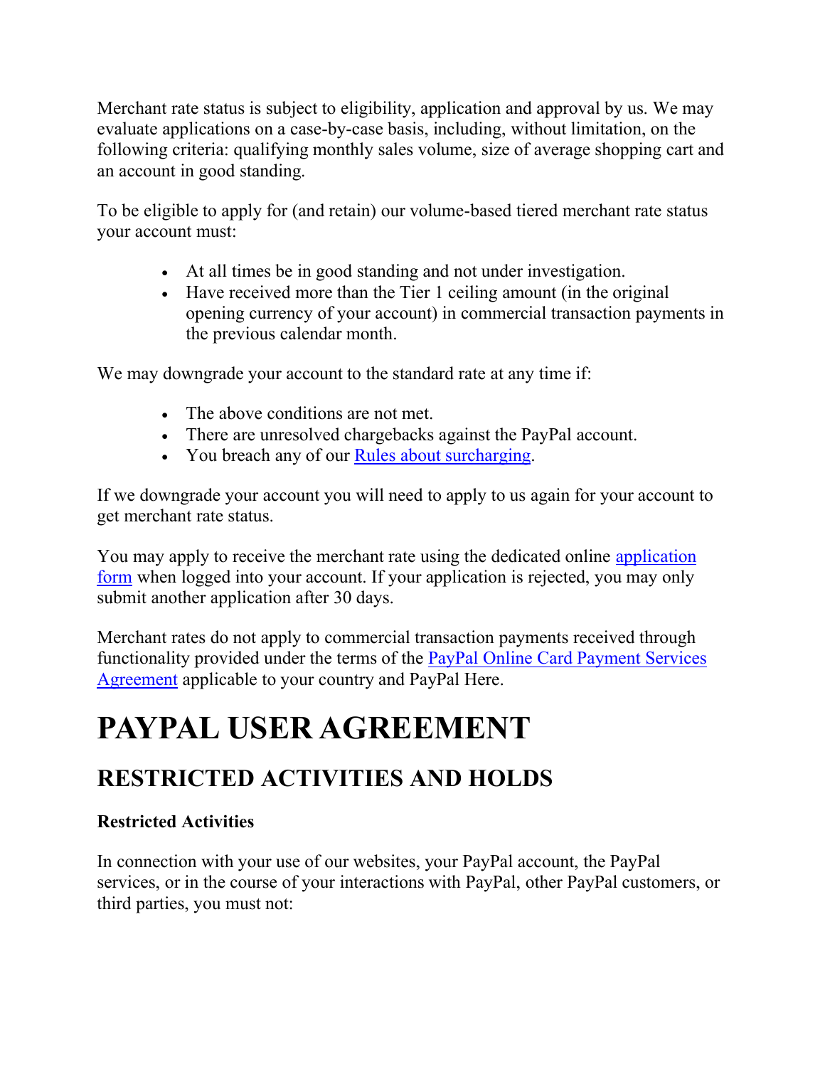Merchant rate status is subject to eligibility, application and approval by us. We may evaluate applications on a case-by-case basis, including, without limitation, on the following criteria: qualifying monthly sales volume, size of average shopping cart and an account in good standing.

To be eligible to apply for (and retain) our volume-based tiered merchant rate status your account must:

- At all times be in good standing and not under investigation.
- Have received more than the Tier 1 ceiling amount (in the original opening currency of your account) in commercial transaction payments in the previous calendar month.

We may downgrade your account to the standard rate at any time if:

- The above conditions are not met.
- There are unresolved chargebacks against the PayPal account.
- You breach any of our Rules about surcharging.

If we downgrade your account you will need to apply to us again for your account to get merchant rate status.

You may apply to receive the merchant rate using the dedicated online application form when logged into your account. If your application is rejected, you may only submit another application after 30 days.

Merchant rates do not apply to commercial transaction payments received through functionality provided under the terms of the PayPal Online Card Payment Services Agreement applicable to your country and PayPal Here.

# PAYPAL USER AGREEMENT

## RESTRICTED ACTIVITIES AND HOLDS

**Restricted Activities**

In connection with your use of our websites, your PayPal account, the PayPal services, or in the course of your interactions with PayPal, other PayPal customers, or third parties, you must not: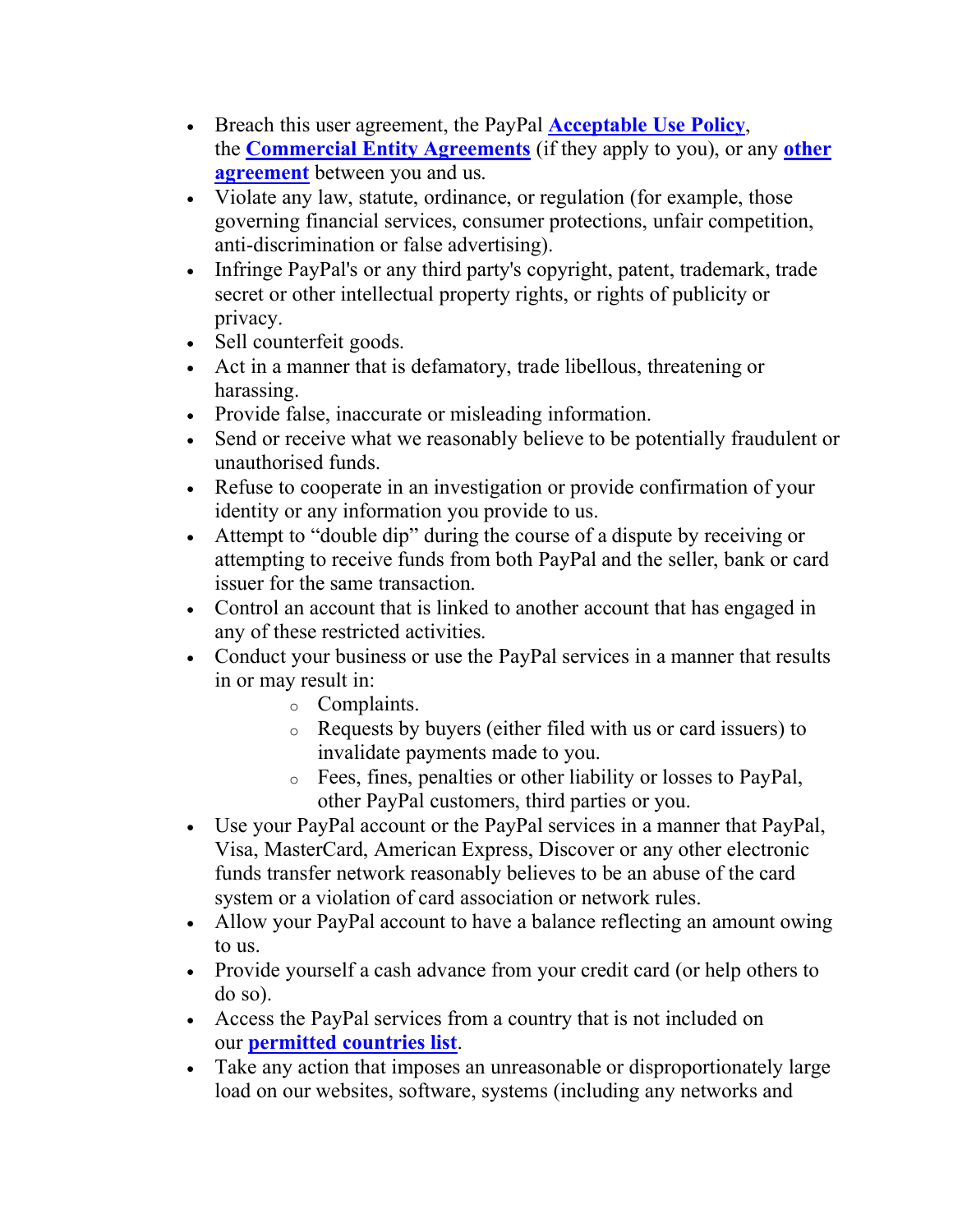- Breach this user agreement, the PayPal **Acceptable Use Policy**, the **Commercial Entity Agreements** (if they apply to you), or any **other agreement** between you and us.
- Violate any law, statute, ordinance, or regulation (for example, those governing financial services, consumer protections, unfair competition, anti-discrimination or false advertising).
- Infringe PayPal's or any third party's copyright, patent, trademark, trade secret or other intellectual property rights, or rights of publicity or privacy.
- Sell counterfeit goods.
- Act in a manner that is defamatory, trade libellous, threatening or harassing.
- Provide false, inaccurate or misleading information.
- Send or receive what we reasonably believe to be potentially fraudulent or unauthorised funds.
- Refuse to cooperate in an investigation or provide confirmation of your identity or any information you provide to us.
- Attempt to "double dip" during the course of a dispute by receiving or attempting to receive funds from both PayPal and the seller, bank or card issuer for the same transaction.
- Control an account that is linked to another account that has engaged in any of these restricted activities.
- Conduct your business or use the PayPal services in a manner that results in or may result in:
    - Complaints.
    - Requests by buyers (either filed with us or card issuers) to invalidate payments made to you.
    - Fees, fines, penalties or other liability or losses to PayPal, other PayPal customers, third parties or you.
- Use your PayPal account or the PayPal services in a manner that PayPal, Visa, MasterCard, American Express, Discover or any other electronic funds transfer network reasonably believes to be an abuse of the card system or a violation of card association or network rules.
- Allow your PayPal account to have a balance reflecting an amount owing to us.
- Provide yourself a cash advance from your credit card (or help others to do so).
- Access the PayPal services from a country that is not included on our **permitted countries list**.
- Take any action that imposes an unreasonable or disproportionately large load on our websites, software, systems (including any networks and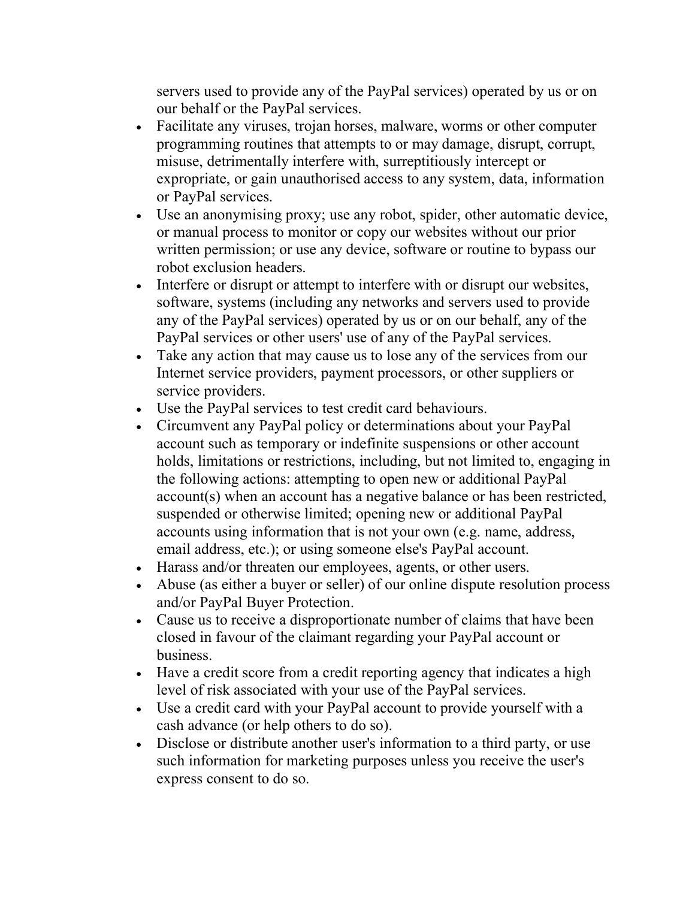servers used to provide any of the PayPal services) operated by us or on our behalf or the PayPal services.

- Facilitate any viruses, trojan horses, malware, worms or other computer programming routines that attempts to or may damage, disrupt, corrupt, misuse, detrimentally interfere with, surreptitiously intercept or expropriate, or gain unauthorised access to any system, data, information or PayPal services.
- Use an anonymising proxy; use any robot, spider, other automatic device, or manual process to monitor or copy our websites without our prior written permission; or use any device, software or routine to bypass our robot exclusion headers.
- Interfere or disrupt or attempt to interfere with or disrupt our websites, software, systems (including any networks and servers used to provide any of the PayPal services) operated by us or on our behalf, any of the PayPal services or other users' use of any of the PayPal services.
- Take any action that may cause us to lose any of the services from our Internet service providers, payment processors, or other suppliers or service providers.
- Use the PayPal services to test credit card behaviours.
- Circumvent any PayPal policy or determinations about your PayPal account such as temporary or indefinite suspensions or other account holds, limitations or restrictions, including, but not limited to, engaging in the following actions: attempting to open new or additional PayPal account(s) when an account has a negative balance or has been restricted, suspended or otherwise limited; opening new or additional PayPal accounts using information that is not your own (e.g. name, address, email address, etc.); or using someone else's PayPal account.
- Harass and/or threaten our employees, agents, or other users.
- Abuse (as either a buyer or seller) of our online dispute resolution process and/or PayPal Buyer Protection.
- Cause us to receive a disproportionate number of claims that have been closed in favour of the claimant regarding your PayPal account or business.
- Have a credit score from a credit reporting agency that indicates a high level of risk associated with your use of the PayPal services.
- Use a credit card with your PayPal account to provide yourself with a cash advance (or help others to do so).
- Disclose or distribute another user's information to a third party, or use such information for marketing purposes unless you receive the user's express consent to do so.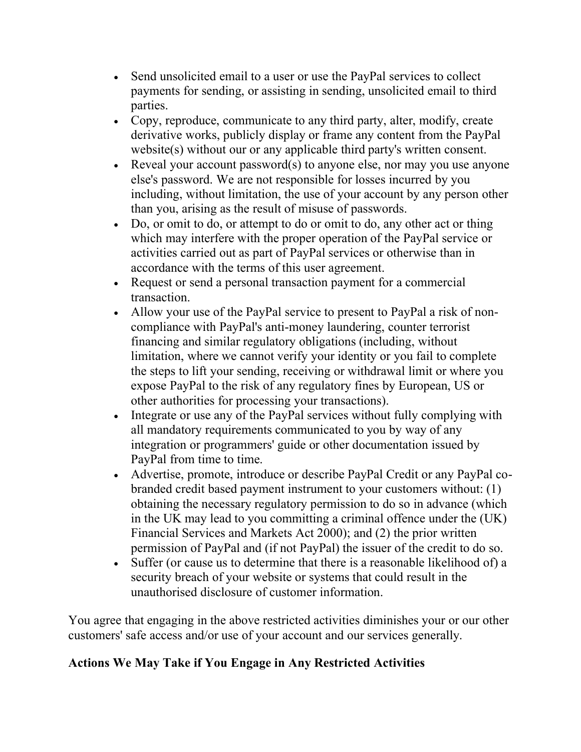- Send unsolicited email to a user or use the PayPal services to collect payments for sending, or assisting in sending, unsolicited email to third parties.
- Copy, reproduce, communicate to any third party, alter, modify, create derivative works, publicly display or frame any content from the PayPal website(s) without our or any applicable third party's written consent.
- Reveal your account password(s) to anyone else, nor may you use anyone else's password. We are not responsible for losses incurred by you including, without limitation, the use of your account by any person other than you, arising as the result of misuse of passwords.
- Do, or omit to do, or attempt to do or omit to do, any other act or thing which may interfere with the proper operation of the PayPal service or activities carried out as part of PayPal services or otherwise than in accordance with the terms of this user agreement.
- Request or send a personal transaction payment for a commercial transaction.
- Allow your use of the PayPal service to present to PayPal a risk of non-compliance with PayPal's anti-money laundering, counter terrorist financing and similar regulatory obligations (including, without limitation, where we cannot verify your identity or you fail to complete the steps to lift your sending, receiving or withdrawal limit or where you expose PayPal to the risk of any regulatory fines by European, US or other authorities for processing your transactions).
- Integrate or use any of the PayPal services without fully complying with all mandatory requirements communicated to you by way of any integration or programmers' guide or other documentation issued by PayPal from time to time.
- Advertise, promote, introduce or describe PayPal Credit or any PayPal co-branded credit based payment instrument to your customers without: (1) obtaining the necessary regulatory permission to do so in advance (which in the UK may lead to you committing a criminal offence under the (UK) Financial Services and Markets Act 2000); and (2) the prior written permission of PayPal and (if not PayPal) the issuer of the credit to do so.
- Suffer (or cause us to determine that there is a reasonable likelihood of) a security breach of your website or systems that could result in the unauthorised disclosure of customer information.

You agree that engaging in the above restricted activities diminishes your or our other customers' safe access and/or use of your account and our services generally.

### Actions We May Take if You Engage in Any Restricted Activities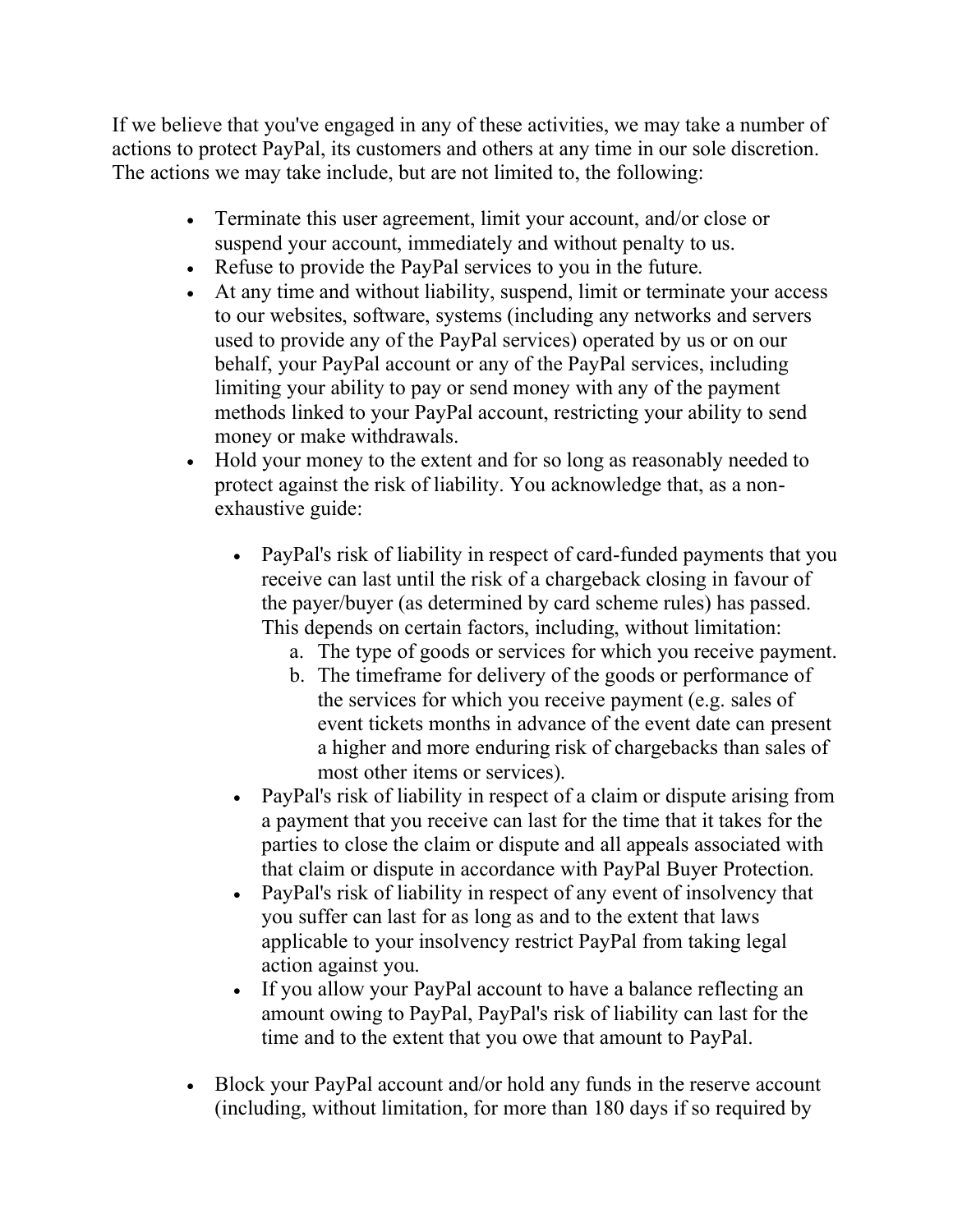If we believe that you've engaged in any of these activities, we may take a number of actions to protect PayPal, its customers and others at any time in our sole discretion. The actions we may take include, but are not limited to, the following:

- Terminate this user agreement, limit your account, and/or close or suspend your account, immediately and without penalty to us.
- Refuse to provide the PayPal services to you in the future.
- At any time and without liability, suspend, limit or terminate your access to our websites, software, systems (including any networks and servers used to provide any of the PayPal services) operated by us or on our behalf, your PayPal account or any of the PayPal services, including limiting your ability to pay or send money with any of the payment methods linked to your PayPal account, restricting your ability to send money or make withdrawals.
- Hold your money to the extent and for so long as reasonably needed to protect against the risk of liability. You acknowledge that, as a non-exhaustive guide:
    - PayPal's risk of liability in respect of card-funded payments that you receive can last until the risk of a chargeback closing in favour of the payer/buyer (as determined by card scheme rules) has passed. This depends on certain factors, including, without limitation:
        a. The type of goods or services for which you receive payment.
        b. The timeframe for delivery of the goods or performance of the services for which you receive payment (e.g. sales of event tickets months in advance of the event date can present a higher and more enduring risk of chargebacks than sales of most other items or services).
    - PayPal's risk of liability in respect of a claim or dispute arising from a payment that you receive can last for the time that it takes for the parties to close the claim or dispute and all appeals associated with that claim or dispute in accordance with PayPal Buyer Protection.
    - PayPal's risk of liability in respect of any event of insolvency that you suffer can last for as long as and to the extent that laws applicable to your insolvency restrict PayPal from taking legal action against you.
    - If you allow your PayPal account to have a balance reflecting an amount owing to PayPal, PayPal's risk of liability can last for the time and to the extent that you owe that amount to PayPal.
- Block your PayPal account and/or hold any funds in the reserve account (including, without limitation, for more than 180 days if so required by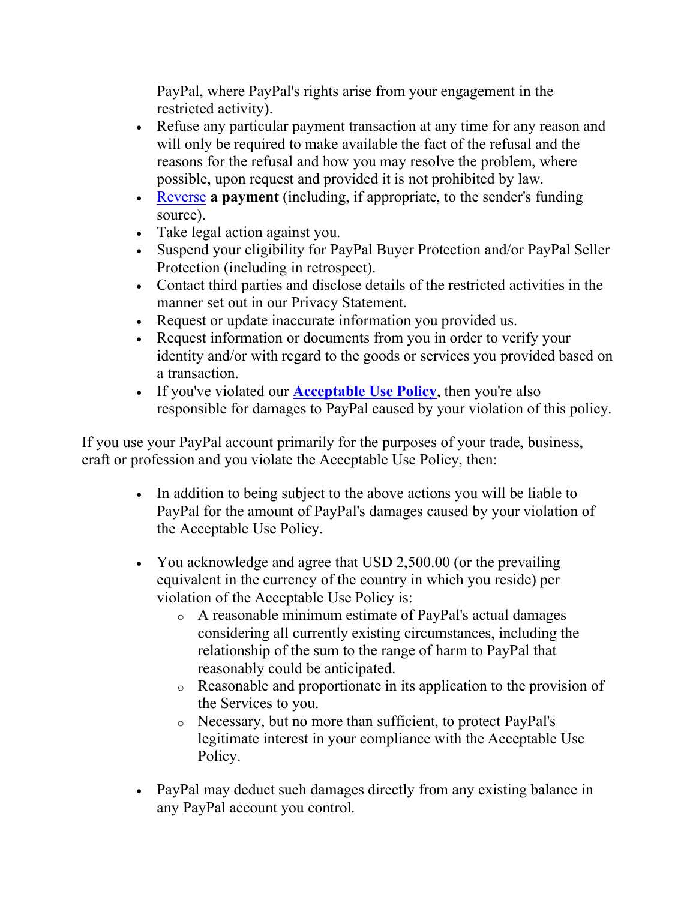PayPal, where PayPal's rights arise from your engagement in the restricted activity).

- Refuse any particular payment transaction at any time for any reason and will only be required to make available the fact of the refusal and the reasons for the refusal and how you may resolve the problem, where possible, upon request and provided it is not prohibited by law.
- Reverse **a payment** (including, if appropriate, to the sender's funding source).
- Take legal action against you.
- Suspend your eligibility for PayPal Buyer Protection and/or PayPal Seller Protection (including in retrospect).
- Contact third parties and disclose details of the restricted activities in the manner set out in our Privacy Statement.
- Request or update inaccurate information you provided us.
- Request information or documents from you in order to verify your identity and/or with regard to the goods or services you provided based on a transaction.
- If you've violated our **Acceptable Use Policy**, then you're also responsible for damages to PayPal caused by your violation of this policy.

If you use your PayPal account primarily for the purposes of your trade, business, craft or profession and you violate the Acceptable Use Policy, then:

- In addition to being subject to the above actions you will be liable to PayPal for the amount of PayPal's damages caused by your violation of the Acceptable Use Policy.
- You acknowledge and agree that USD 2,500.00 (or the prevailing equivalent in the currency of the country in which you reside) per violation of the Acceptable Use Policy is:
  - A reasonable minimum estimate of PayPal's actual damages considering all currently existing circumstances, including the relationship of the sum to the range of harm to PayPal that reasonably could be anticipated.
  - Reasonable and proportionate in its application to the provision of the Services to you.
  - Necessary, but no more than sufficient, to protect PayPal's legitimate interest in your compliance with the Acceptable Use Policy.
- PayPal may deduct such damages directly from any existing balance in any PayPal account you control.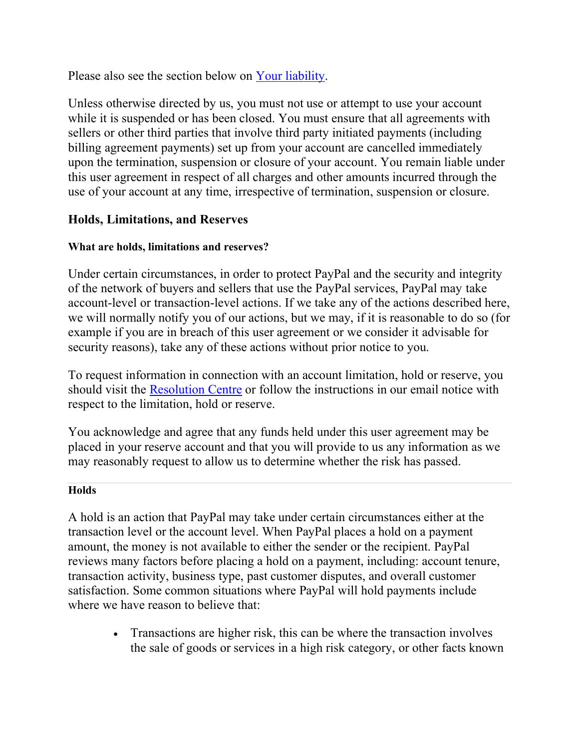Please also see the section below on [Your liability](#).

Unless otherwise directed by us, you must not use or attempt to use your account while it is suspended or has been closed. You must ensure that all agreements with sellers or other third parties that involve third party initiated payments (including billing agreement payments) set up from your account are cancelled immediately upon the termination, suspension or closure of your account. You remain liable under this user agreement in respect of all charges and other amounts incurred through the use of your account at any time, irrespective of termination, suspension or closure.

### Holds, Limitations, and Reserves

#### What are holds, limitations and reserves?

Under certain circumstances, in order to protect PayPal and the security and integrity of the network of buyers and sellers that use the PayPal services, PayPal may take account-level or transaction-level actions. If we take any of the actions described here, we will normally notify you of our actions, but we may, if it is reasonable to do so (for example if you are in breach of this user agreement or we consider it advisable for security reasons), take any of these actions without prior notice to you.

To request information in connection with an account limitation, hold or reserve, you should visit the [Resolution Centre](#) or follow the instructions in our email notice with respect to the limitation, hold or reserve.

You acknowledge and agree that any funds held under this user agreement may be placed in your reserve account and that you will provide to us any information as we may reasonably request to allow us to determine whether the risk has passed.

---

#### Holds

A hold is an action that PayPal may take under certain circumstances either at the transaction level or the account level. When PayPal places a hold on a payment amount, the money is not available to either the sender or the recipient. PayPal reviews many factors before placing a hold on a payment, including: account tenure, transaction activity, business type, past customer disputes, and overall customer satisfaction. Some common situations where PayPal will hold payments include where we have reason to believe that:

- Transactions are higher risk, this can be where the transaction involves the sale of goods or services in a high risk category, or other facts known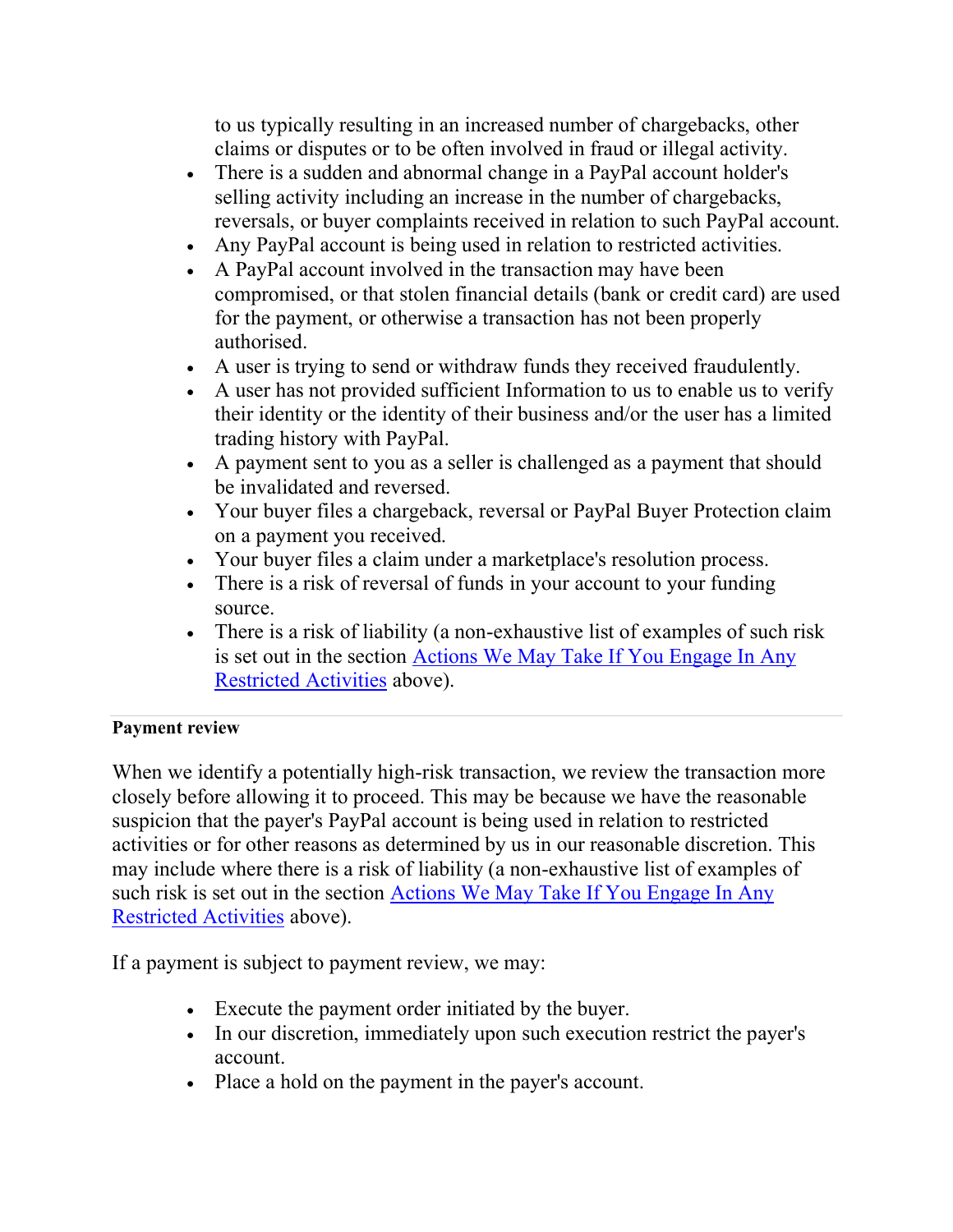to us typically resulting in an increased number of chargebacks, other claims or disputes or to be often involved in fraud or illegal activity.
- There is a sudden and abnormal change in a PayPal account holder's selling activity including an increase in the number of chargebacks, reversals, or buyer complaints received in relation to such PayPal account.
- Any PayPal account is being used in relation to restricted activities.
- A PayPal account involved in the transaction may have been compromised, or that stolen financial details (bank or credit card) are used for the payment, or otherwise a transaction has not been properly authorised.
- A user is trying to send or withdraw funds they received fraudulently.
- A user has not provided sufficient Information to us to enable us to verify their identity or the identity of their business and/or the user has a limited trading history with PayPal.
- A payment sent to you as a seller is challenged as a payment that should be invalidated and reversed.
- Your buyer files a chargeback, reversal or PayPal Buyer Protection claim on a payment you received.
- Your buyer files a claim under a marketplace's resolution process.
- There is a risk of reversal of funds in your account to your funding source.
- There is a risk of liability (a non-exhaustive list of examples of such risk is set out in the section Actions We May Take If You Engage In Any Restricted Activities above).

**Payment review**

When we identify a potentially high-risk transaction, we review the transaction more closely before allowing it to proceed. This may be because we have the reasonable suspicion that the payer's PayPal account is being used in relation to restricted activities or for other reasons as determined by us in our reasonable discretion. This may include where there is a risk of liability (a non-exhaustive list of examples of such risk is set out in the section Actions We May Take If You Engage In Any Restricted Activities above).

If a payment is subject to payment review, we may:

- Execute the payment order initiated by the buyer.
- In our discretion, immediately upon such execution restrict the payer's account.
- Place a hold on the payment in the payer's account.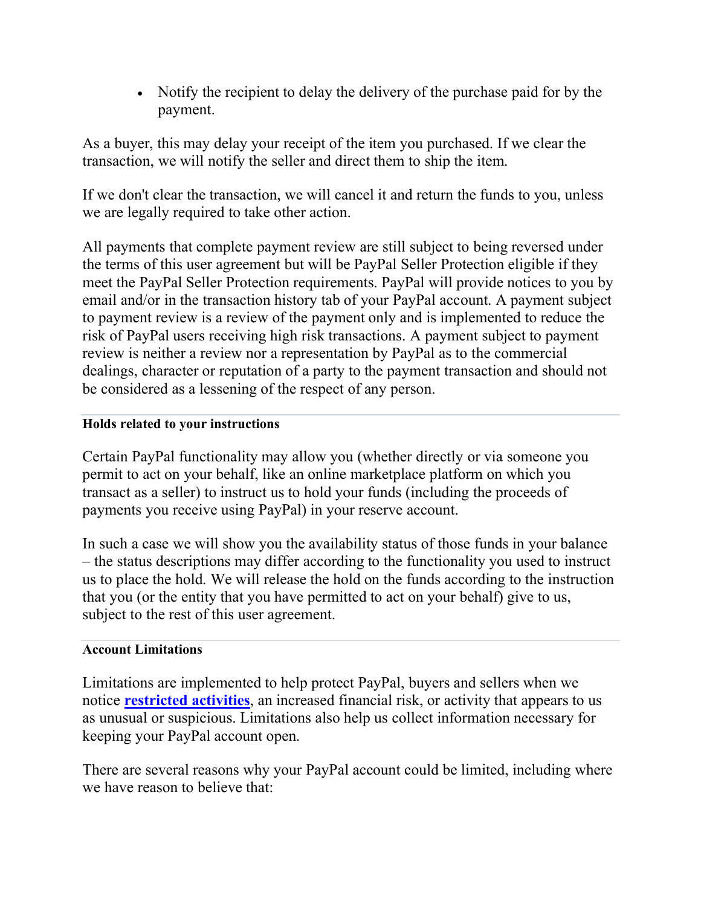- Notify the recipient to delay the delivery of the purchase paid for by the payment.

As a buyer, this may delay your receipt of the item you purchased. If we clear the transaction, we will notify the seller and direct them to ship the item.

If we don't clear the transaction, we will cancel it and return the funds to you, unless we are legally required to take other action.

All payments that complete payment review are still subject to being reversed under the terms of this user agreement but will be PayPal Seller Protection eligible if they meet the PayPal Seller Protection requirements. PayPal will provide notices to you by email and/or in the transaction history tab of your PayPal account. A payment subject to payment review is a review of the payment only and is implemented to reduce the risk of PayPal users receiving high risk transactions. A payment subject to payment review is neither a review nor a representation by PayPal as to the commercial dealings, character or reputation of a party to the payment transaction and should not be considered as a lessening of the respect of any person.

---

**Holds related to your instructions**

Certain PayPal functionality may allow you (whether directly or via someone you permit to act on your behalf, like an online marketplace platform on which you transact as a seller) to instruct us to hold your funds (including the proceeds of payments you receive using PayPal) in your reserve account.

In such a case we will show you the availability status of those funds in your balance – the status descriptions may differ according to the functionality you used to instruct us to place the hold. We will release the hold on the funds according to the instruction that you (or the entity that you have permitted to act on your behalf) give to us, subject to the rest of this user agreement.

---

**Account Limitations**

Limitations are implemented to help protect PayPal, buyers and sellers when we notice **restricted activities**, an increased financial risk, or activity that appears to us as unusual or suspicious. Limitations also help us collect information necessary for keeping your PayPal account open.

There are several reasons why your PayPal account could be limited, including where we have reason to believe that: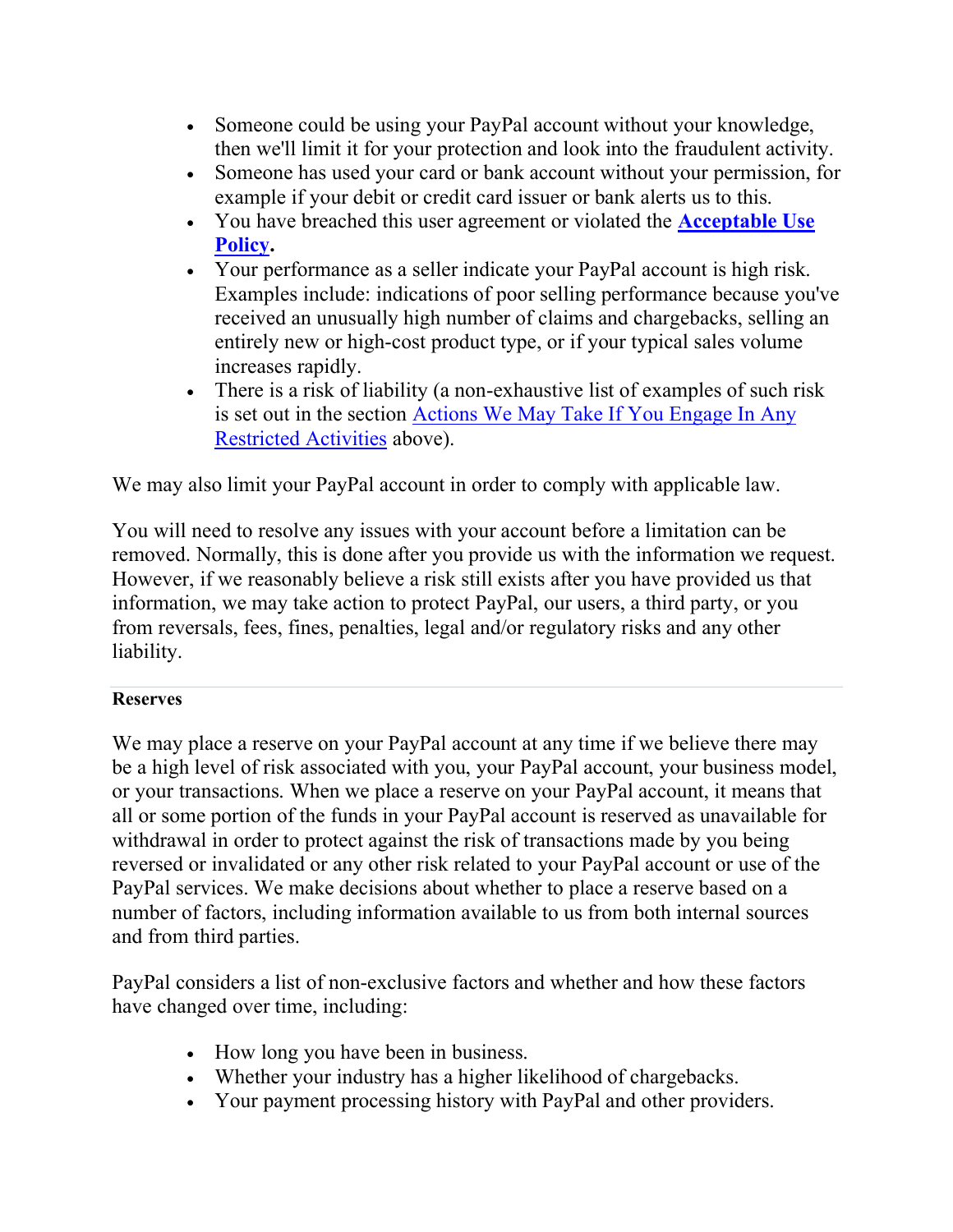- Someone could be using your PayPal account without your knowledge, then we'll limit it for your protection and look into the fraudulent activity.
- Someone has used your card or bank account without your permission, for example if your debit or credit card issuer or bank alerts us to this.
- You have breached this user agreement or violated the **Acceptable Use Policy**.
- Your performance as a seller indicate your PayPal account is high risk. Examples include: indications of poor selling performance because you've received an unusually high number of claims and chargebacks, selling an entirely new or high-cost product type, or if your typical sales volume increases rapidly.
- There is a risk of liability (a non-exhaustive list of examples of such risk is set out in the section Actions We May Take If You Engage In Any Restricted Activities above).

We may also limit your PayPal account in order to comply with applicable law.

You will need to resolve any issues with your account before a limitation can be removed. Normally, this is done after you provide us with the information we request. However, if we reasonably believe a risk still exists after you have provided us that information, we may take action to protect PayPal, our users, a third party, or you from reversals, fees, fines, penalties, legal and/or regulatory risks and any other liability.

**Reserves**

We may place a reserve on your PayPal account at any time if we believe there may be a high level of risk associated with you, your PayPal account, your business model, or your transactions. When we place a reserve on your PayPal account, it means that all or some portion of the funds in your PayPal account is reserved as unavailable for withdrawal in order to protect against the risk of transactions made by you being reversed or invalidated or any other risk related to your PayPal account or use of the PayPal services. We make decisions about whether to place a reserve based on a number of factors, including information available to us from both internal sources and from third parties.

PayPal considers a list of non-exclusive factors and whether and how these factors have changed over time, including:

- How long you have been in business.
- Whether your industry has a higher likelihood of chargebacks.
- Your payment processing history with PayPal and other providers.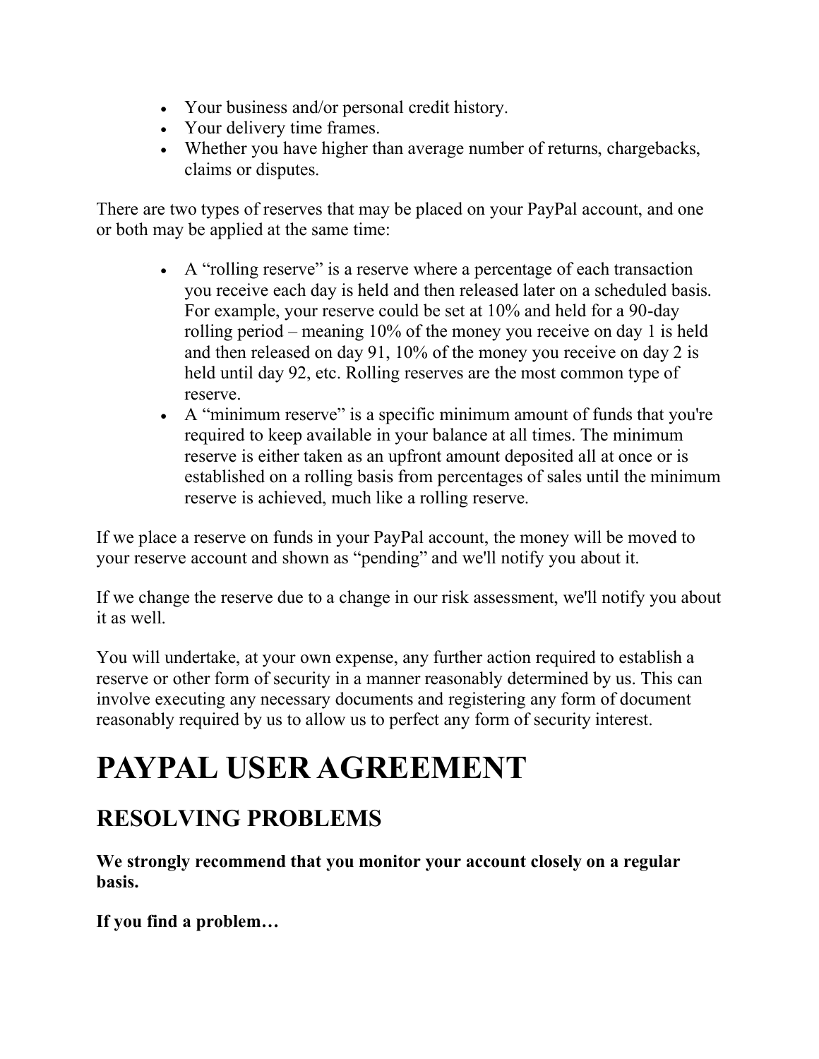- Your business and/or personal credit history.
- Your delivery time frames.
- Whether you have higher than average number of returns, chargebacks, claims or disputes.

There are two types of reserves that may be placed on your PayPal account, and one or both may be applied at the same time:

- A “rolling reserve” is a reserve where a percentage of each transaction you receive each day is held and then released later on a scheduled basis. For example, your reserve could be set at 10% and held for a 90-day rolling period – meaning 10% of the money you receive on day 1 is held and then released on day 91, 10% of the money you receive on day 2 is held until day 92, etc. Rolling reserves are the most common type of reserve.
- A “minimum reserve” is a specific minimum amount of funds that you're required to keep available in your balance at all times. The minimum reserve is either taken as an upfront amount deposited all at once or is established on a rolling basis from percentages of sales until the minimum reserve is achieved, much like a rolling reserve.

If we place a reserve on funds in your PayPal account, the money will be moved to your reserve account and shown as “pending” and we'll notify you about it.

If we change the reserve due to a change in our risk assessment, we'll notify you about it as well.

You will undertake, at your own expense, any further action required to establish a reserve or other form of security in a manner reasonably determined by us. This can involve executing any necessary documents and registering any form of document reasonably required by us to allow us to perfect any form of security interest.

# PAYPAL USER AGREEMENT

## RESOLVING PROBLEMS

**We strongly recommend that you monitor your account closely on a regular basis.**

**If you find a problem…**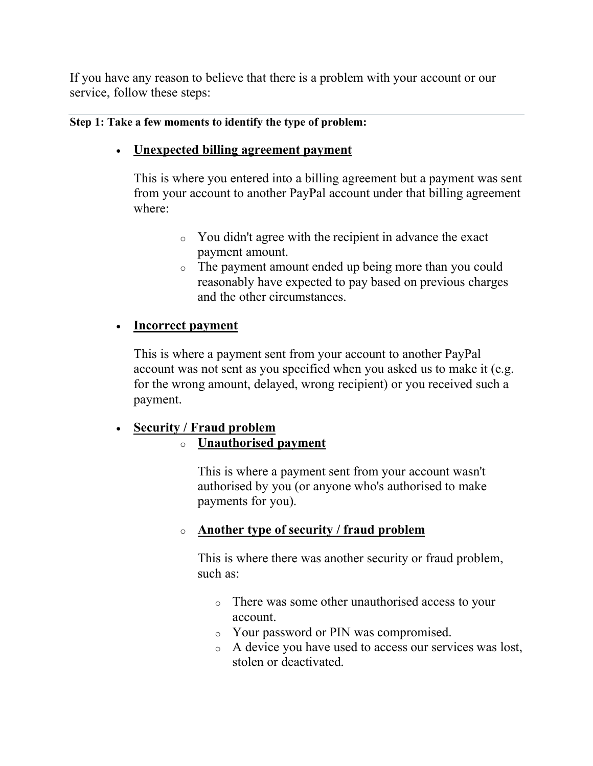If you have any reason to believe that there is a problem with your account or our service, follow these steps:

---

**Step 1: Take a few moments to identify the type of problem:**

- **Unexpected billing agreement payment**

  This is where you entered into a billing agreement but a payment was sent from your account to another PayPal account under that billing agreement where:

  - You didn't agree with the recipient in advance the exact payment amount.
  - The payment amount ended up being more than you could reasonably have expected to pay based on previous charges and the other circumstances.

- **Incorrect payment**

  This is where a payment sent from your account to another PayPal account was not sent as you specified when you asked us to make it (e.g. for the wrong amount, delayed, wrong recipient) or you received such a payment.

- **Security / Fraud problem**
  - **Unauthorised payment**

    This is where a payment sent from your account wasn't authorised by you (or anyone who's authorised to make payments for you).

  - **Another type of security / fraud problem**

    This is where there was another security or fraud problem, such as:

    - There was some other unauthorised access to your account.
    - Your password or PIN was compromised.
    - A device you have used to access our services was lost, stolen or deactivated.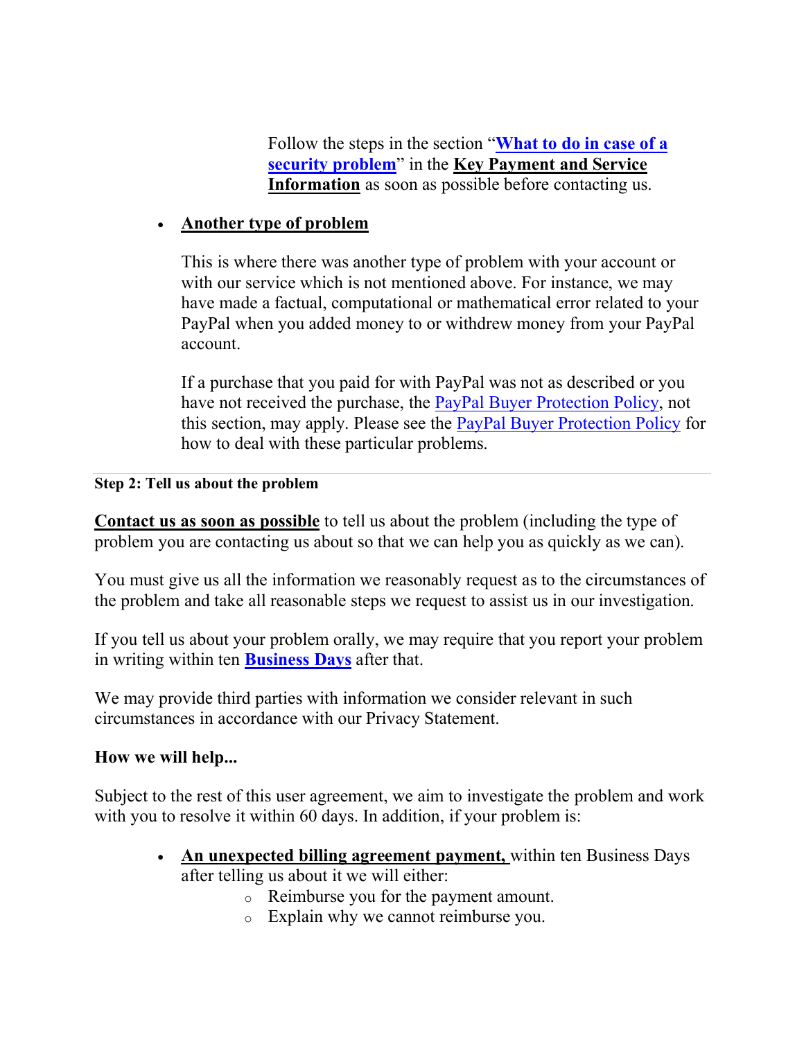Follow the steps in the section "**What to do in case of a security problem**" in the **Key Payment and Service Information** as soon as possible before contacting us.

- **Another type of problem**

  This is where there was another type of problem with your account or with our service which is not mentioned above. For instance, we may have made a factual, computational or mathematical error related to your PayPal when you added money to or withdrew money from your PayPal account.

  If a purchase that you paid for with PayPal was not as described or you have not received the purchase, the PayPal Buyer Protection Policy, not this section, may apply. Please see the PayPal Buyer Protection Policy for how to deal with these particular problems.

---

**Step 2: Tell us about the problem**

**Contact us as soon as possible** to tell us about the problem (including the type of problem you are contacting us about so that we can help you as quickly as we can).

You must give us all the information we reasonably request as to the circumstances of the problem and take all reasonable steps we request to assist us in our investigation.

If you tell us about your problem orally, we may require that you report your problem in writing within ten **Business Days** after that.

We may provide third parties with information we consider relevant in such circumstances in accordance with our Privacy Statement.

**How we will help...**

Subject to the rest of this user agreement, we aim to investigate the problem and work with you to resolve it within 60 days. In addition, if your problem is:

- **An unexpected billing agreement payment,** within ten Business Days after telling us about it we will either:
  - Reimburse you for the payment amount.
  - Explain why we cannot reimburse you.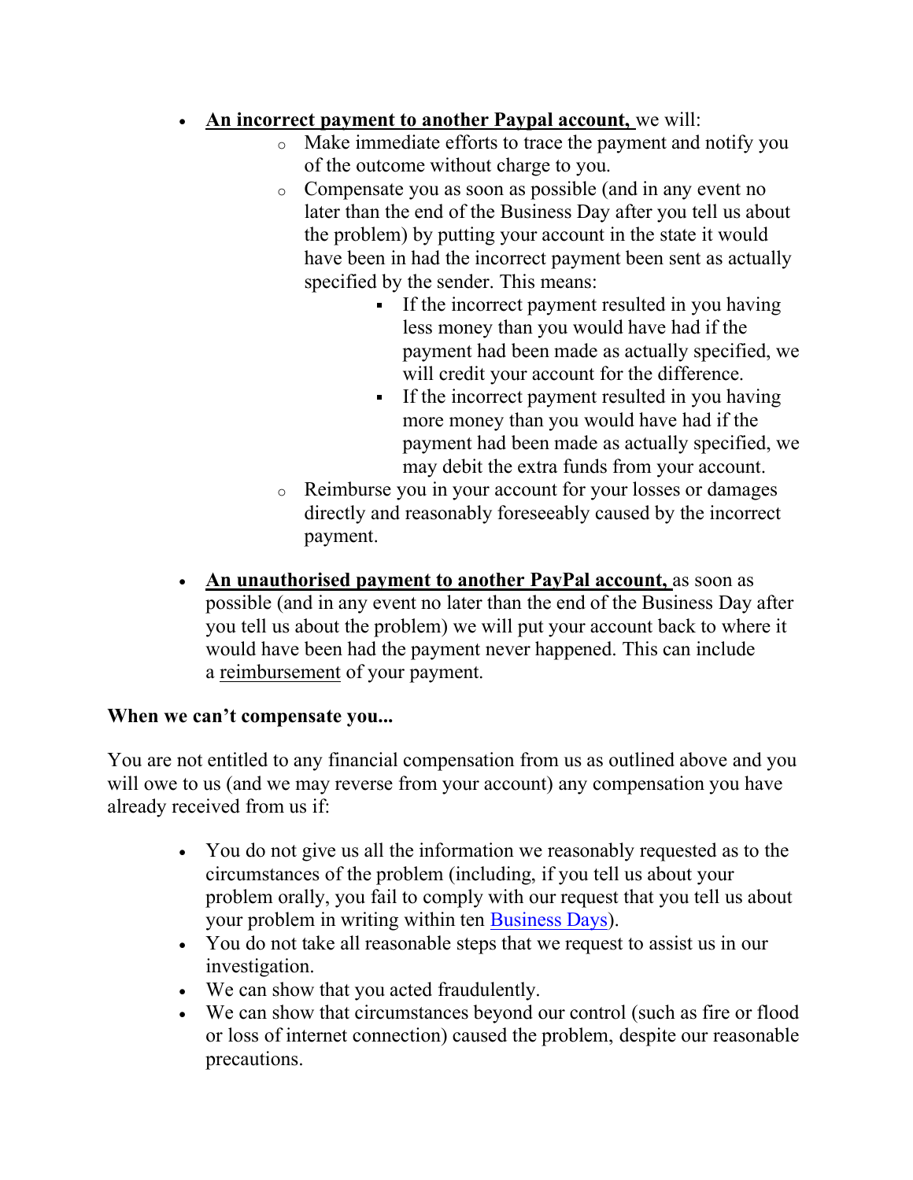- **An incorrect payment to another Paypal account,** we will:
  - Make immediate efforts to trace the payment and notify you of the outcome without charge to you.
  - Compensate you as soon as possible (and in any event no later than the end of the Business Day after you tell us about the problem) by putting your account in the state it would have been in had the incorrect payment been sent as actually specified by the sender. This means:
    - If the incorrect payment resulted in you having less money than you would have had if the payment had been made as actually specified, we will credit your account for the difference.
    - If the incorrect payment resulted in you having more money than you would have had if the payment had been made as actually specified, we may debit the extra funds from your account.
  - Reimburse you in your account for your losses or damages directly and reasonably foreseeably caused by the incorrect payment.

- **An unauthorised payment to another PayPal account,** as soon as possible (and in any event no later than the end of the Business Day after you tell us about the problem) we will put your account back to where it would have been had the payment never happened. This can include a reimbursement of your payment.

**When we can't compensate you...**

You are not entitled to any financial compensation from us as outlined above and you will owe to us (and we may reverse from your account) any compensation you have already received from us if:

- You do not give us all the information we reasonably requested as to the circumstances of the problem (including, if you tell us about your problem orally, you fail to comply with our request that you tell us about your problem in writing within ten Business Days).
- You do not take all reasonable steps that we request to assist us in our investigation.
- We can show that you acted fraudulently.
- We can show that circumstances beyond our control (such as fire or flood or loss of internet connection) caused the problem, despite our reasonable precautions.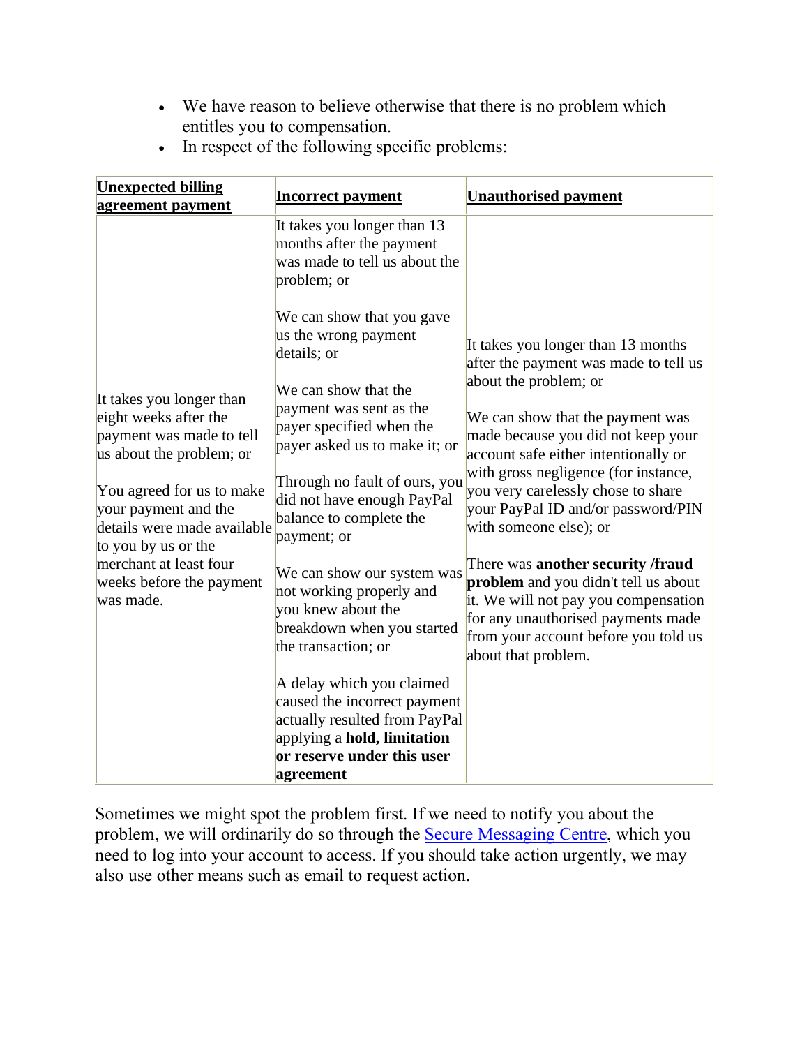- We have reason to believe otherwise that there is no problem which entitles you to compensation.
- In respect of the following specific problems:

| **Unexpected billing agreement payment** | **Incorrect payment** | **Unauthorised payment** |
|---|---|---|
| It takes you longer than eight weeks after the payment was made to tell us about the problem; or<br><br>You agreed for us to make your payment and the details were made available to you by us or the merchant at least four weeks before the payment was made. | It takes you longer than 13 months after the payment was made to tell us about the problem; or<br><br>We can show that you gave us the wrong payment details; or<br><br>We can show that the payment was sent as the payer specified when the payer asked us to make it; or<br><br>Through no fault of ours, you did not have enough PayPal balance to complete the payment; or<br><br>We can show our system was not working properly and you knew about the breakdown when you started the transaction; or<br><br>A delay which you claimed caused the incorrect payment actually resulted from PayPal applying a **hold, limitation or reserve under this user agreement** | It takes you longer than 13 months after the payment was made to tell us about the problem; or<br><br>We can show that the payment was made because you did not keep your account safe either intentionally or with gross negligence (for instance, you very carelessly chose to share your PayPal ID and/or password/PIN with someone else); or<br><br>There was **another security /fraud problem** and you didn't tell us about it. We will not pay you compensation for any unauthorised payments made from your account before you told us about that problem. |

Sometimes we might spot the problem first. If we need to notify you about the problem, we will ordinarily do so through the Secure Messaging Centre, which you need to log into your account to access. If you should take action urgently, we may also use other means such as email to request action.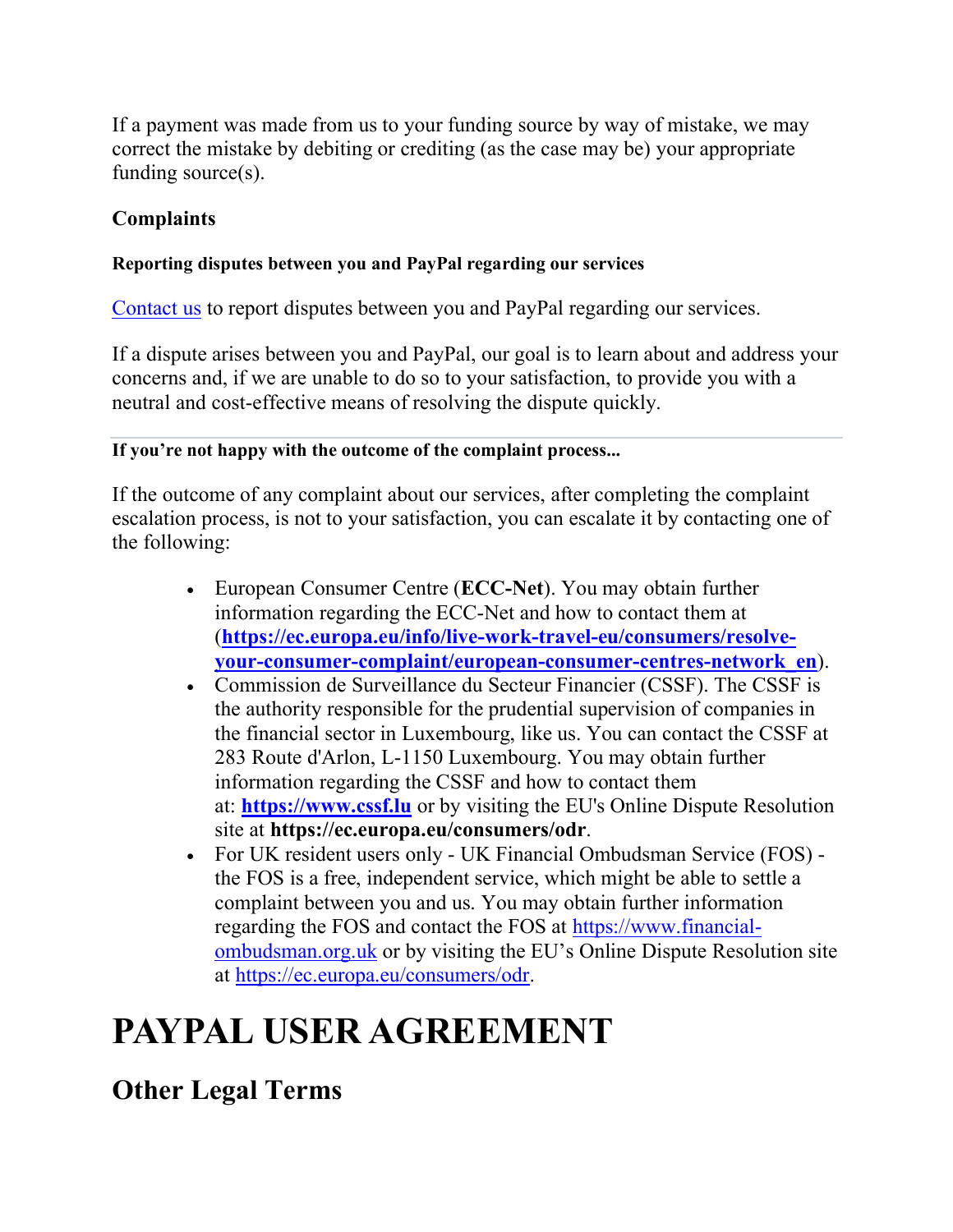If a payment was made from us to your funding source by way of mistake, we may correct the mistake by debiting or crediting (as the case may be) your appropriate funding source(s).

### Complaints

#### Reporting disputes between you and PayPal regarding our services

[Contact us](#) to report disputes between you and PayPal regarding our services.

If a dispute arises between you and PayPal, our goal is to learn about and address your concerns and, if we are unable to do so to your satisfaction, to provide you with a neutral and cost-effective means of resolving the dispute quickly.

---

#### If you're not happy with the outcome of the complaint process...

If the outcome of any complaint about our services, after completing the complaint escalation process, is not to your satisfaction, you can escalate it by contacting one of the following:

- European Consumer Centre (**ECC-Net**). You may obtain further information regarding the ECC-Net and how to contact them at (**https://ec.europa.eu/info/live-work-travel-eu/consumers/resolve-your-consumer-complaint/european-consumer-centres-network_en**).
- Commission de Surveillance du Secteur Financier (CSSF). The CSSF is the authority responsible for the prudential supervision of companies in the financial sector in Luxembourg, like us. You can contact the CSSF at 283 Route d'Arlon, L-1150 Luxembourg. You may obtain further information regarding the CSSF and how to contact them at: **https://www.cssf.lu** or by visiting the EU's Online Dispute Resolution site at **https://ec.europa.eu/consumers/odr**.
- For UK resident users only - UK Financial Ombudsman Service (FOS) - the FOS is a free, independent service, which might be able to settle a complaint between you and us. You may obtain further information regarding the FOS and contact the FOS at https://www.financial-ombudsman.org.uk or by visiting the EU's Online Dispute Resolution site at https://ec.europa.eu/consumers/odr.

# PAYPAL USER AGREEMENT

## Other Legal Terms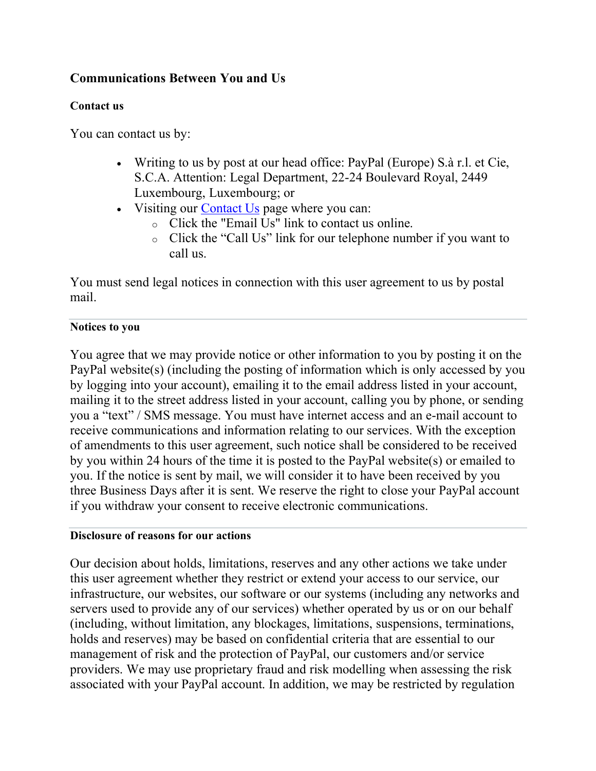## Communications Between You and Us

### Contact us

You can contact us by:

- Writing to us by post at our head office: PayPal (Europe) S.à r.l. et Cie, S.C.A. Attention: Legal Department, 22-24 Boulevard Royal, 2449 Luxembourg, Luxembourg; or
- Visiting our Contact Us page where you can:
  - Click the "Email Us" link to contact us online.
  - Click the "Call Us" link for our telephone number if you want to call us.

You must send legal notices in connection with this user agreement to us by postal mail.

---

### Notices to you

You agree that we may provide notice or other information to you by posting it on the PayPal website(s) (including the posting of information which is only accessed by you by logging into your account), emailing it to the email address listed in your account, mailing it to the street address listed in your account, calling you by phone, or sending you a "text" / SMS message. You must have internet access and an e-mail account to receive communications and information relating to our services. With the exception of amendments to this user agreement, such notice shall be considered to be received by you within 24 hours of the time it is posted to the PayPal website(s) or emailed to you. If the notice is sent by mail, we will consider it to have been received by you three Business Days after it is sent. We reserve the right to close your PayPal account if you withdraw your consent to receive electronic communications.

---

### Disclosure of reasons for our actions

Our decision about holds, limitations, reserves and any other actions we take under this user agreement whether they restrict or extend your access to our service, our infrastructure, our websites, our software or our systems (including any networks and servers used to provide any of our services) whether operated by us or on our behalf (including, without limitation, any blockages, limitations, suspensions, terminations, holds and reserves) may be based on confidential criteria that are essential to our management of risk and the protection of PayPal, our customers and/or service providers. We may use proprietary fraud and risk modelling when assessing the risk associated with your PayPal account. In addition, we may be restricted by regulation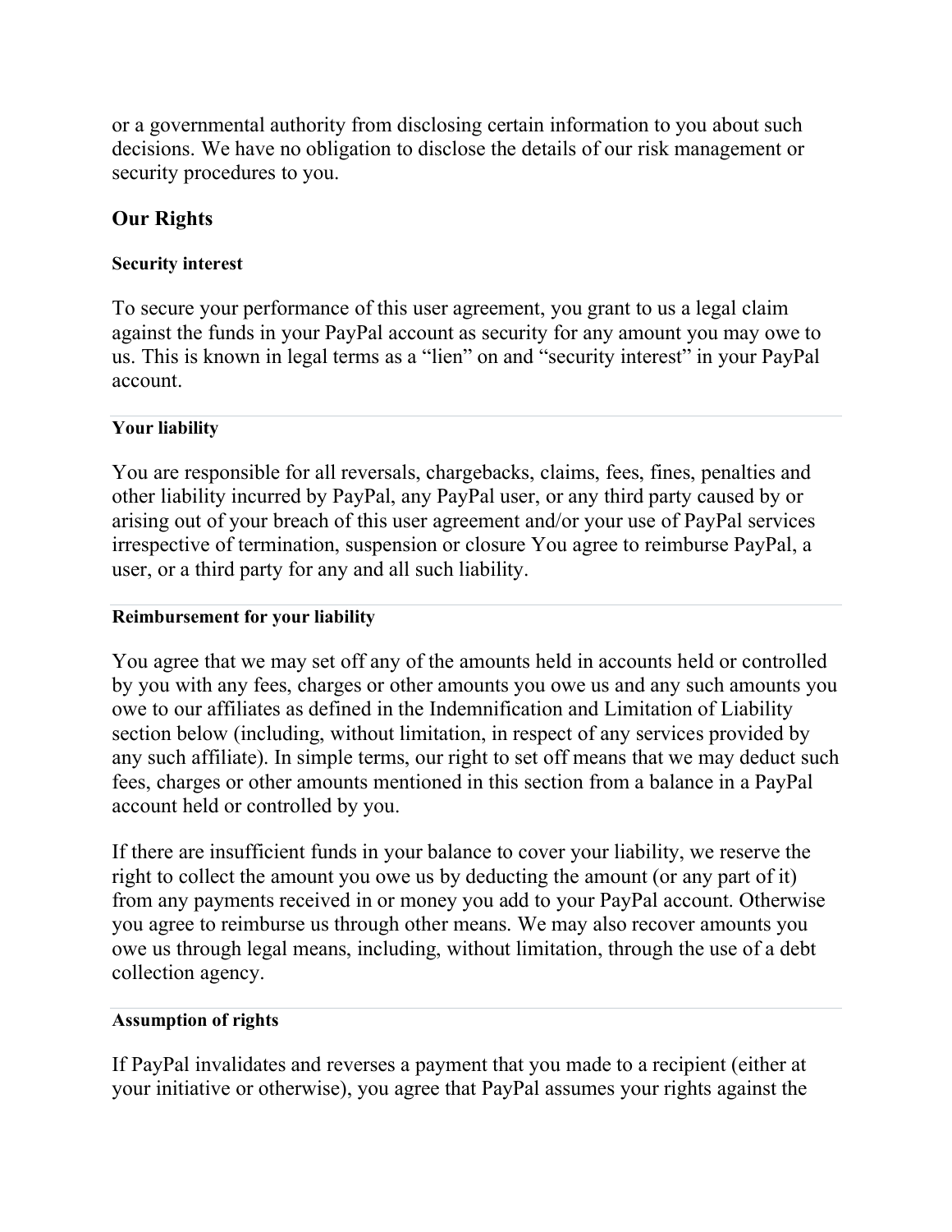or a governmental authority from disclosing certain information to you about such decisions. We have no obligation to disclose the details of our risk management or security procedures to you.

## Our Rights

#### Security interest

To secure your performance of this user agreement, you grant to us a legal claim against the funds in your PayPal account as security for any amount you may owe to us. This is known in legal terms as a “lien” on and “security interest” in your PayPal account.

---

#### Your liability

You are responsible for all reversals, chargebacks, claims, fees, fines, penalties and other liability incurred by PayPal, any PayPal user, or any third party caused by or arising out of your breach of this user agreement and/or your use of PayPal services irrespective of termination, suspension or closure You agree to reimburse PayPal, a user, or a third party for any and all such liability.

---

#### Reimbursement for your liability

You agree that we may set off any of the amounts held in accounts held or controlled by you with any fees, charges or other amounts you owe us and any such amounts you owe to our affiliates as defined in the Indemnification and Limitation of Liability section below (including, without limitation, in respect of any services provided by any such affiliate). In simple terms, our right to set off means that we may deduct such fees, charges or other amounts mentioned in this section from a balance in a PayPal account held or controlled by you.

If there are insufficient funds in your balance to cover your liability, we reserve the right to collect the amount you owe us by deducting the amount (or any part of it) from any payments received in or money you add to your PayPal account. Otherwise you agree to reimburse us through other means. We may also recover amounts you owe us through legal means, including, without limitation, through the use of a debt collection agency.

---

#### Assumption of rights

If PayPal invalidates and reverses a payment that you made to a recipient (either at your initiative or otherwise), you agree that PayPal assumes your rights against the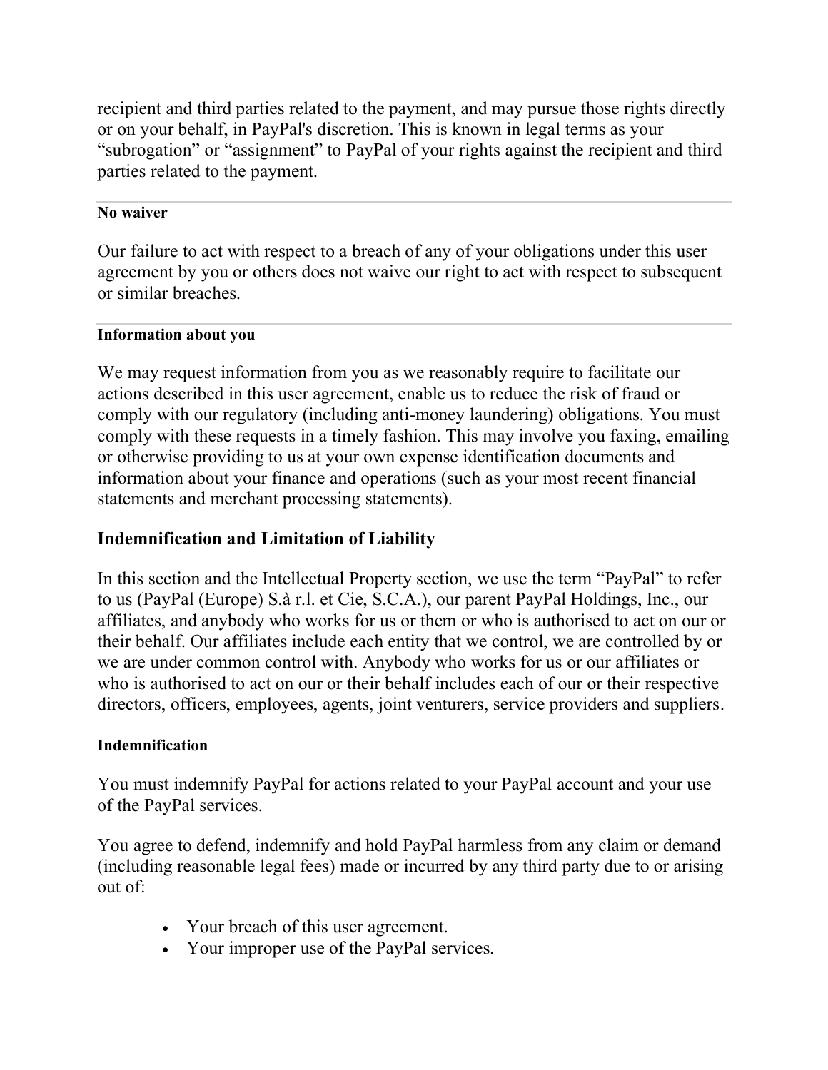recipient and third parties related to the payment, and may pursue those rights directly or on your behalf, in PayPal's discretion. This is known in legal terms as your “subrogation” or “assignment” to PayPal of your rights against the recipient and third parties related to the payment.

---

#### No waiver

Our failure to act with respect to a breach of any of your obligations under this user agreement by you or others does not waive our right to act with respect to subsequent or similar breaches.

---

#### Information about you

We may request information from you as we reasonably require to facilitate our actions described in this user agreement, enable us to reduce the risk of fraud or comply with our regulatory (including anti-money laundering) obligations. You must comply with these requests in a timely fashion. This may involve you faxing, emailing or otherwise providing to us at your own expense identification documents and information about your finance and operations (such as your most recent financial statements and merchant processing statements).

### Indemnification and Limitation of Liability

In this section and the Intellectual Property section, we use the term “PayPal” to refer to us (PayPal (Europe) S.à r.l. et Cie, S.C.A.), our parent PayPal Holdings, Inc., our affiliates, and anybody who works for us or them or who is authorised to act on our or their behalf. Our affiliates include each entity that we control, we are controlled by or we are under common control with. Anybody who works for us or our affiliates or who is authorised to act on our or their behalf includes each of our or their respective directors, officers, employees, agents, joint venturers, service providers and suppliers.

---

#### Indemnification

You must indemnify PayPal for actions related to your PayPal account and your use of the PayPal services.

You agree to defend, indemnify and hold PayPal harmless from any claim or demand (including reasonable legal fees) made or incurred by any third party due to or arising out of:

- Your breach of this user agreement.
- Your improper use of the PayPal services.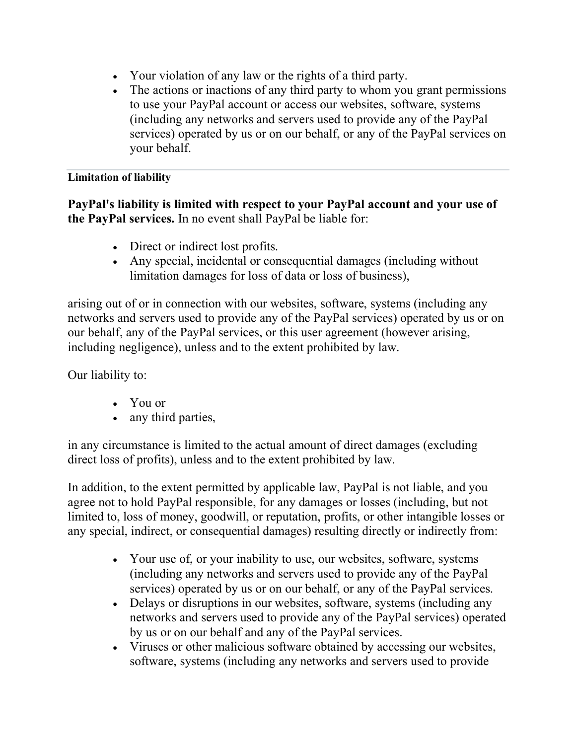- Your violation of any law or the rights of a third party.
- The actions or inactions of any third party to whom you grant permissions to use your PayPal account or access our websites, software, systems (including any networks and servers used to provide any of the PayPal services) operated by us or on our behalf, or any of the PayPal services on your behalf.

---

#### Limitation of liability

**PayPal's liability is limited with respect to your PayPal account and your use of the PayPal services.** In no event shall PayPal be liable for:

- Direct or indirect lost profits.
- Any special, incidental or consequential damages (including without limitation damages for loss of data or loss of business),

arising out of or in connection with our websites, software, systems (including any networks and servers used to provide any of the PayPal services) operated by us or on our behalf, any of the PayPal services, or this user agreement (however arising, including negligence), unless and to the extent prohibited by law.

Our liability to:

- You or
- any third parties,

in any circumstance is limited to the actual amount of direct damages (excluding direct loss of profits), unless and to the extent prohibited by law.

In addition, to the extent permitted by applicable law, PayPal is not liable, and you agree not to hold PayPal responsible, for any damages or losses (including, but not limited to, loss of money, goodwill, or reputation, profits, or other intangible losses or any special, indirect, or consequential damages) resulting directly or indirectly from:

- Your use of, or your inability to use, our websites, software, systems (including any networks and servers used to provide any of the PayPal services) operated by us or on our behalf, or any of the PayPal services.
- Delays or disruptions in our websites, software, systems (including any networks and servers used to provide any of the PayPal services) operated by us or on our behalf and any of the PayPal services.
- Viruses or other malicious software obtained by accessing our websites, software, systems (including any networks and servers used to provide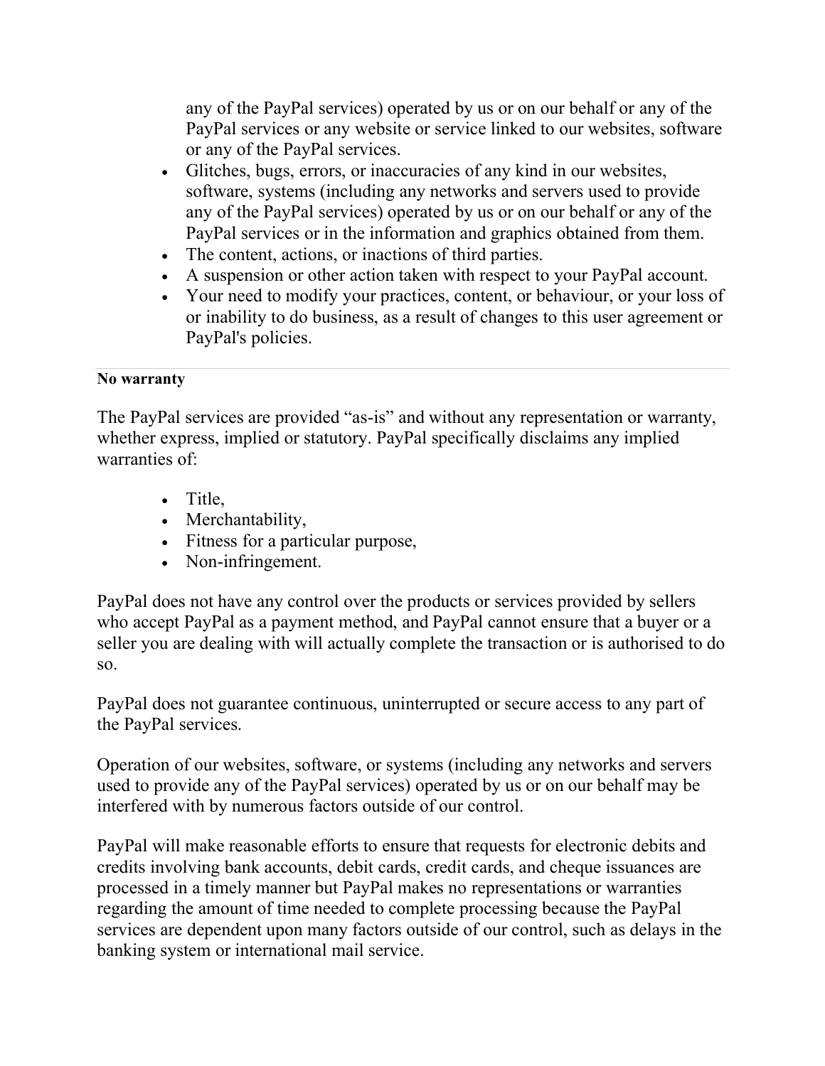any of the PayPal services) operated by us or on our behalf or any of the PayPal services or any website or service linked to our websites, software or any of the PayPal services.

- Glitches, bugs, errors, or inaccuracies of any kind in our websites, software, systems (including any networks and servers used to provide any of the PayPal services) operated by us or on our behalf or any of the PayPal services or in the information and graphics obtained from them.
- The content, actions, or inactions of third parties.
- A suspension or other action taken with respect to your PayPal account.
- Your need to modify your practices, content, or behaviour, or your loss of or inability to do business, as a result of changes to this user agreement or PayPal's policies.

---

**No warranty**

The PayPal services are provided "as-is" and without any representation or warranty, whether express, implied or statutory. PayPal specifically disclaims any implied warranties of:

- Title,
- Merchantability,
- Fitness for a particular purpose,
- Non-infringement.

PayPal does not have any control over the products or services provided by sellers who accept PayPal as a payment method, and PayPal cannot ensure that a buyer or a seller you are dealing with will actually complete the transaction or is authorised to do so.

PayPal does not guarantee continuous, uninterrupted or secure access to any part of the PayPal services.

Operation of our websites, software, or systems (including any networks and servers used to provide any of the PayPal services) operated by us or on our behalf may be interfered with by numerous factors outside of our control.

PayPal will make reasonable efforts to ensure that requests for electronic debits and credits involving bank accounts, debit cards, credit cards, and cheque issuances are processed in a timely manner but PayPal makes no representations or warranties regarding the amount of time needed to complete processing because the PayPal services are dependent upon many factors outside of our control, such as delays in the banking system or international mail service.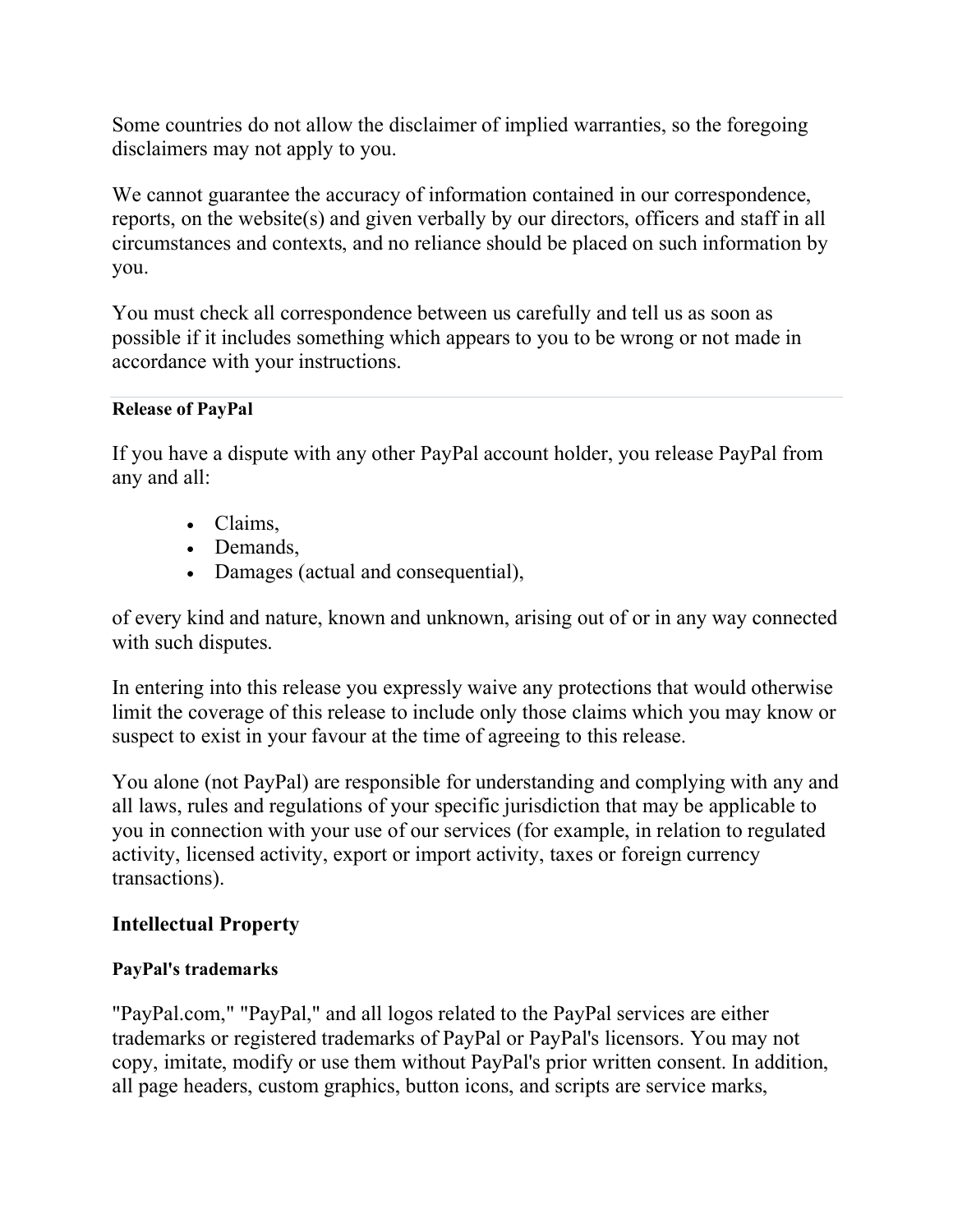Some countries do not allow the disclaimer of implied warranties, so the foregoing disclaimers may not apply to you.

We cannot guarantee the accuracy of information contained in our correspondence, reports, on the website(s) and given verbally by our directors, officers and staff in all circumstances and contexts, and no reliance should be placed on such information by you.

You must check all correspondence between us carefully and tell us as soon as possible if it includes something which appears to you to be wrong or not made in accordance with your instructions.

---

#### Release of PayPal

If you have a dispute with any other PayPal account holder, you release PayPal from any and all:

- Claims,
- Demands,
- Damages (actual and consequential),

of every kind and nature, known and unknown, arising out of or in any way connected with such disputes.

In entering into this release you expressly waive any protections that would otherwise limit the coverage of this release to include only those claims which you may know or suspect to exist in your favour at the time of agreeing to this release.

You alone (not PayPal) are responsible for understanding and complying with any and all laws, rules and regulations of your specific jurisdiction that may be applicable to you in connection with your use of our services (for example, in relation to regulated activity, licensed activity, export or import activity, taxes or foreign currency transactions).

### Intellectual Property

#### PayPal's trademarks

"PayPal.com," "PayPal," and all logos related to the PayPal services are either trademarks or registered trademarks of PayPal or PayPal's licensors. You may not copy, imitate, modify or use them without PayPal's prior written consent. In addition, all page headers, custom graphics, button icons, and scripts are service marks,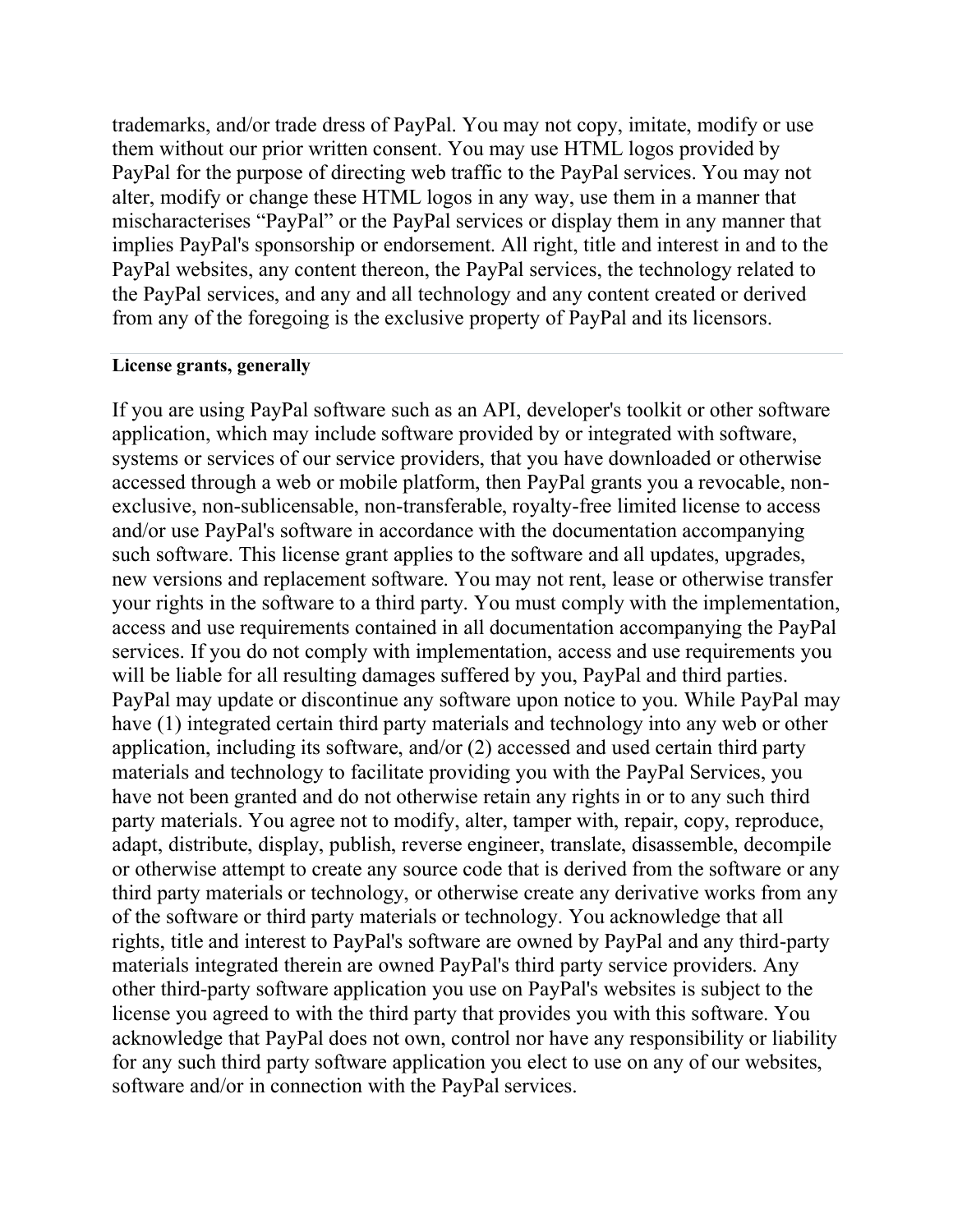trademarks, and/or trade dress of PayPal. You may not copy, imitate, modify or use them without our prior written consent. You may use HTML logos provided by PayPal for the purpose of directing web traffic to the PayPal services. You may not alter, modify or change these HTML logos in any way, use them in a manner that mischaracterises “PayPal” or the PayPal services or display them in any manner that implies PayPal's sponsorship or endorsement. All right, title and interest in and to the PayPal websites, any content thereon, the PayPal services, the technology related to the PayPal services, and any and all technology and any content created or derived from any of the foregoing is the exclusive property of PayPal and its licensors.

**License grants, generally**

If you are using PayPal software such as an API, developer's toolkit or other software application, which may include software provided by or integrated with software, systems or services of our service providers, that you have downloaded or otherwise accessed through a web or mobile platform, then PayPal grants you a revocable, non-exclusive, non-sublicensable, non-transferable, royalty-free limited license to access and/or use PayPal's software in accordance with the documentation accompanying such software. This license grant applies to the software and all updates, upgrades, new versions and replacement software. You may not rent, lease or otherwise transfer your rights in the software to a third party. You must comply with the implementation, access and use requirements contained in all documentation accompanying the PayPal services. If you do not comply with implementation, access and use requirements you will be liable for all resulting damages suffered by you, PayPal and third parties. PayPal may update or discontinue any software upon notice to you. While PayPal may have (1) integrated certain third party materials and technology into any web or other application, including its software, and/or (2) accessed and used certain third party materials and technology to facilitate providing you with the PayPal Services, you have not been granted and do not otherwise retain any rights in or to any such third party materials. You agree not to modify, alter, tamper with, repair, copy, reproduce, adapt, distribute, display, publish, reverse engineer, translate, disassemble, decompile or otherwise attempt to create any source code that is derived from the software or any third party materials or technology, or otherwise create any derivative works from any of the software or third party materials or technology. You acknowledge that all rights, title and interest to PayPal's software are owned by PayPal and any third-party materials integrated therein are owned PayPal's third party service providers. Any other third-party software application you use on PayPal's websites is subject to the license you agreed to with the third party that provides you with this software. You acknowledge that PayPal does not own, control nor have any responsibility or liability for any such third party software application you elect to use on any of our websites, software and/or in connection with the PayPal services.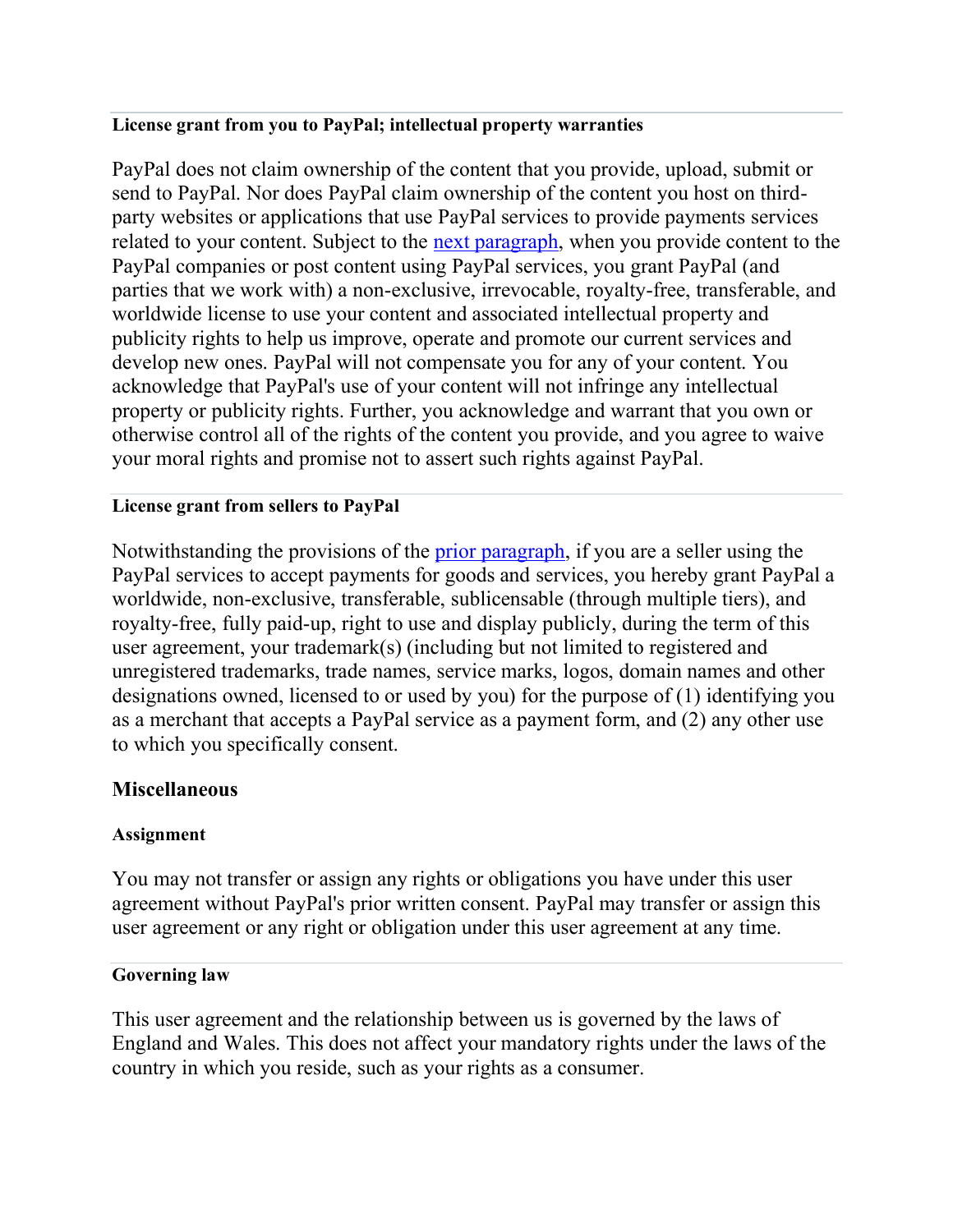#### License grant from you to PayPal; intellectual property warranties

PayPal does not claim ownership of the content that you provide, upload, submit or send to PayPal. Nor does PayPal claim ownership of the content you host on third-party websites or applications that use PayPal services to provide payments services related to your content. Subject to the next paragraph, when you provide content to the PayPal companies or post content using PayPal services, you grant PayPal (and parties that we work with) a non-exclusive, irrevocable, royalty-free, transferable, and worldwide license to use your content and associated intellectual property and publicity rights to help us improve, operate and promote our current services and develop new ones. PayPal will not compensate you for any of your content. You acknowledge that PayPal's use of your content will not infringe any intellectual property or publicity rights. Further, you acknowledge and warrant that you own or otherwise control all of the rights of the content you provide, and you agree to waive your moral rights and promise not to assert such rights against PayPal.

#### License grant from sellers to PayPal

Notwithstanding the provisions of the prior paragraph, if you are a seller using the PayPal services to accept payments for goods and services, you hereby grant PayPal a worldwide, non-exclusive, transferable, sublicensable (through multiple tiers), and royalty-free, fully paid-up, right to use and display publicly, during the term of this user agreement, your trademark(s) (including but not limited to registered and unregistered trademarks, trade names, service marks, logos, domain names and other designations owned, licensed to or used by you) for the purpose of (1) identifying you as a merchant that accepts a PayPal service as a payment form, and (2) any other use to which you specifically consent.

### Miscellaneous

#### Assignment

You may not transfer or assign any rights or obligations you have under this user agreement without PayPal's prior written consent. PayPal may transfer or assign this user agreement or any right or obligation under this user agreement at any time.

#### Governing law

This user agreement and the relationship between us is governed by the laws of England and Wales. This does not affect your mandatory rights under the laws of the country in which you reside, such as your rights as a consumer.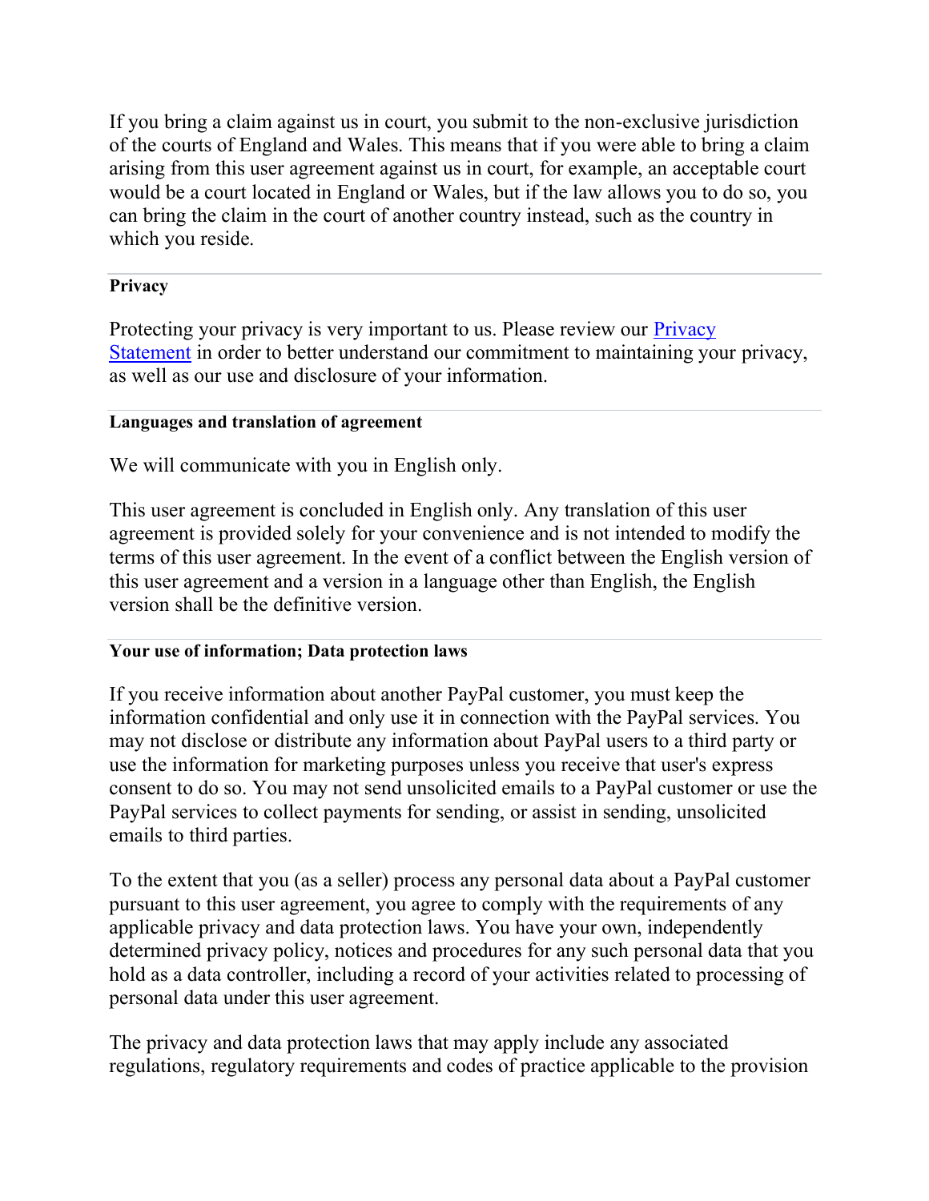If you bring a claim against us in court, you submit to the non-exclusive jurisdiction of the courts of England and Wales. This means that if you were able to bring a claim arising from this user agreement against us in court, for example, an acceptable court would be a court located in England or Wales, but if the law allows you to do so, you can bring the claim in the court of another country instead, such as the country in which you reside.

**Privacy**

Protecting your privacy is very important to us. Please review our [Privacy Statement]() in order to better understand our commitment to maintaining your privacy, as well as our use and disclosure of your information.

**Languages and translation of agreement**

We will communicate with you in English only.

This user agreement is concluded in English only. Any translation of this user agreement is provided solely for your convenience and is not intended to modify the terms of this user agreement. In the event of a conflict between the English version of this user agreement and a version in a language other than English, the English version shall be the definitive version.

**Your use of information; Data protection laws**

If you receive information about another PayPal customer, you must keep the information confidential and only use it in connection with the PayPal services. You may not disclose or distribute any information about PayPal users to a third party or use the information for marketing purposes unless you receive that user's express consent to do so. You may not send unsolicited emails to a PayPal customer or use the PayPal services to collect payments for sending, or assist in sending, unsolicited emails to third parties.

To the extent that you (as a seller) process any personal data about a PayPal customer pursuant to this user agreement, you agree to comply with the requirements of any applicable privacy and data protection laws. You have your own, independently determined privacy policy, notices and procedures for any such personal data that you hold as a data controller, including a record of your activities related to processing of personal data under this user agreement.

The privacy and data protection laws that may apply include any associated regulations, regulatory requirements and codes of practice applicable to the provision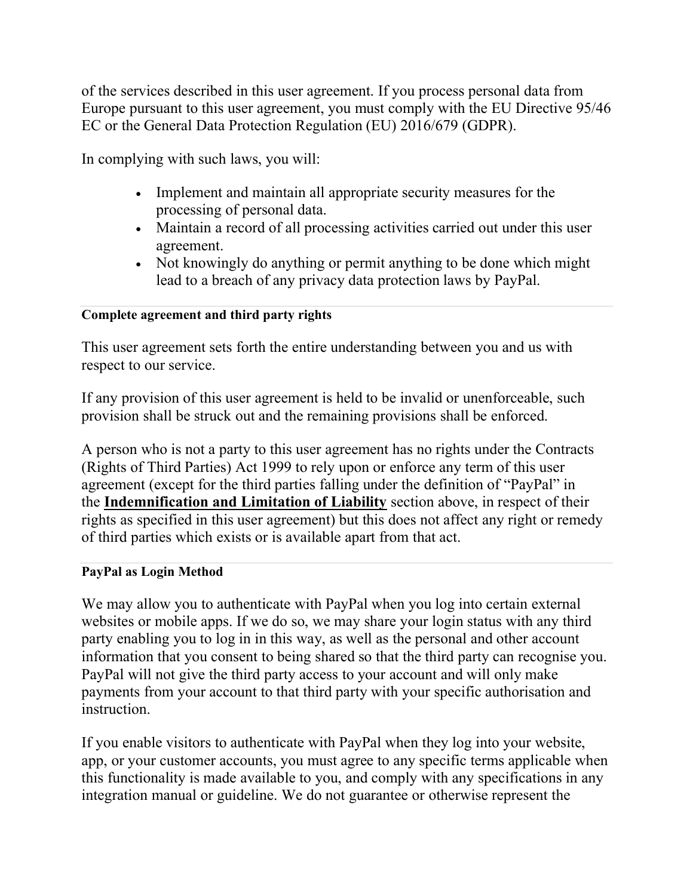of the services described in this user agreement. If you process personal data from Europe pursuant to this user agreement, you must comply with the EU Directive 95/46 EC or the General Data Protection Regulation (EU) 2016/679 (GDPR).

In complying with such laws, you will:

- Implement and maintain all appropriate security measures for the processing of personal data.
- Maintain a record of all processing activities carried out under this user agreement.
- Not knowingly do anything or permit anything to be done which might lead to a breach of any privacy data protection laws by PayPal.

---

#### Complete agreement and third party rights

This user agreement sets forth the entire understanding between you and us with respect to our service.

If any provision of this user agreement is held to be invalid or unenforceable, such provision shall be struck out and the remaining provisions shall be enforced.

A person who is not a party to this user agreement has no rights under the Contracts (Rights of Third Parties) Act 1999 to rely upon or enforce any term of this user agreement (except for the third parties falling under the definition of "PayPal" in the **Indemnification and Limitation of Liability** section above, in respect of their rights as specified in this user agreement) but this does not affect any right or remedy of third parties which exists or is available apart from that act.

---

#### PayPal as Login Method

We may allow you to authenticate with PayPal when you log into certain external websites or mobile apps. If we do so, we may share your login status with any third party enabling you to log in in this way, as well as the personal and other account information that you consent to being shared so that the third party can recognise you. PayPal will not give the third party access to your account and will only make payments from your account to that third party with your specific authorisation and instruction.

If you enable visitors to authenticate with PayPal when they log into your website, app, or your customer accounts, you must agree to any specific terms applicable when this functionality is made available to you, and comply with any specifications in any integration manual or guideline. We do not guarantee or otherwise represent the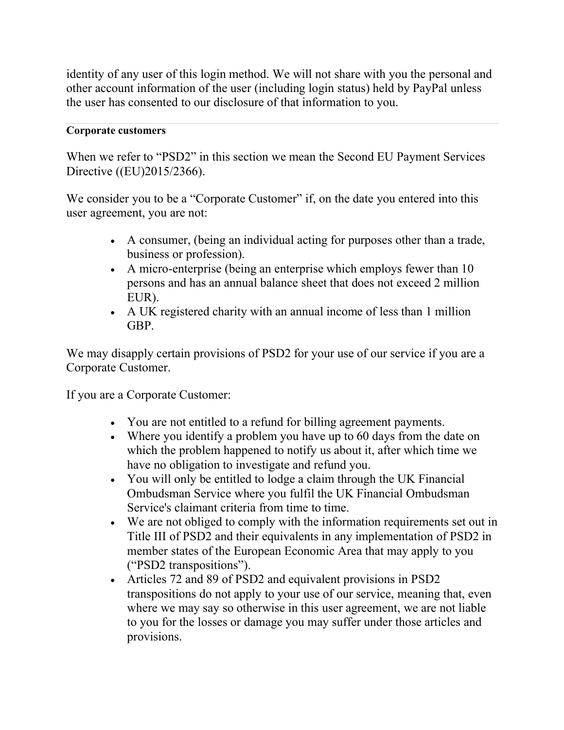identity of any user of this login method. We will not share with you the personal and other account information of the user (including login status) held by PayPal unless the user has consented to our disclosure of that information to you.

---

#### Corporate customers

When we refer to "PSD2" in this section we mean the Second EU Payment Services Directive ((EU)2015/2366).

We consider you to be a "Corporate Customer" if, on the date you entered into this user agreement, you are not:

- A consumer, (being an individual acting for purposes other than a trade, business or profession).
- A micro-enterprise (being an enterprise which employs fewer than 10 persons and has an annual balance sheet that does not exceed 2 million EUR).
- A UK registered charity with an annual income of less than 1 million GBP.

We may disapply certain provisions of PSD2 for your use of our service if you are a Corporate Customer.

If you are a Corporate Customer:

- You are not entitled to a refund for billing agreement payments.
- Where you identify a problem you have up to 60 days from the date on which the problem happened to notify us about it, after which time we have no obligation to investigate and refund you.
- You will only be entitled to lodge a claim through the UK Financial Ombudsman Service where you fulfil the UK Financial Ombudsman Service's claimant criteria from time to time.
- We are not obliged to comply with the information requirements set out in Title III of PSD2 and their equivalents in any implementation of PSD2 in member states of the European Economic Area that may apply to you ("PSD2 transpositions").
- Articles 72 and 89 of PSD2 and equivalent provisions in PSD2 transpositions do not apply to your use of our service, meaning that, even where we may say so otherwise in this user agreement, we are not liable to you for the losses or damage you may suffer under those articles and provisions.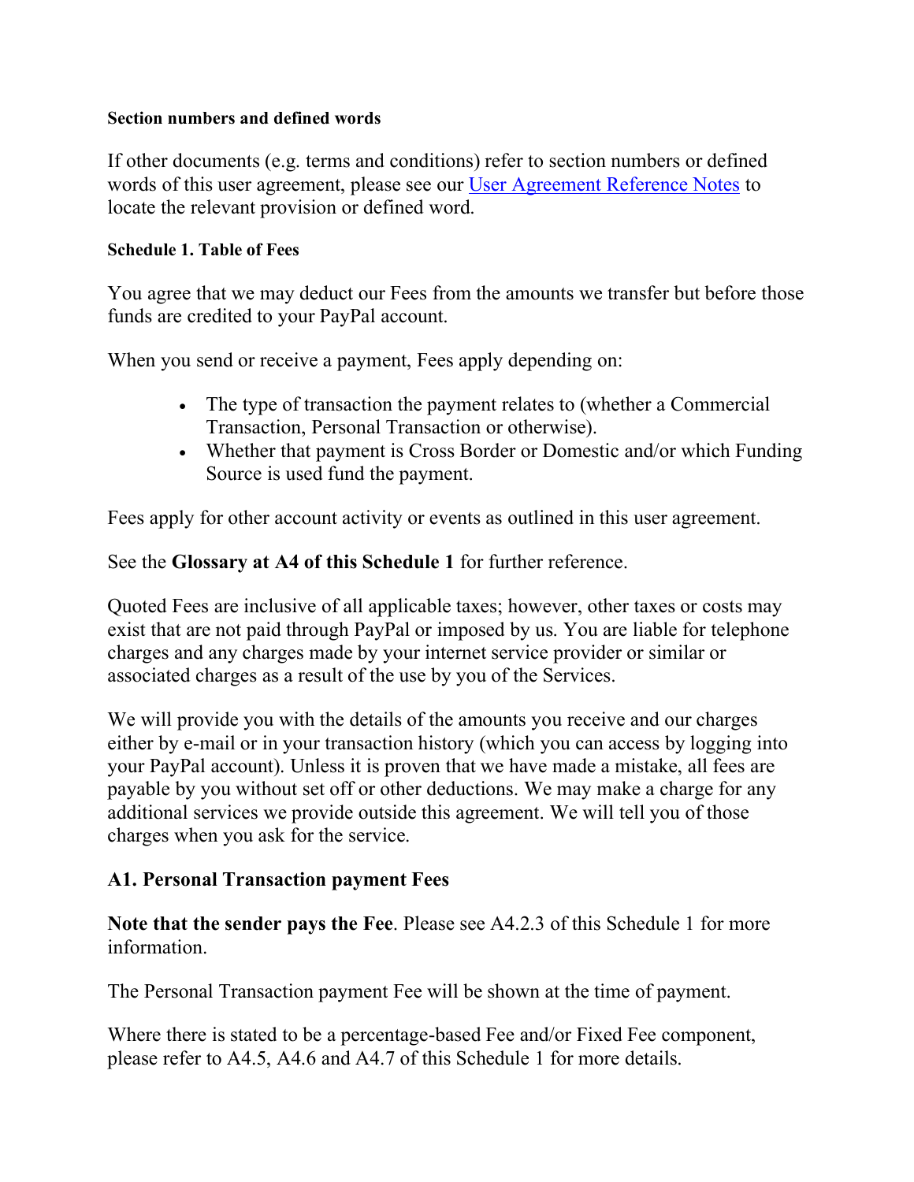**Section numbers and defined words**

If other documents (e.g. terms and conditions) refer to section numbers or defined words of this user agreement, please see our [User Agreement Reference Notes] to locate the relevant provision or defined word.

**Schedule 1. Table of Fees**

You agree that we may deduct our Fees from the amounts we transfer but before those funds are credited to your PayPal account.

When you send or receive a payment, Fees apply depending on:

- The type of transaction the payment relates to (whether a Commercial Transaction, Personal Transaction or otherwise).
- Whether that payment is Cross Border or Domestic and/or which Funding Source is used fund the payment.

Fees apply for other account activity or events as outlined in this user agreement.

See the **Glossary at A4 of this Schedule 1** for further reference.

Quoted Fees are inclusive of all applicable taxes; however, other taxes or costs may exist that are not paid through PayPal or imposed by us. You are liable for telephone charges and any charges made by your internet service provider or similar or associated charges as a result of the use by you of the Services.

We will provide you with the details of the amounts you receive and our charges either by e-mail or in your transaction history (which you can access by logging into your PayPal account). Unless it is proven that we have made a mistake, all fees are payable by you without set off or other deductions. We may make a charge for any additional services we provide outside this agreement. We will tell you of those charges when you ask for the service.

## A1. Personal Transaction payment Fees

**Note that the sender pays the Fee**. Please see A4.2.3 of this Schedule 1 for more information.

The Personal Transaction payment Fee will be shown at the time of payment.

Where there is stated to be a percentage-based Fee and/or Fixed Fee component, please refer to A4.5, A4.6 and A4.7 of this Schedule 1 for more details.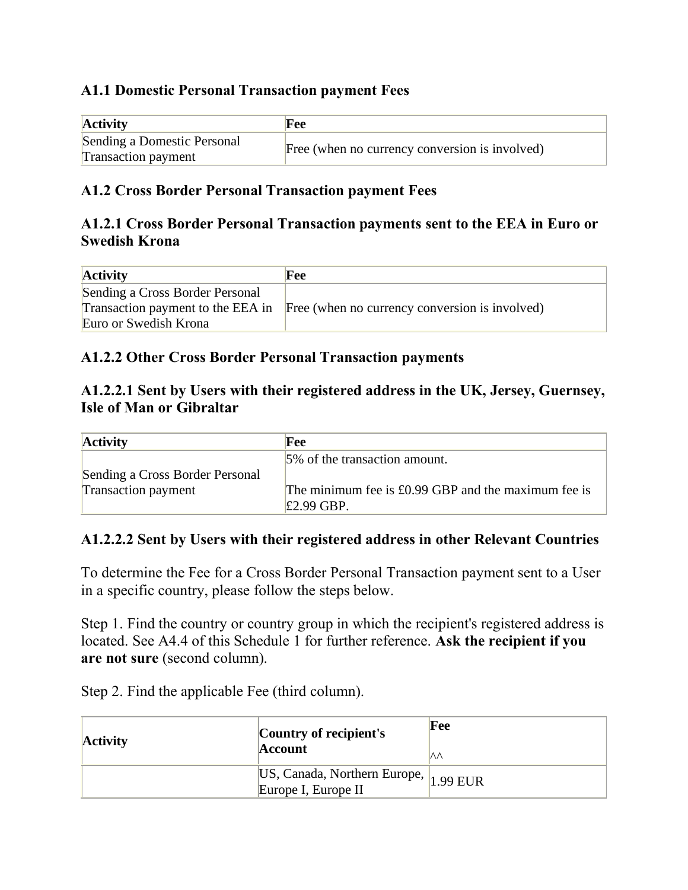### A1.1 Domestic Personal Transaction payment Fees

| Activity | Fee |
| --- | --- |
| Sending a Domestic Personal Transaction payment | Free (when no currency conversion is involved) |

### A1.2 Cross Border Personal Transaction payment Fees

### A1.2.1 Cross Border Personal Transaction payments sent to the EEA in Euro or Swedish Krona

| Activity | Fee |
| --- | --- |
| Sending a Cross Border Personal Transaction payment to the EEA in Euro or Swedish Krona | Free (when no currency conversion is involved) |

### A1.2.2 Other Cross Border Personal Transaction payments

### A1.2.2.1 Sent by Users with their registered address in the UK, Jersey, Guernsey, Isle of Man or Gibraltar

| Activity | Fee |
| --- | --- |
| Sending a Cross Border Personal Transaction payment | 5% of the transaction amount.<br><br>The minimum fee is £0.99 GBP and the maximum fee is £2.99 GBP. |

### A1.2.2.2 Sent by Users with their registered address in other Relevant Countries

To determine the Fee for a Cross Border Personal Transaction payment sent to a User in a specific country, please follow the steps below.

Step 1. Find the country or country group in which the recipient's registered address is located. See A4.4 of this Schedule 1 for further reference. **Ask the recipient if you are not sure** (second column).

Step 2. Find the applicable Fee (third column).

| Activity | Country of recipient's Account | Fee<br><br>^^ |
| --- | --- | --- |
| | US, Canada, Northern Europe, Europe I, Europe II | 1.99 EUR |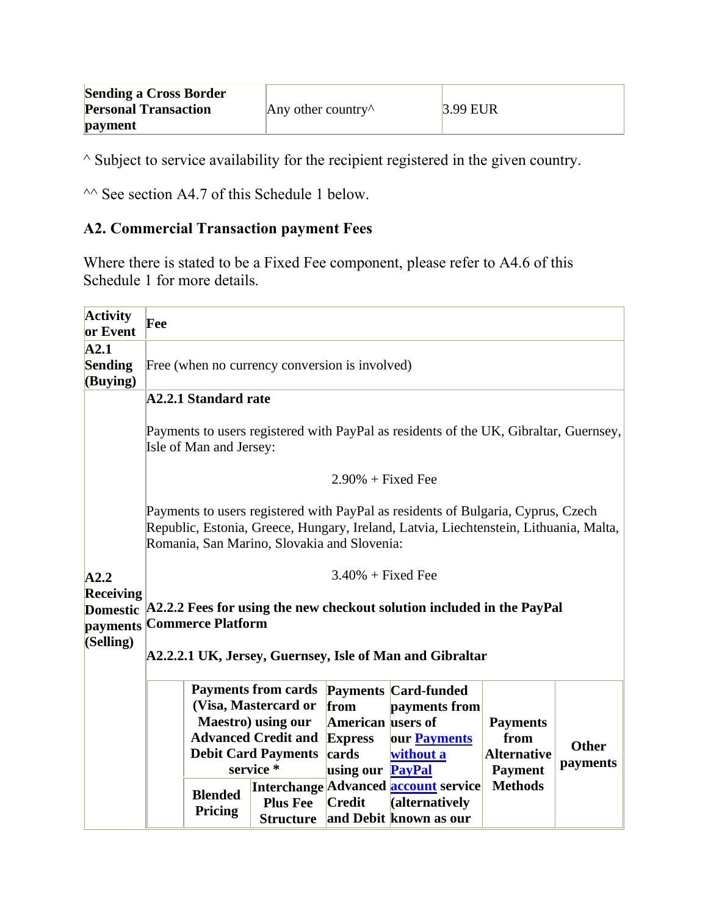| Sending a Cross Border Personal Transaction payment | Any other country^ | 3.99 EUR |
|---|---|---|

^ Subject to service availability for the recipient registered in the given country.

^^ See section A4.7 of this Schedule 1 below.

## A2. Commercial Transaction payment Fees

Where there is stated to be a Fixed Fee component, please refer to A4.6 of this Schedule 1 for more details.

| Activity or Event | Fee |
|---|---|
| **A2.1 Sending (Buying)** | Free (when no currency conversion is involved) |
| **A2.2 Receiving Domestic payments (Selling)** | **A2.2.1 Standard rate**<br><br>Payments to users registered with PayPal as residents of the UK, Gibraltar, Guernsey, Isle of Man and Jersey:<br><br>2.90% + Fixed Fee<br><br>Payments to users registered with PayPal as residents of Bulgaria, Cyprus, Czech Republic, Estonia, Greece, Hungary, Ireland, Latvia, Liechtenstein, Lithuania, Malta, Romania, San Marino, Slovakia and Slovenia:<br><br>3.40% + Fixed Fee<br><br>**A2.2.2 Fees for using the new checkout solution included in the PayPal Commerce Platform**<br><br>**A2.2.2.1 UK, Jersey, Guernsey, Isle of Man and Gibraltar** |

| | Payments from cards (Visa, Mastercard or Maestro) using our Advanced Credit and Debit Card Payments service * | | Payments from American Express cards using our Advanced Credit and Debit | Card-funded payments from users of our Payments without a PayPal account service (alternatively known as our | Payments from Alternative Payment Methods | Other payments |
|---|---|---|---|---|---|---|
| | **Blended Pricing** | **Interchange Plus Fee Structure** | | | | |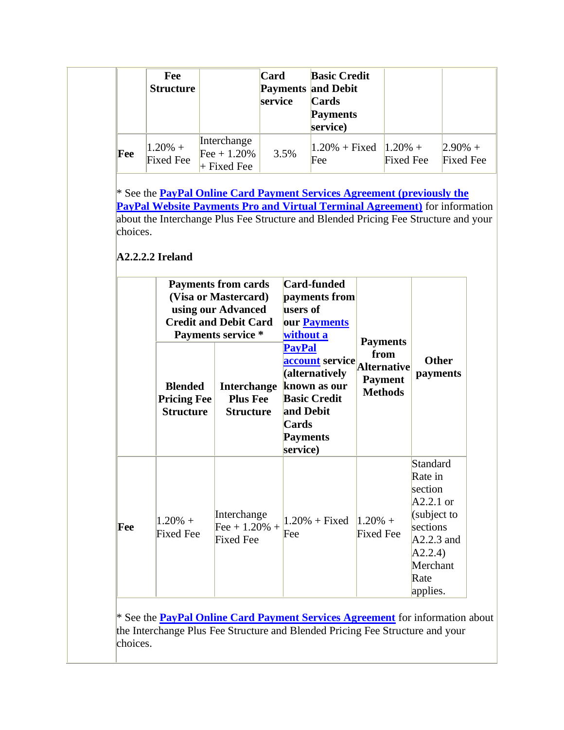|  | Fee Structure |  | Card Payments service | Basic Credit and Debit Cards Payments service) |  |  |
|---|---|---|---|---|---|---|
| **Fee** | 1.20% + Fixed Fee | Interchange Fee + 1.20% + Fixed Fee | 3.5% | 1.20% + Fixed Fee | 1.20% + Fixed Fee | 2.90% + Fixed Fee |

* See the **PayPal Online Card Payment Services Agreement (previously the PayPal Website Payments Pro and Virtual Terminal Agreement)** for information about the Interchange Plus Fee Structure and Blended Pricing Fee Structure and your choices.

**A2.2.2.2 Ireland**

|  | Payments from cards (Visa or Mastercard) using our Advanced Credit and Debit Card Payments service * |  | Card-funded payments from users of our Payments without a PayPal account service (alternatively known as our Basic Credit and Debit Cards Payments service) | Payments from Alternative Payment Methods | Other payments |
|---|---|---|---|---|---|
|  | **Blended Pricing Fee Structure** | **Interchange Plus Fee Structure** |  |  |  |
| **Fee** | 1.20% + Fixed Fee | Interchange Fee + 1.20% + Fixed Fee | 1.20% + Fixed Fee | 1.20% + Fixed Fee | Standard Rate in section A2.2.1 or (subject to sections A2.2.3 and A2.2.4) Merchant Rate applies. |

* See the **PayPal Online Card Payment Services Agreement** for information about the Interchange Plus Fee Structure and Blended Pricing Fee Structure and your choices.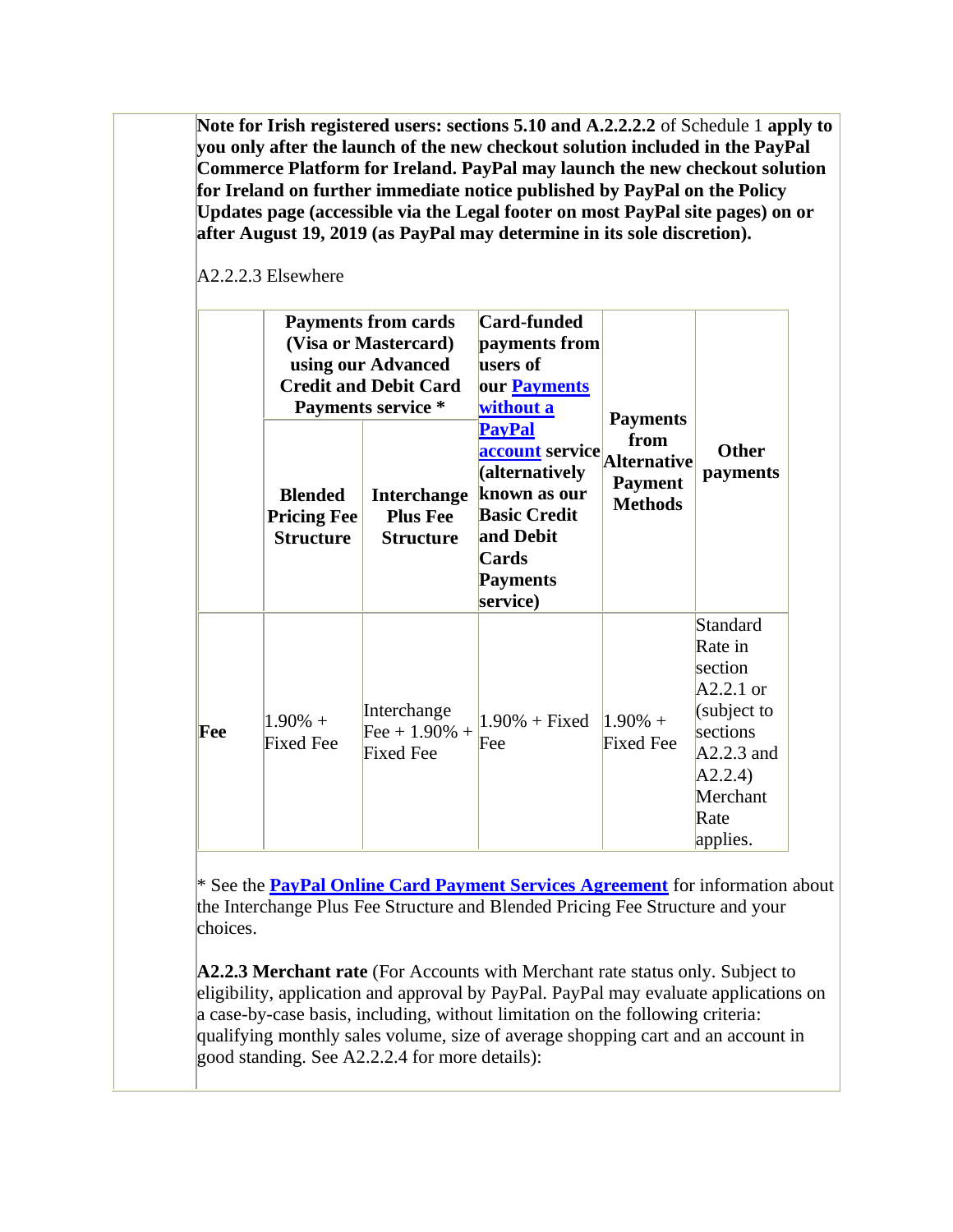**Note for Irish registered users: sections 5.10 and A.2.2.2.2** of Schedule 1 **apply to you only after the launch of the new checkout solution included in the PayPal Commerce Platform for Ireland. PayPal may launch the new checkout solution for Ireland on further immediate notice published by PayPal on the Policy Updates page (accessible via the Legal footer on most PayPal site pages) on or after August 19, 2019 (as PayPal may determine in its sole discretion).**

A2.2.2.3 Elsewhere

| | **Payments from cards (Visa or Mastercard) using our Advanced Credit and Debit Card Payments service *** | | **Card-funded payments from users of our Payments without a PayPal account service (alternatively known as our Basic Credit and Debit Cards Payments service)** | **Payments from Alternative Payment Methods** | **Other payments** |
|---|---|---|---|---|---|
| | **Blended Pricing Fee Structure** | **Interchange Plus Fee Structure** | | | |
| **Fee** | 1.90% + Fixed Fee | Interchange Fee + 1.90% + Fixed Fee | 1.90% + Fixed Fee | 1.90% + Fixed Fee | Standard Rate in section A2.2.1 or (subject to sections A2.2.3 and A2.2.4) Merchant Rate applies. |

* See the **PayPal Online Card Payment Services Agreement** for information about the Interchange Plus Fee Structure and Blended Pricing Fee Structure and your choices.

**A2.2.3 Merchant rate** (For Accounts with Merchant rate status only. Subject to eligibility, application and approval by PayPal. PayPal may evaluate applications on a case-by-case basis, including, without limitation on the following criteria: qualifying monthly sales volume, size of average shopping cart and an account in good standing. See A2.2.2.4 for more details):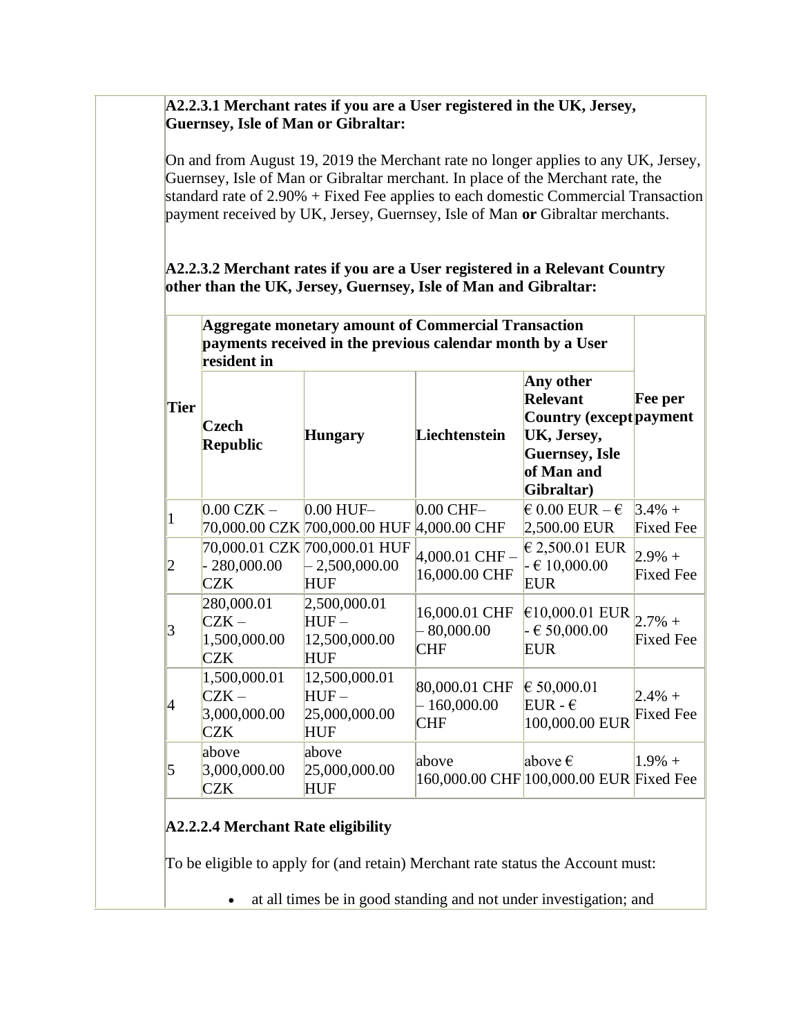**A2.2.3.1 Merchant rates if you are a User registered in the UK, Jersey, Guernsey, Isle of Man or Gibraltar:**

On and from August 19, 2019 the Merchant rate no longer applies to any UK, Jersey, Guernsey, Isle of Man or Gibraltar merchant. In place of the Merchant rate, the standard rate of 2.90% + Fixed Fee applies to each domestic Commercial Transaction payment received by UK, Jersey, Guernsey, Isle of Man **or** Gibraltar merchants.

**A2.2.3.2 Merchant rates if you are a User registered in a Relevant Country other than the UK, Jersey, Guernsey, Isle of Man and Gibraltar:**

| Tier | Aggregate monetary amount of Commercial Transaction payments received in the previous calendar month by a User resident in | | | | Fee per payment |
|---|---|---|---|---|---|
| | **Czech Republic** | **Hungary** | **Liechtenstein** | **Any other Relevant Country (except UK, Jersey, Guernsey, Isle of Man and Gibraltar)** | |
| 1 | 0.00 CZK – 70,000.00 CZK | 0.00 HUF– 700,000.00 HUF | 0.00 CHF– 4,000.00 CHF | € 0.00 EUR – € 2,500.00 EUR | 3.4% + Fixed Fee |
| 2 | 70,000.01 CZK - 280,000.00 CZK | 700,000.01 HUF – 2,500,000.00 HUF | 4,000.01 CHF – 16,000.00 CHF | € 2,500.01 EUR - € 10,000.00 EUR | 2.9% + Fixed Fee |
| 3 | 280,000.01 CZK – 1,500,000.00 CZK | 2,500,000.01 HUF – 12,500,000.00 HUF | 16,000.01 CHF – 80,000.00 CHF | €10,000.01 EUR - € 50,000.00 EUR | 2.7% + Fixed Fee |
| 4 | 1,500,000.01 CZK – 3,000,000.00 CZK | 12,500,000.01 HUF – 25,000,000.00 HUF | 80,000.01 CHF – 160,000.00 CHF | € 50,000.01 EUR - € 100,000.00 EUR | 2.4% + Fixed Fee |
| 5 | above 3,000,000.00 CZK | above 25,000,000.00 HUF | above 160,000.00 CHF | above € 100,000.00 EUR | 1.9% + Fixed Fee |

**A2.2.2.4 Merchant Rate eligibility**

To be eligible to apply for (and retain) Merchant rate status the Account must:

- at all times be in good standing and not under investigation; and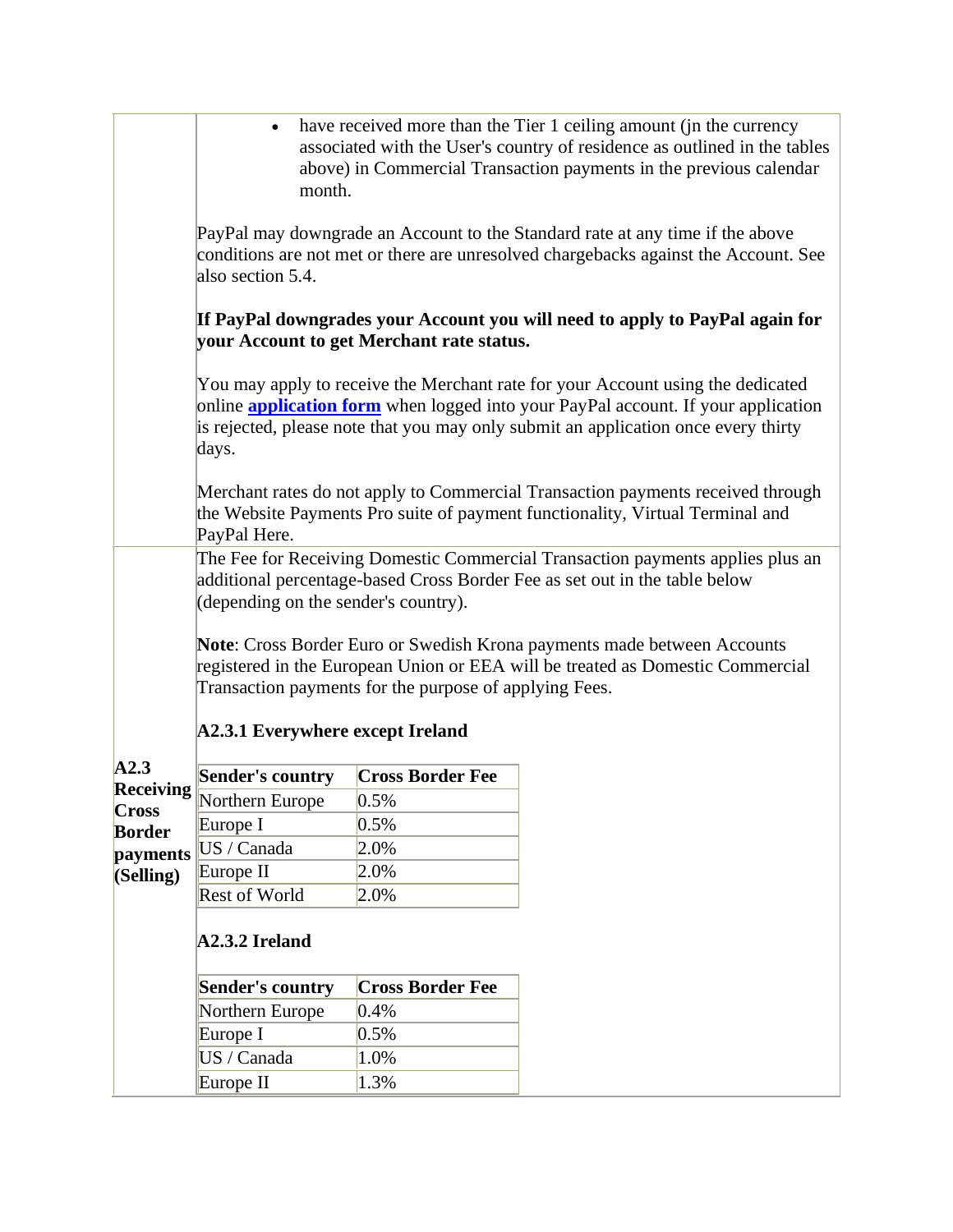- have received more than the Tier 1 ceiling amount (jn the currency associated with the User's country of residence as outlined in the tables above) in Commercial Transaction payments in the previous calendar month.

PayPal may downgrade an Account to the Standard rate at any time if the above conditions are not met or there are unresolved chargebacks against the Account. See also section 5.4.

**If PayPal downgrades your Account you will need to apply to PayPal again for your Account to get Merchant rate status.**

You may apply to receive the Merchant rate for your Account using the dedicated online **application form** when logged into your PayPal account. If your application is rejected, please note that you may only submit an application once every thirty days.

Merchant rates do not apply to Commercial Transaction payments received through the Website Payments Pro suite of payment functionality, Virtual Terminal and PayPal Here.

**A2.3 Receiving Cross Border payments (Selling)**

The Fee for Receiving Domestic Commercial Transaction payments applies plus an additional percentage-based Cross Border Fee as set out in the table below (depending on the sender's country).

**Note**: Cross Border Euro or Swedish Krona payments made between Accounts registered in the European Union or EEA will be treated as Domestic Commercial Transaction payments for the purpose of applying Fees.

**A2.3.1 Everywhere except Ireland**

| Sender's country | Cross Border Fee |
|---|---|
| Northern Europe | 0.5% |
| Europe I | 0.5% |
| US / Canada | 2.0% |
| Europe II | 2.0% |
| Rest of World | 2.0% |

**A2.3.2 Ireland**

| Sender's country | Cross Border Fee |
|---|---|
| Northern Europe | 0.4% |
| Europe I | 0.5% |
| US / Canada | 1.0% |
| Europe II | 1.3% |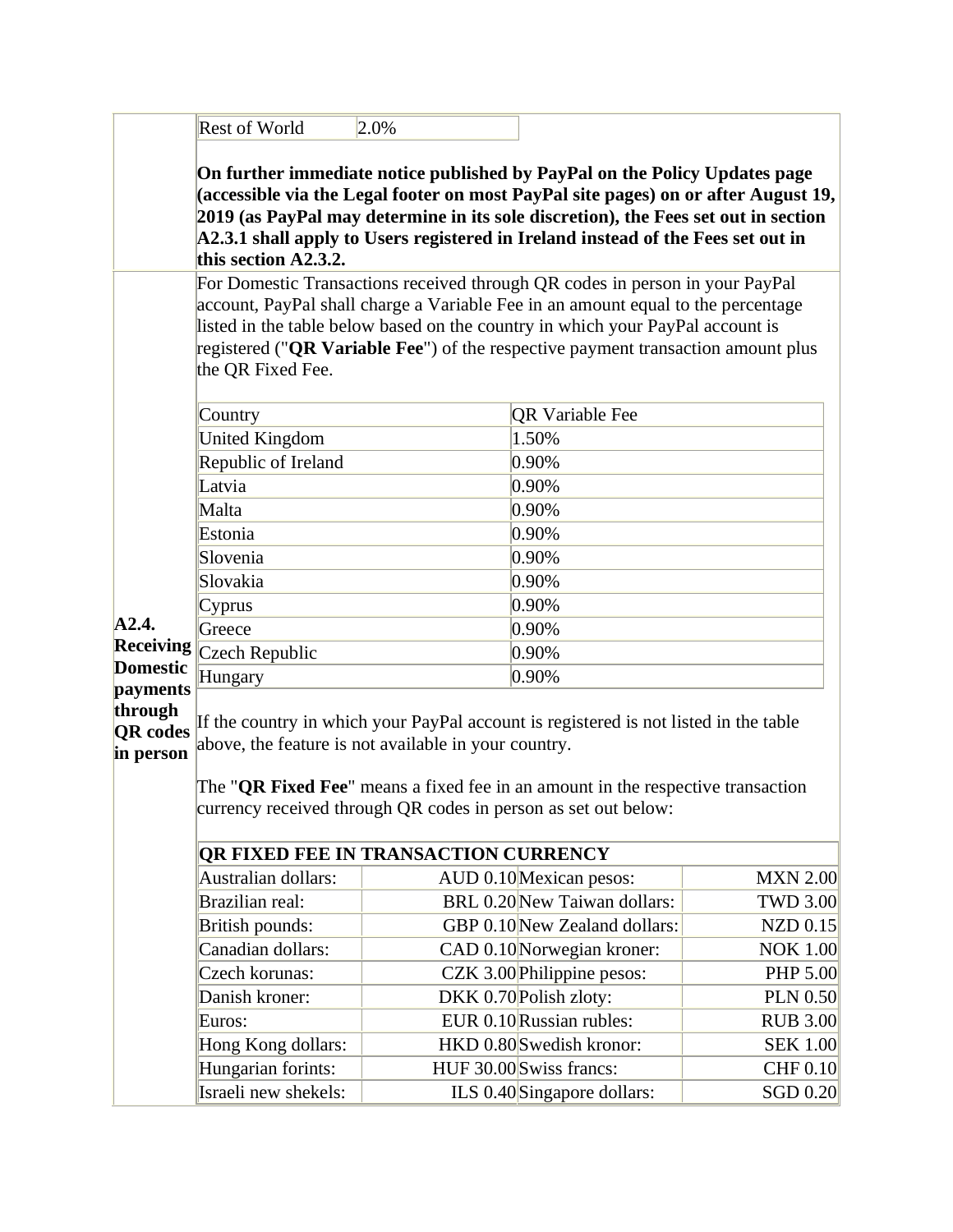| Rest of World | 2.0% |
|---|---|

**On further immediate notice published by PayPal on the Policy Updates page (accessible via the Legal footer on most PayPal site pages) on or after August 19, 2019 (as PayPal may determine in its sole discretion), the Fees set out in section A2.3.1 shall apply to Users registered in Ireland instead of the Fees set out in this section A2.3.2.**

**A2.4. Receiving Domestic payments through QR codes in person**

For Domestic Transactions received through QR codes in person in your PayPal account, PayPal shall charge a Variable Fee in an amount equal to the percentage listed in the table below based on the country in which your PayPal account is registered ("**QR Variable Fee**") of the respective payment transaction amount plus the QR Fixed Fee.

| Country | QR Variable Fee |
|---|---|
| United Kingdom | 1.50% |
| Republic of Ireland | 0.90% |
| Latvia | 0.90% |
| Malta | 0.90% |
| Estonia | 0.90% |
| Slovenia | 0.90% |
| Slovakia | 0.90% |
| Cyprus | 0.90% |
| Greece | 0.90% |
| Czech Republic | 0.90% |
| Hungary | 0.90% |

If the country in which your PayPal account is registered is not listed in the table above, the feature is not available in your country.

The "**QR Fixed Fee**" means a fixed fee in an amount in the respective transaction currency received through QR codes in person as set out below:

| **QR FIXED FEE IN TRANSACTION CURRENCY** | | | |
|---|---|---|---|
| Australian dollars: | AUD 0.10 | Mexican pesos: | MXN 2.00 |
| Brazilian real: | BRL 0.20 | New Taiwan dollars: | TWD 3.00 |
| British pounds: | GBP 0.10 | New Zealand dollars: | NZD 0.15 |
| Canadian dollars: | CAD 0.10 | Norwegian kroner: | NOK 1.00 |
| Czech korunas: | CZK 3.00 | Philippine pesos: | PHP 5.00 |
| Danish kroner: | DKK 0.70 | Polish zloty: | PLN 0.50 |
| Euros: | EUR 0.10 | Russian rubles: | RUB 3.00 |
| Hong Kong dollars: | HKD 0.80 | Swedish kronor: | SEK 1.00 |
| Hungarian forints: | HUF 30.00 | Swiss francs: | CHF 0.10 |
| Israeli new shekels: | ILS 0.40 | Singapore dollars: | SGD 0.20 |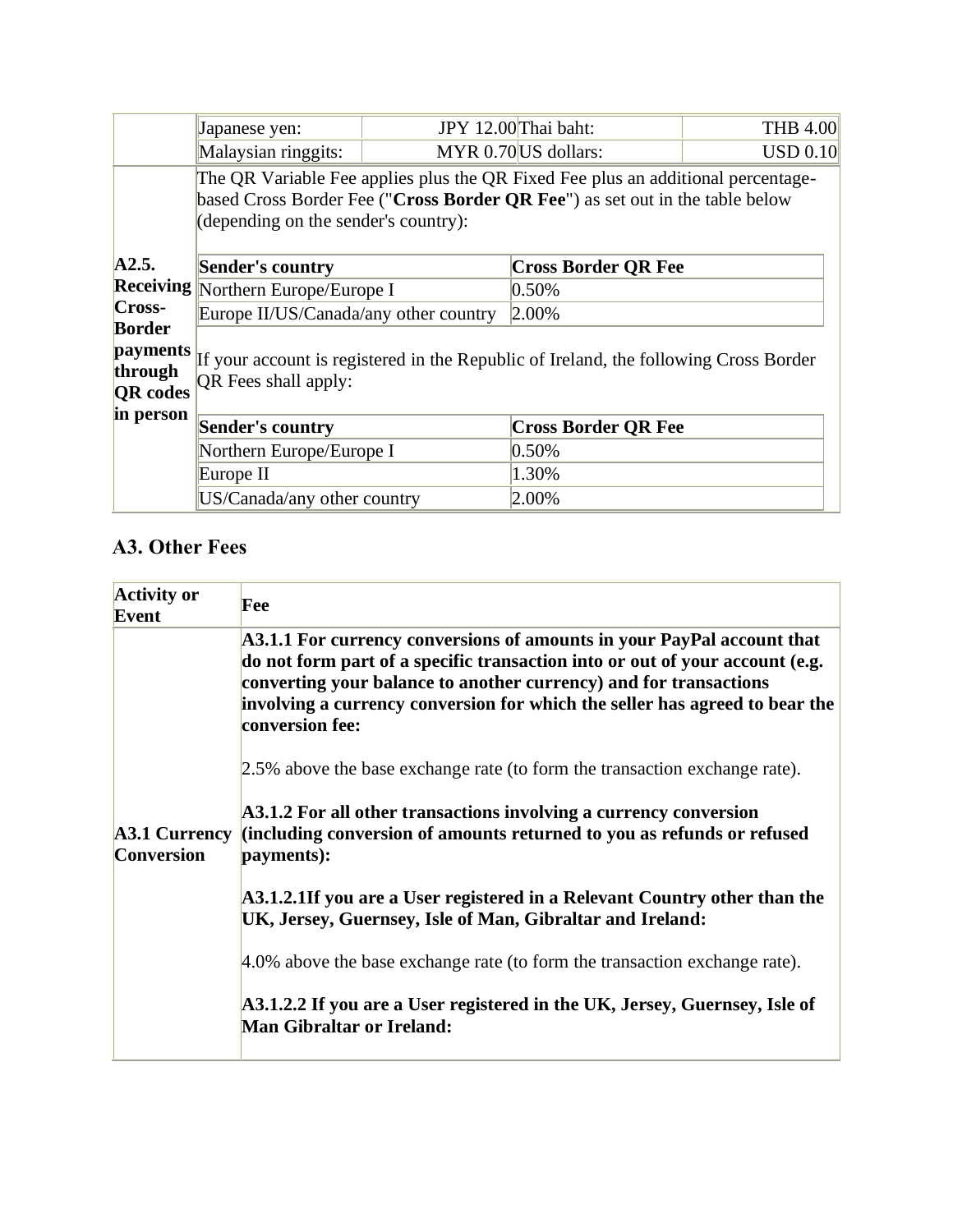| | | | | |
|---|---|---|---|---|
| | Japanese yen: | JPY 12.00 | Thai baht: | THB 4.00 |
| | Malaysian ringgits: | MYR 0.70 | US dollars: | USD 0.10 |

**A2.5. Receiving Cross-Border payments through QR codes in person**

The QR Variable Fee applies plus the QR Fixed Fee plus an additional percentage-based Cross Border Fee ("**Cross Border QR Fee**") as set out in the table below (depending on the sender's country):

| Sender's country | Cross Border QR Fee |
|---|---|
| Northern Europe/Europe I | 0.50% |
| Europe II/US/Canada/any other country | 2.00% |

If your account is registered in the Republic of Ireland, the following Cross Border QR Fees shall apply:

| Sender's country | Cross Border QR Fee |
|---|---|
| Northern Europe/Europe I | 0.50% |
| Europe II | 1.30% |
| US/Canada/any other country | 2.00% |

### A3. Other Fees

| Activity or Event | Fee |
|---|---|
| **A3.1 Currency Conversion** | **A3.1.1 For currency conversions of amounts in your PayPal account that do not form part of a specific transaction into or out of your account (e.g. converting your balance to another currency) and for transactions involving a currency conversion for which the seller has agreed to bear the conversion fee:** <br><br> 2.5% above the base exchange rate (to form the transaction exchange rate). <br><br> **A3.1.2 For all other transactions involving a currency conversion (including conversion of amounts returned to you as refunds or refused payments):** <br><br> **A3.1.2.1If you are a User registered in a Relevant Country other than the UK, Jersey, Guernsey, Isle of Man, Gibraltar and Ireland:** <br><br> 4.0% above the base exchange rate (to form the transaction exchange rate). <br><br> **A3.1.2.2 If you are a User registered in the UK, Jersey, Guernsey, Isle of Man Gibraltar or Ireland:** |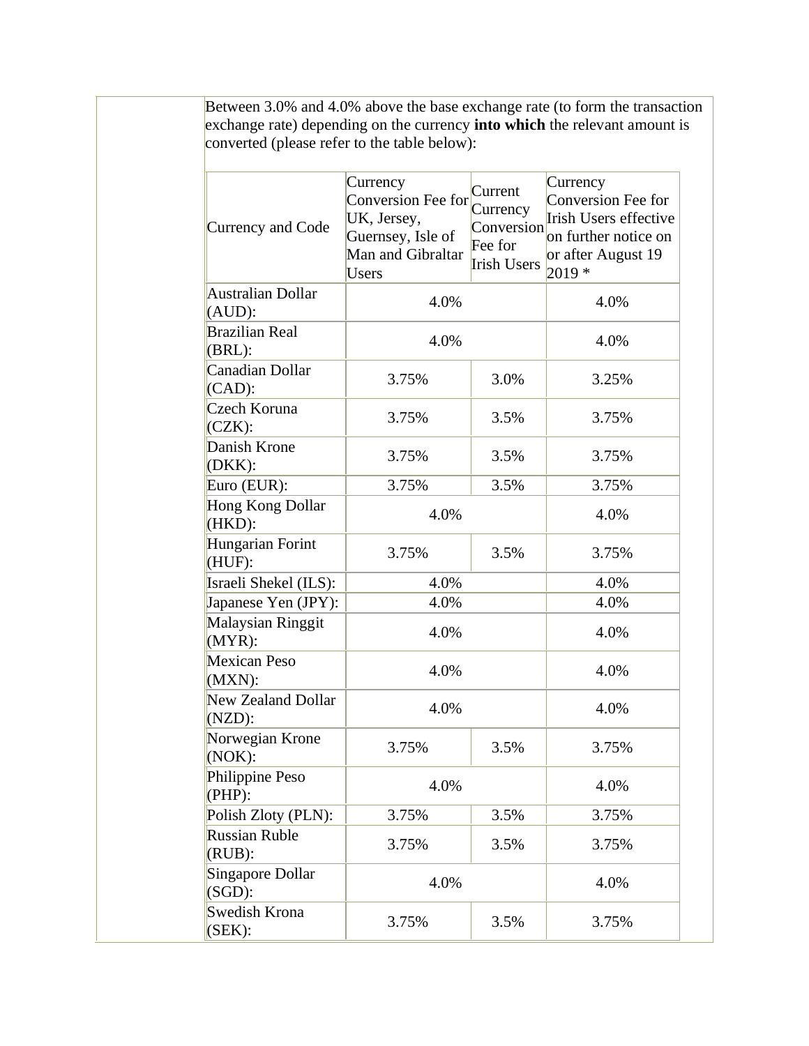Between 3.0% and 4.0% above the base exchange rate (to form the transaction exchange rate) depending on the currency **into which** the relevant amount is converted (please refer to the table below):

| Currency and Code | Currency Conversion Fee for UK, Jersey, Guernsey, Isle of Man and Gibraltar Users | Current Currency Conversion Fee for Irish Users | Currency Conversion Fee for Irish Users effective on further notice on or after August 19 2019 * |
|---|---|---|---|
| Australian Dollar (AUD): | 4.0% | | 4.0% |
| Brazilian Real (BRL): | 4.0% | | 4.0% |
| Canadian Dollar (CAD): | 3.75% | 3.0% | 3.25% |
| Czech Koruna (CZK): | 3.75% | 3.5% | 3.75% |
| Danish Krone (DKK): | 3.75% | 3.5% | 3.75% |
| Euro (EUR): | 3.75% | 3.5% | 3.75% |
| Hong Kong Dollar (HKD): | 4.0% | | 4.0% |
| Hungarian Forint (HUF): | 3.75% | 3.5% | 3.75% |
| Israeli Shekel (ILS): | 4.0% | | 4.0% |
| Japanese Yen (JPY): | 4.0% | | 4.0% |
| Malaysian Ringgit (MYR): | 4.0% | | 4.0% |
| Mexican Peso (MXN): | 4.0% | | 4.0% |
| New Zealand Dollar (NZD): | 4.0% | | 4.0% |
| Norwegian Krone (NOK): | 3.75% | 3.5% | 3.75% |
| Philippine Peso (PHP): | 4.0% | | 4.0% |
| Polish Zloty (PLN): | 3.75% | 3.5% | 3.75% |
| Russian Ruble (RUB): | 3.75% | 3.5% | 3.75% |
| Singapore Dollar (SGD): | 4.0% | | 4.0% |
| Swedish Krona (SEK): | 3.75% | 3.5% | 3.75% |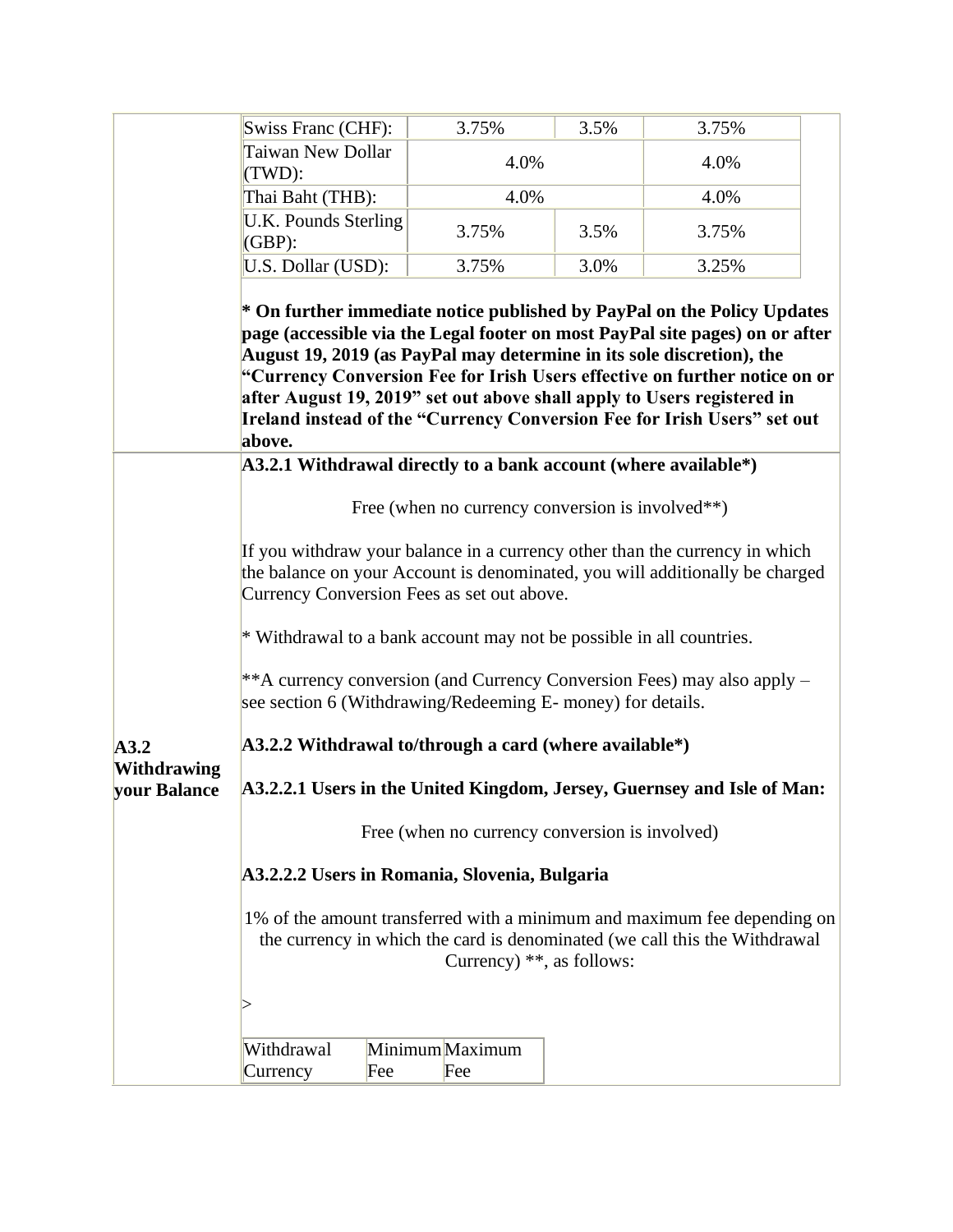| Swiss Franc (CHF): | 3.75% | 3.5% | 3.75% |
|---|---|---|---|
| Taiwan New Dollar (TWD): | 4.0% | | 4.0% |
| Thai Baht (THB): | 4.0% | | 4.0% |
| U.K. Pounds Sterling (GBP): | 3.75% | 3.5% | 3.75% |
| U.S. Dollar (USD): | 3.75% | 3.0% | 3.25% |

**\* On further immediate notice published by PayPal on the Policy Updates page (accessible via the Legal footer on most PayPal site pages) on or after August 19, 2019 (as PayPal may determine in its sole discretion), the "Currency Conversion Fee for Irish Users effective on further notice on or after August 19, 2019" set out above shall apply to Users registered in Ireland instead of the "Currency Conversion Fee for Irish Users" set out above.**

## A3.2 Withdrawing your Balance

**A3.2.1 Withdrawal directly to a bank account (where available*)**

Free (when no currency conversion is involved**)

If you withdraw your balance in a currency other than the currency in which the balance on your Account is denominated, you will additionally be charged Currency Conversion Fees as set out above.

\* Withdrawal to a bank account may not be possible in all countries.

**A currency conversion (and Currency Conversion Fees) may also apply – see section 6 (Withdrawing/Redeeming E- money) for details.

**A3.2.2 Withdrawal to/through a card (where available*)**

**A3.2.2.1 Users in the United Kingdom, Jersey, Guernsey and Isle of Man:**

Free (when no currency conversion is involved)

**A3.2.2.2 Users in Romania, Slovenia, Bulgaria**

1% of the amount transferred with a minimum and maximum fee depending on the currency in which the card is denominated (we call this the Withdrawal Currency) **, as follows:

>

| Withdrawal Currency | Minimum Fee | Maximum Fee |
|---|---|---|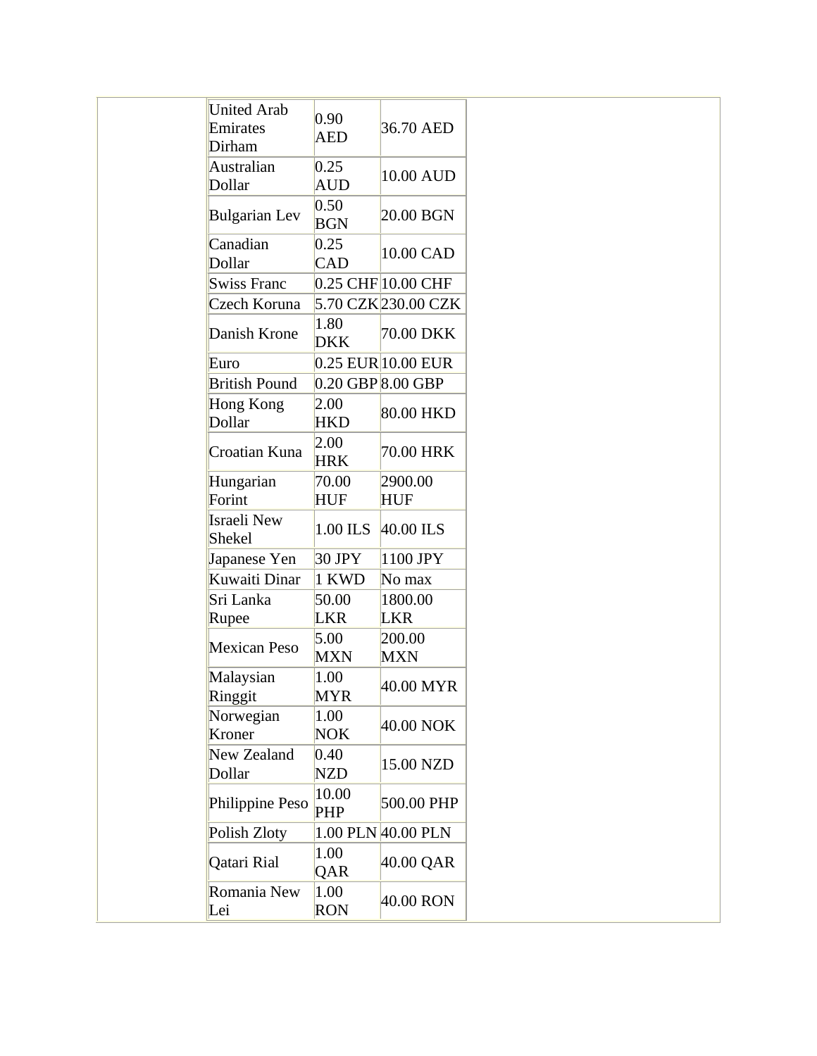| | | |
|---|---|---|
| United Arab Emirates Dirham | 0.90 AED | 36.70 AED |
| Australian Dollar | 0.25 AUD | 10.00 AUD |
| Bulgarian Lev | 0.50 BGN | 20.00 BGN |
| Canadian Dollar | 0.25 CAD | 10.00 CAD |
| Swiss Franc | 0.25 CHF | 10.00 CHF |
| Czech Koruna | 5.70 CZK | 230.00 CZK |
| Danish Krone | 1.80 DKK | 70.00 DKK |
| Euro | 0.25 EUR | 10.00 EUR |
| British Pound | 0.20 GBP | 8.00 GBP |
| Hong Kong Dollar | 2.00 HKD | 80.00 HKD |
| Croatian Kuna | 2.00 HRK | 70.00 HRK |
| Hungarian Forint | 70.00 HUF | 2900.00 HUF |
| Israeli New Shekel | 1.00 ILS | 40.00 ILS |
| Japanese Yen | 30 JPY | 1100 JPY |
| Kuwaiti Dinar | 1 KWD | No max |
| Sri Lanka Rupee | 50.00 LKR | 1800.00 LKR |
| Mexican Peso | 5.00 MXN | 200.00 MXN |
| Malaysian Ringgit | 1.00 MYR | 40.00 MYR |
| Norwegian Kroner | 1.00 NOK | 40.00 NOK |
| New Zealand Dollar | 0.40 NZD | 15.00 NZD |
| Philippine Peso | 10.00 PHP | 500.00 PHP |
| Polish Zloty | 1.00 PLN | 40.00 PLN |
| Qatari Rial | 1.00 QAR | 40.00 QAR |
| Romania New Lei | 1.00 RON | 40.00 RON |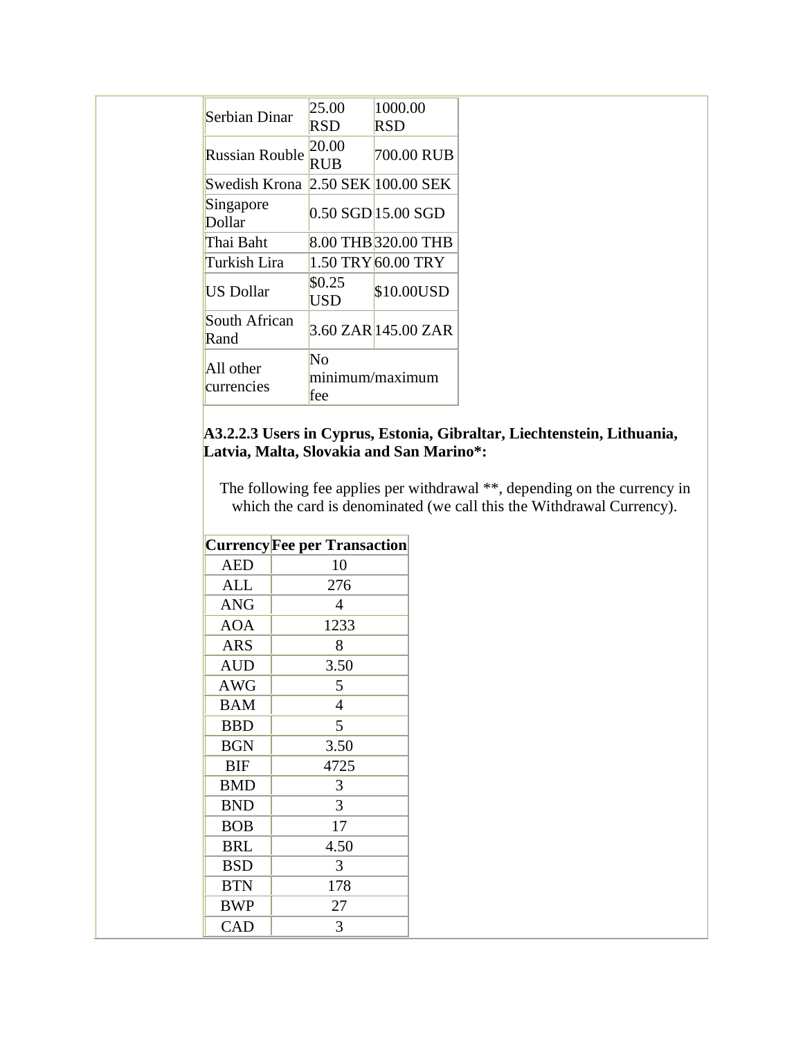| | | |
|---|---|---|
| Serbian Dinar | 25.00 RSD | 1000.00 RSD |
| Russian Rouble | 20.00 RUB | 700.00 RUB |
| Swedish Krona | 2.50 SEK | 100.00 SEK |
| Singapore Dollar | 0.50 SGD | 15.00 SGD |
| Thai Baht | 8.00 THB | 320.00 THB |
| Turkish Lira | 1.50 TRY | 60.00 TRY |
| US Dollar | $0.25 USD | $10.00USD |
| South African Rand | 3.60 ZAR | 145.00 ZAR |
| All other currencies | No minimum/maximum fee | |

**A3.2.2.3 Users in Cyprus, Estonia, Gibraltar, Liechtenstein, Lithuania, Latvia, Malta, Slovakia and San Marino*:**

The following fee applies per withdrawal **, depending on the currency in which the card is denominated (we call this the Withdrawal Currency).

| Currency | Fee per Transaction |
|---|---|
| AED | 10 |
| ALL | 276 |
| ANG | 4 |
| AOA | 1233 |
| ARS | 8 |
| AUD | 3.50 |
| AWG | 5 |
| BAM | 4 |
| BBD | 5 |
| BGN | 3.50 |
| BIF | 4725 |
| BMD | 3 |
| BND | 3 |
| BOB | 17 |
| BRL | 4.50 |
| BSD | 3 |
| BTN | 178 |
| BWP | 27 |
| CAD | 3 |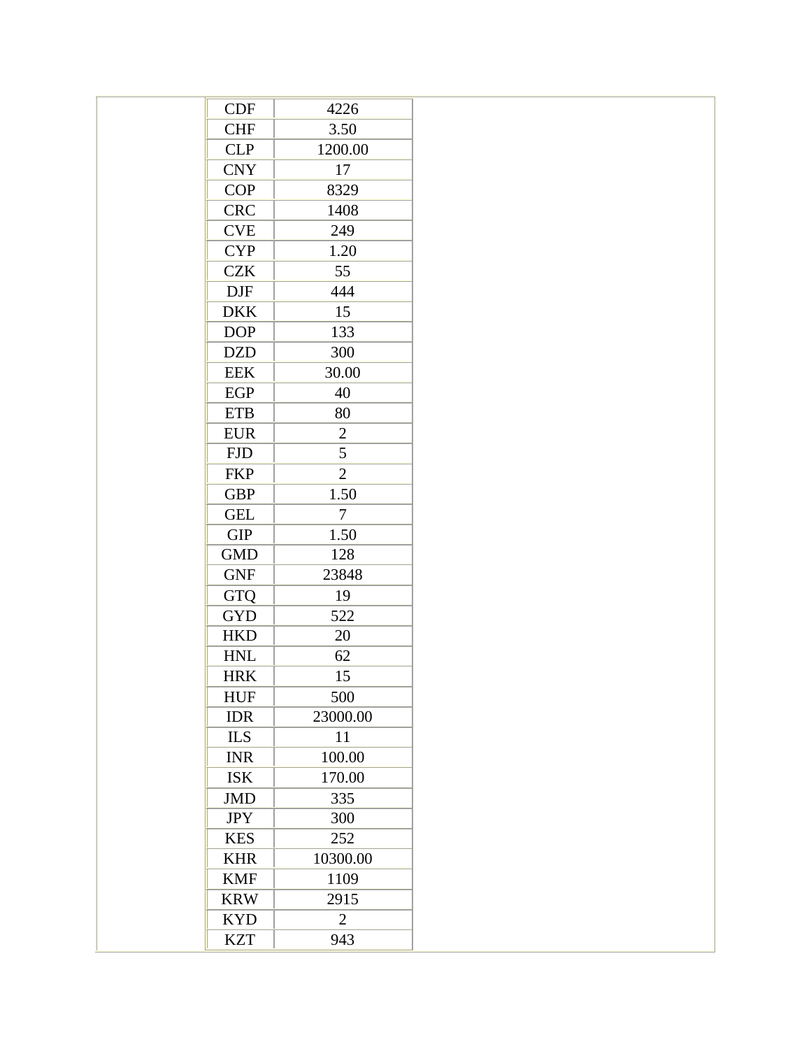| | |
|---|---|
| CDF | 4226 |
| CHF | 3.50 |
| CLP | 1200.00 |
| CNY | 17 |
| COP | 8329 |
| CRC | 1408 |
| CVE | 249 |
| CYP | 1.20 |
| CZK | 55 |
| DJF | 444 |
| DKK | 15 |
| DOP | 133 |
| DZD | 300 |
| EEK | 30.00 |
| EGP | 40 |
| ETB | 80 |
| EUR | 2 |
| FJD | 5 |
| FKP | 2 |
| GBP | 1.50 |
| GEL | 7 |
| GIP | 1.50 |
| GMD | 128 |
| GNF | 23848 |
| GTQ | 19 |
| GYD | 522 |
| HKD | 20 |
| HNL | 62 |
| HRK | 15 |
| HUF | 500 |
| IDR | 23000.00 |
| ILS | 11 |
| INR | 100.00 |
| ISK | 170.00 |
| JMD | 335 |
| JPY | 300 |
| KES | 252 |
| KHR | 10300.00 |
| KMF | 1109 |
| KRW | 2915 |
| KYD | 2 |
| KZT | 943 |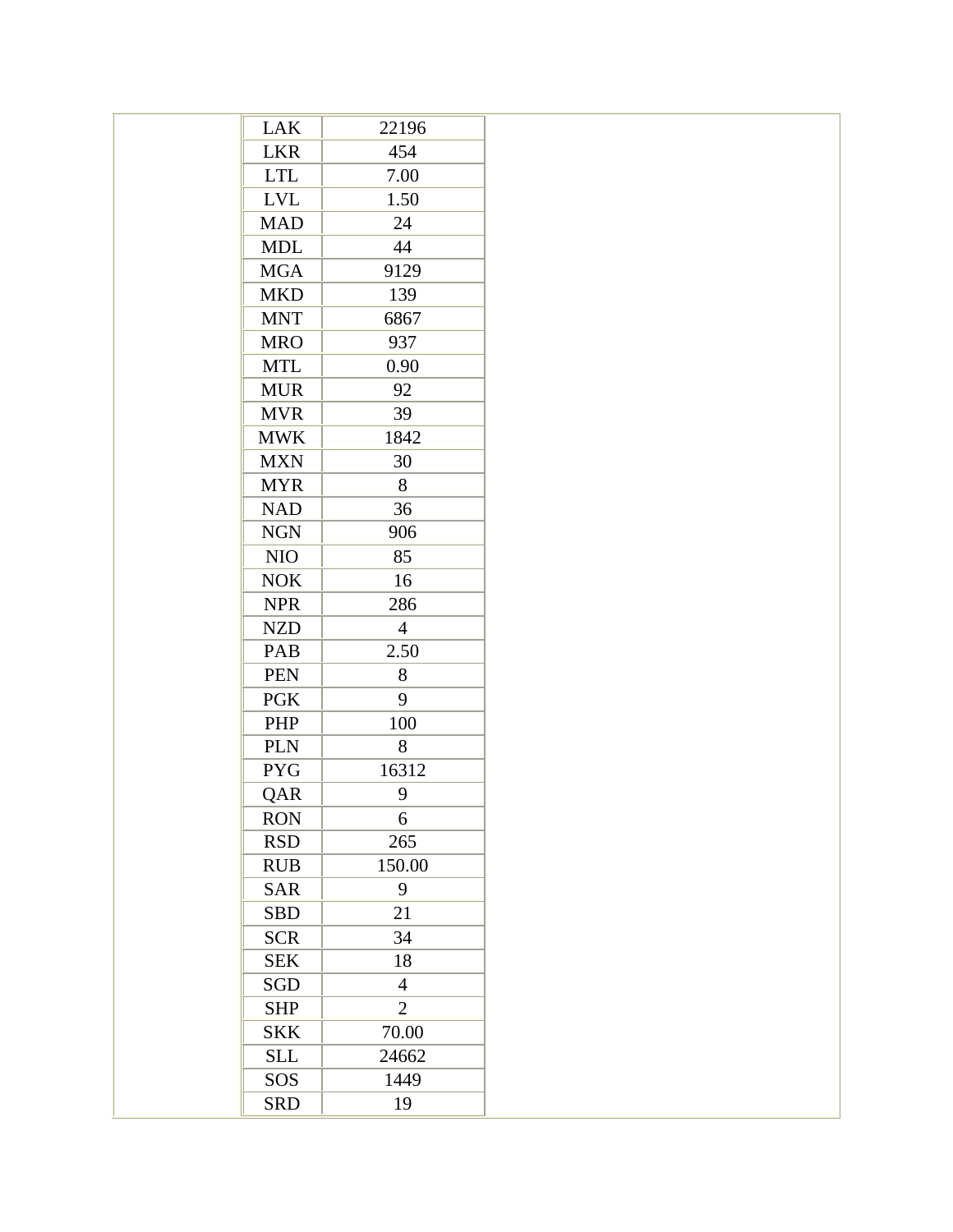| | |
|---|---|
| LAK | 22196 |
| LKR | 454 |
| LTL | 7.00 |
| LVL | 1.50 |
| MAD | 24 |
| MDL | 44 |
| MGA | 9129 |
| MKD | 139 |
| MNT | 6867 |
| MRO | 937 |
| MTL | 0.90 |
| MUR | 92 |
| MVR | 39 |
| MWK | 1842 |
| MXN | 30 |
| MYR | 8 |
| NAD | 36 |
| NGN | 906 |
| NIO | 85 |
| NOK | 16 |
| NPR | 286 |
| NZD | 4 |
| PAB | 2.50 |
| PEN | 8 |
| PGK | 9 |
| PHP | 100 |
| PLN | 8 |
| PYG | 16312 |
| QAR | 9 |
| RON | 6 |
| RSD | 265 |
| RUB | 150.00 |
| SAR | 9 |
| SBD | 21 |
| SCR | 34 |
| SEK | 18 |
| SGD | 4 |
| SHP | 2 |
| SKK | 70.00 |
| SLL | 24662 |
| SOS | 1449 |
| SRD | 19 |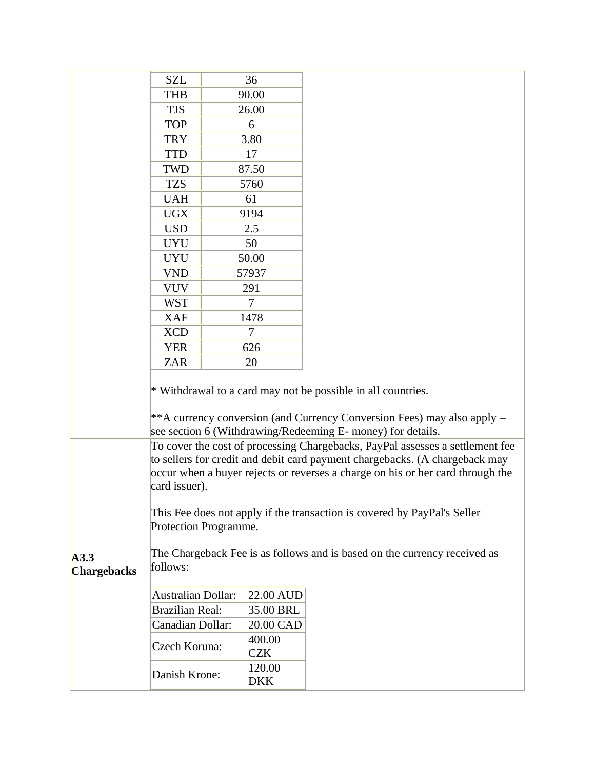| SZL | 36 |
|---|---|
| THB | 90.00 |
| TJS | 26.00 |
| TOP | 6 |
| TRY | 3.80 |
| TTD | 17 |
| TWD | 87.50 |
| TZS | 5760 |
| UAH | 61 |
| UGX | 9194 |
| USD | 2.5 |
| UYU | 50 |
| UYU | 50.00 |
| VND | 57937 |
| VUV | 291 |
| WST | 7 |
| XAF | 1478 |
| XCD | 7 |
| YER | 626 |
| ZAR | 20 |

* Withdrawal to a card may not be possible in all countries.

**A currency conversion (and Currency Conversion Fees) may also apply – see section 6 (Withdrawing/Redeeming E- money) for details.

**A3.3 Chargebacks**

To cover the cost of processing Chargebacks, PayPal assesses a settlement fee to sellers for credit and debit card payment chargebacks. (A chargeback may occur when a buyer rejects or reverses a charge on his or her card through the card issuer).

This Fee does not apply if the transaction is covered by PayPal's Seller Protection Programme.

The Chargeback Fee is as follows and is based on the currency received as follows:

| Australian Dollar: | 22.00 AUD |
|---|---|
| Brazilian Real: | 35.00 BRL |
| Canadian Dollar: | 20.00 CAD |
| Czech Koruna: | 400.00 CZK |
| Danish Krone: | 120.00 DKK |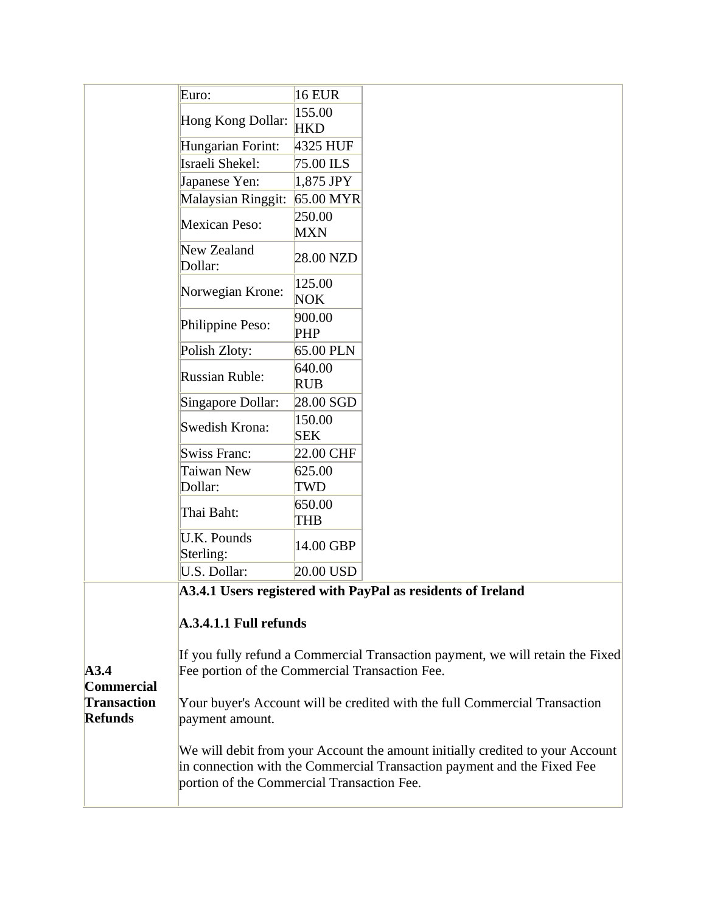| | | |
|---|---|---|
| | Euro: | 16 EUR |
| | Hong Kong Dollar: | 155.00 HKD |
| | Hungarian Forint: | 4325 HUF |
| | Israeli Shekel: | 75.00 ILS |
| | Japanese Yen: | 1,875 JPY |
| | Malaysian Ringgit: | 65.00 MYR |
| | Mexican Peso: | 250.00 MXN |
| | New Zealand Dollar: | 28.00 NZD |
| | Norwegian Krone: | 125.00 NOK |
| | Philippine Peso: | 900.00 PHP |
| | Polish Zloty: | 65.00 PLN |
| | Russian Ruble: | 640.00 RUB |
| | Singapore Dollar: | 28.00 SGD |
| | Swedish Krona: | 150.00 SEK |
| | Swiss Franc: | 22.00 CHF |
| | Taiwan New Dollar: | 625.00 TWD |
| | Thai Baht: | 650.00 THB |
| | U.K. Pounds Sterling: | 14.00 GBP |
| | U.S. Dollar: | 20.00 USD |

**A3.4 Commercial Transaction Refunds**

**A3.4.1 Users registered with PayPal as residents of Ireland**

**A.3.4.1.1 Full refunds**

If you fully refund a Commercial Transaction payment, we will retain the Fixed Fee portion of the Commercial Transaction Fee.

Your buyer's Account will be credited with the full Commercial Transaction payment amount.

We will debit from your Account the amount initially credited to your Account in connection with the Commercial Transaction payment and the Fixed Fee portion of the Commercial Transaction Fee.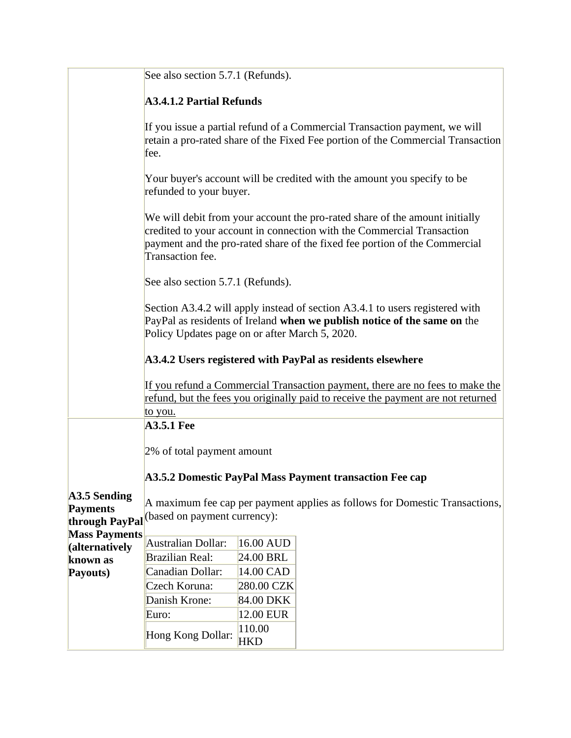See also section 5.7.1 (Refunds).

**A3.4.1.2 Partial Refunds**

If you issue a partial refund of a Commercial Transaction payment, we will retain a pro-rated share of the Fixed Fee portion of the Commercial Transaction fee.

Your buyer's account will be credited with the amount you specify to be refunded to your buyer.

We will debit from your account the pro-rated share of the amount initially credited to your account in connection with the Commercial Transaction payment and the pro-rated share of the fixed fee portion of the Commercial Transaction fee.

See also section 5.7.1 (Refunds).

Section A3.4.2 will apply instead of section A3.4.1 to users registered with PayPal as residents of Ireland **when we publish notice of the same on** the Policy Updates page on or after March 5, 2020.

**A3.4.2 Users registered with PayPal as residents elsewhere**

If you refund a Commercial Transaction payment, there are no fees to make the refund, but the fees you originally paid to receive the payment are not returned to you.

**A3.5 Sending Payments through PayPal Mass Payments (alternatively known as Payouts)**

**A3.5.1 Fee**

2% of total payment amount

**A3.5.2 Domestic PayPal Mass Payment transaction Fee cap**

A maximum fee cap per payment applies as follows for Domestic Transactions, (based on payment currency):

| | |
|---|---|
| Australian Dollar: | 16.00 AUD |
| Brazilian Real: | 24.00 BRL |
| Canadian Dollar: | 14.00 CAD |
| Czech Koruna: | 280.00 CZK |
| Danish Krone: | 84.00 DKK |
| Euro: | 12.00 EUR |
| Hong Kong Dollar: | 110.00 HKD |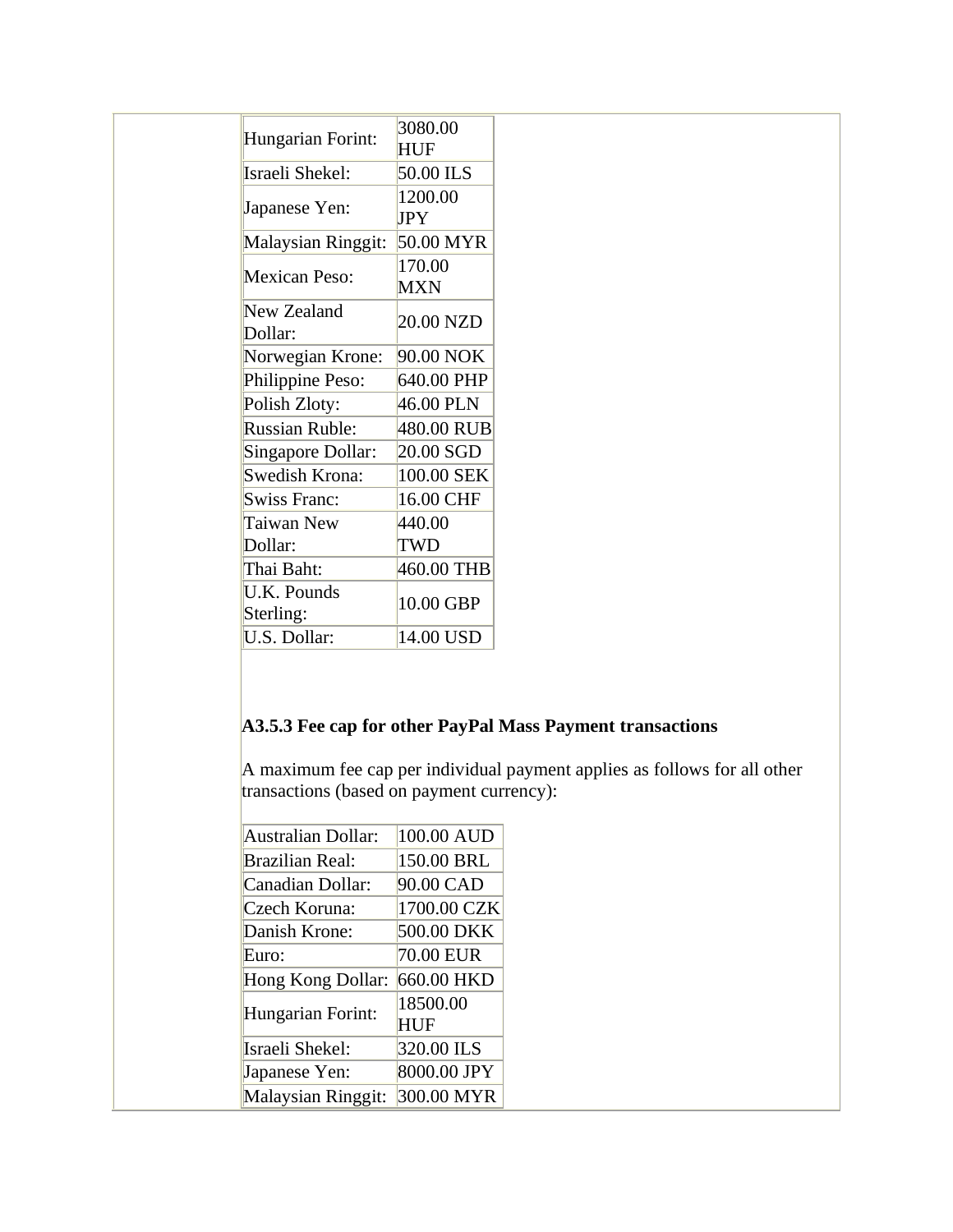| Hungarian Forint: | 3080.00 HUF |
|---|---|
| Israeli Shekel: | 50.00 ILS |
| Japanese Yen: | 1200.00 JPY |
| Malaysian Ringgit: | 50.00 MYR |
| Mexican Peso: | 170.00 MXN |
| New Zealand Dollar: | 20.00 NZD |
| Norwegian Krone: | 90.00 NOK |
| Philippine Peso: | 640.00 PHP |
| Polish Zloty: | 46.00 PLN |
| Russian Ruble: | 480.00 RUB |
| Singapore Dollar: | 20.00 SGD |
| Swedish Krona: | 100.00 SEK |
| Swiss Franc: | 16.00 CHF |
| Taiwan New Dollar: | 440.00 TWD |
| Thai Baht: | 460.00 THB |
| U.K. Pounds Sterling: | 10.00 GBP |
| U.S. Dollar: | 14.00 USD |

**A3.5.3 Fee cap for other PayPal Mass Payment transactions**

A maximum fee cap per individual payment applies as follows for all other transactions (based on payment currency):

| Australian Dollar: | 100.00 AUD |
|---|---|
| Brazilian Real: | 150.00 BRL |
| Canadian Dollar: | 90.00 CAD |
| Czech Koruna: | 1700.00 CZK |
| Danish Krone: | 500.00 DKK |
| Euro: | 70.00 EUR |
| Hong Kong Dollar: | 660.00 HKD |
| Hungarian Forint: | 18500.00 HUF |
| Israeli Shekel: | 320.00 ILS |
| Japanese Yen: | 8000.00 JPY |
| Malaysian Ringgit: | 300.00 MYR |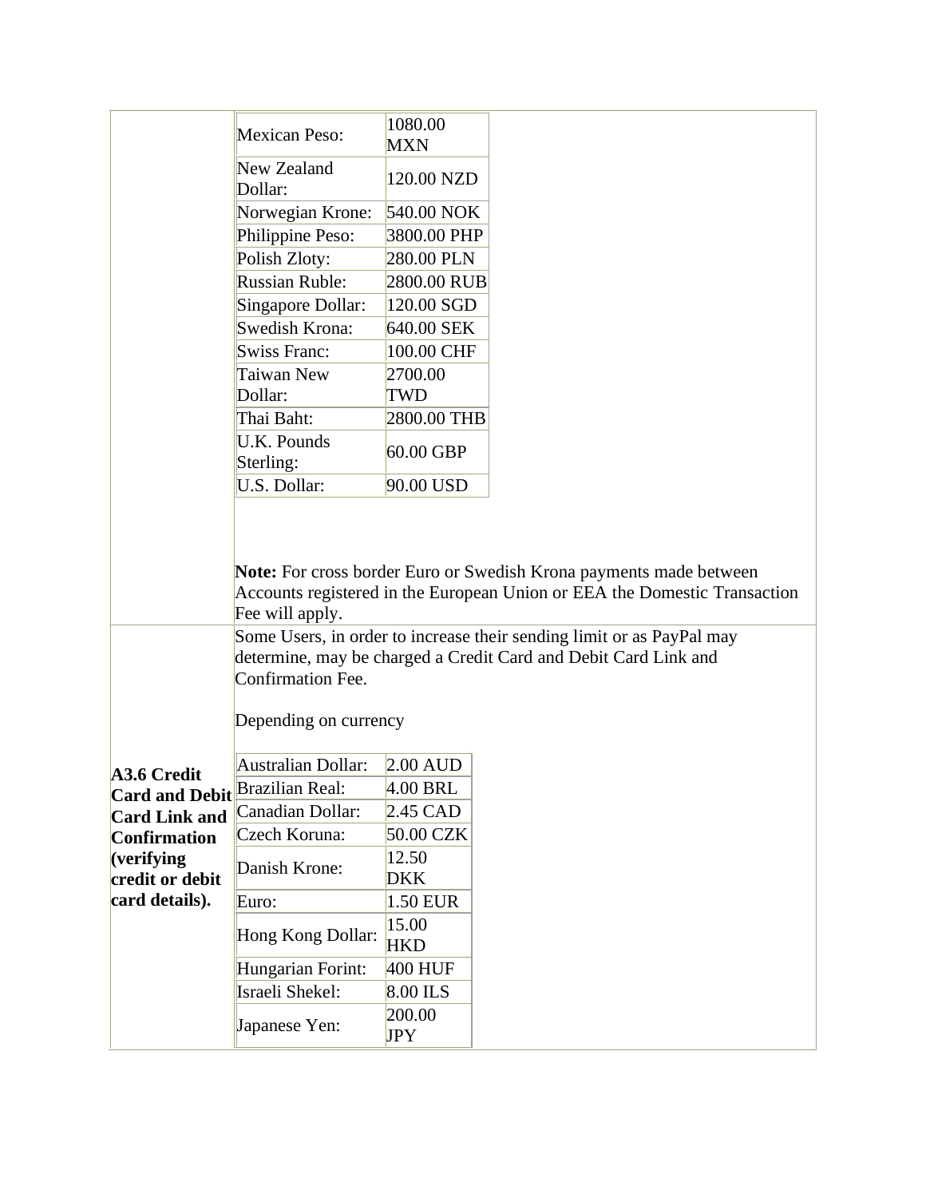| | |
|---|---|
| | Mexican Peso: 1080.00 MXN<br>New Zealand Dollar: 120.00 NZD<br>Norwegian Krone: 540.00 NOK<br>Philippine Peso: 3800.00 PHP<br>Polish Zloty: 280.00 PLN<br>Russian Ruble: 2800.00 RUB<br>Singapore Dollar: 120.00 SGD<br>Swedish Krona: 640.00 SEK<br>Swiss Franc: 100.00 CHF<br>Taiwan New Dollar: 2700.00 TWD<br>Thai Baht: 2800.00 THB<br>U.K. Pounds Sterling: 60.00 GBP<br>U.S. Dollar: 90.00 USD<br><br>**Note:** For cross border Euro or Swedish Krona payments made between Accounts registered in the European Union or EEA the Domestic Transaction Fee will apply. |
| **A3.6 Credit Card and Debit Card Link and Confirmation (verifying credit or debit card details).** | Some Users, in order to increase their sending limit or as PayPal may determine, may be charged a Credit Card and Debit Card Link and Confirmation Fee.<br><br>Depending on currency<br><br>Australian Dollar: 2.00 AUD<br>Brazilian Real: 4.00 BRL<br>Canadian Dollar: 2.45 CAD<br>Czech Koruna: 50.00 CZK<br>Danish Krone: 12.50 DKK<br>Euro: 1.50 EUR<br>Hong Kong Dollar: 15.00 HKD<br>Hungarian Forint: 400 HUF<br>Israeli Shekel: 8.00 ILS<br>Japanese Yen: 200.00 JPY |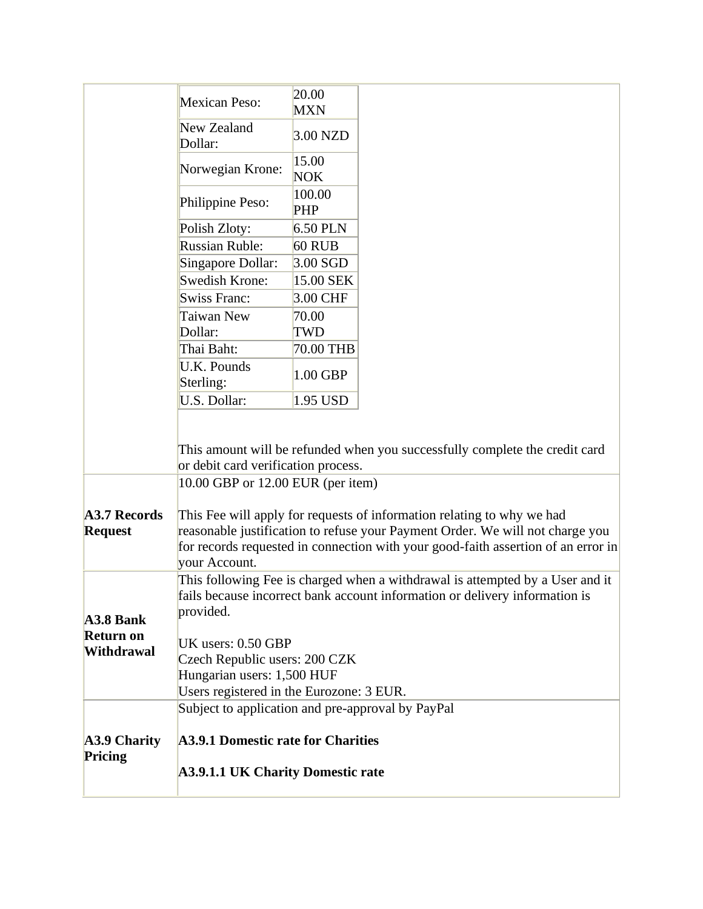| | |
|---|---|
| | Mexican Peso: 20.00 MXN<br>New Zealand Dollar: 3.00 NZD<br>Norwegian Krone: 15.00 NOK<br>Philippine Peso: 100.00 PHP<br>Polish Zloty: 6.50 PLN<br>Russian Ruble: 60 RUB<br>Singapore Dollar: 3.00 SGD<br>Swedish Krone: 15.00 SEK<br>Swiss Franc: 3.00 CHF<br>Taiwan New Dollar: 70.00 TWD<br>Thai Baht: 70.00 THB<br>U.K. Pounds Sterling: 1.00 GBP<br>U.S. Dollar: 1.95 USD<br><br>This amount will be refunded when you successfully complete the credit card or debit card verification process. |
| **A3.7 Records Request** | 10.00 GBP or 12.00 EUR (per item)<br><br>This Fee will apply for requests of information relating to why we had reasonable justification to refuse your Payment Order. We will not charge you for records requested in connection with your good-faith assertion of an error in your Account. |
| **A3.8 Bank Return on Withdrawal** | This following Fee is charged when a withdrawal is attempted by a User and it fails because incorrect bank account information or delivery information is provided.<br><br>UK users: 0.50 GBP<br>Czech Republic users: 200 CZK<br>Hungarian users: 1,500 HUF<br>Users registered in the Eurozone: 3 EUR. |
| **A3.9 Charity Pricing** | Subject to application and pre-approval by PayPal<br><br>**A3.9.1 Domestic rate for Charities**<br><br>**A3.9.1.1 UK Charity Domestic rate** |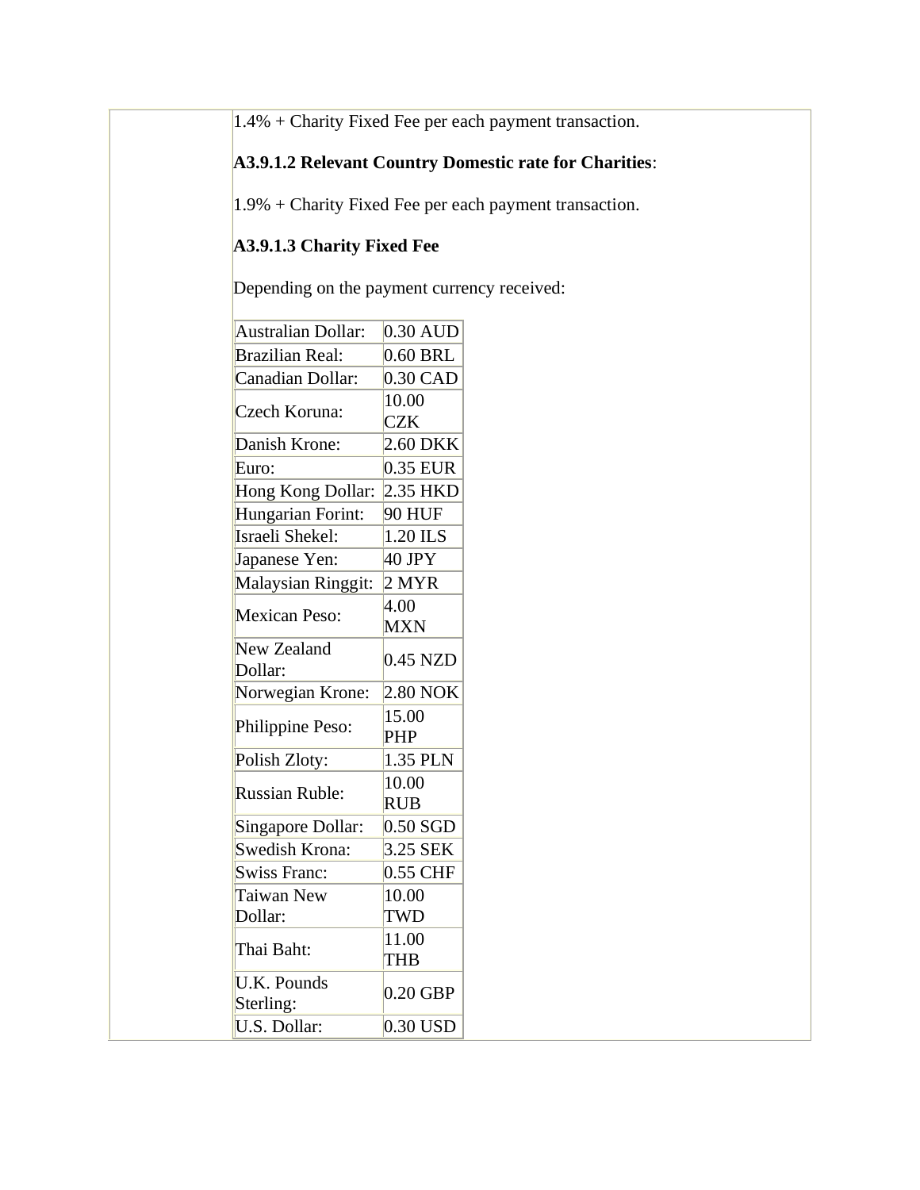1.4% + Charity Fixed Fee per each payment transaction.

**A3.9.1.2 Relevant Country Domestic rate for Charities**:

1.9% + Charity Fixed Fee per each payment transaction.

**A3.9.1.3 Charity Fixed Fee**

Depending on the payment currency received:

| | |
|---|---|
| Australian Dollar: | 0.30 AUD |
| Brazilian Real: | 0.60 BRL |
| Canadian Dollar: | 0.30 CAD |
| Czech Koruna: | 10.00 CZK |
| Danish Krone: | 2.60 DKK |
| Euro: | 0.35 EUR |
| Hong Kong Dollar: | 2.35 HKD |
| Hungarian Forint: | 90 HUF |
| Israeli Shekel: | 1.20 ILS |
| Japanese Yen: | 40 JPY |
| Malaysian Ringgit: | 2 MYR |
| Mexican Peso: | 4.00 MXN |
| New Zealand Dollar: | 0.45 NZD |
| Norwegian Krone: | 2.80 NOK |
| Philippine Peso: | 15.00 PHP |
| Polish Zloty: | 1.35 PLN |
| Russian Ruble: | 10.00 RUB |
| Singapore Dollar: | 0.50 SGD |
| Swedish Krona: | 3.25 SEK |
| Swiss Franc: | 0.55 CHF |
| Taiwan New Dollar: | 10.00 TWD |
| Thai Baht: | 11.00 THB |
| U.K. Pounds Sterling: | 0.20 GBP |
| U.S. Dollar: | 0.30 USD |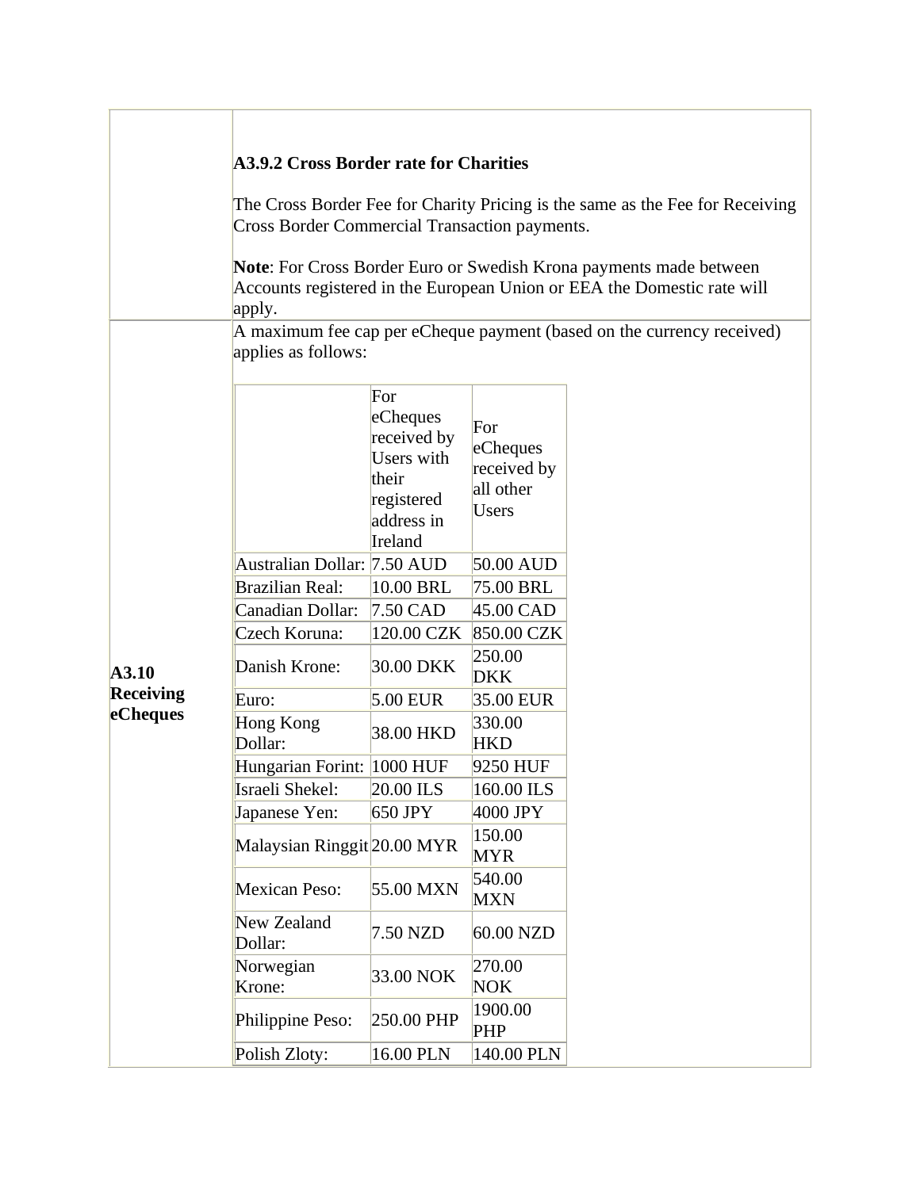### A3.9.2 Cross Border rate for Charities

The Cross Border Fee for Charity Pricing is the same as the Fee for Receiving Cross Border Commercial Transaction payments.

**Note**: For Cross Border Euro or Swedish Krona payments made between Accounts registered in the European Union or EEA the Domestic rate will apply.

**A3.10 Receiving eCheques**

A maximum fee cap per eCheque payment (based on the currency received) applies as follows:

| | For eCheques received by Users with their registered address in Ireland | For eCheques received by all other Users |
|---|---|---|
| Australian Dollar: | 7.50 AUD | 50.00 AUD |
| Brazilian Real: | 10.00 BRL | 75.00 BRL |
| Canadian Dollar: | 7.50 CAD | 45.00 CAD |
| Czech Koruna: | 120.00 CZK | 850.00 CZK |
| Danish Krone: | 30.00 DKK | 250.00 DKK |
| Euro: | 5.00 EUR | 35.00 EUR |
| Hong Kong Dollar: | 38.00 HKD | 330.00 HKD |
| Hungarian Forint: | 1000 HUF | 9250 HUF |
| Israeli Shekel: | 20.00 ILS | 160.00 ILS |
| Japanese Yen: | 650 JPY | 4000 JPY |
| Malaysian Ringgit | 20.00 MYR | 150.00 MYR |
| Mexican Peso: | 55.00 MXN | 540.00 MXN |
| New Zealand Dollar: | 7.50 NZD | 60.00 NZD |
| Norwegian Krone: | 33.00 NOK | 270.00 NOK |
| Philippine Peso: | 250.00 PHP | 1900.00 PHP |
| Polish Zloty: | 16.00 PLN | 140.00 PLN |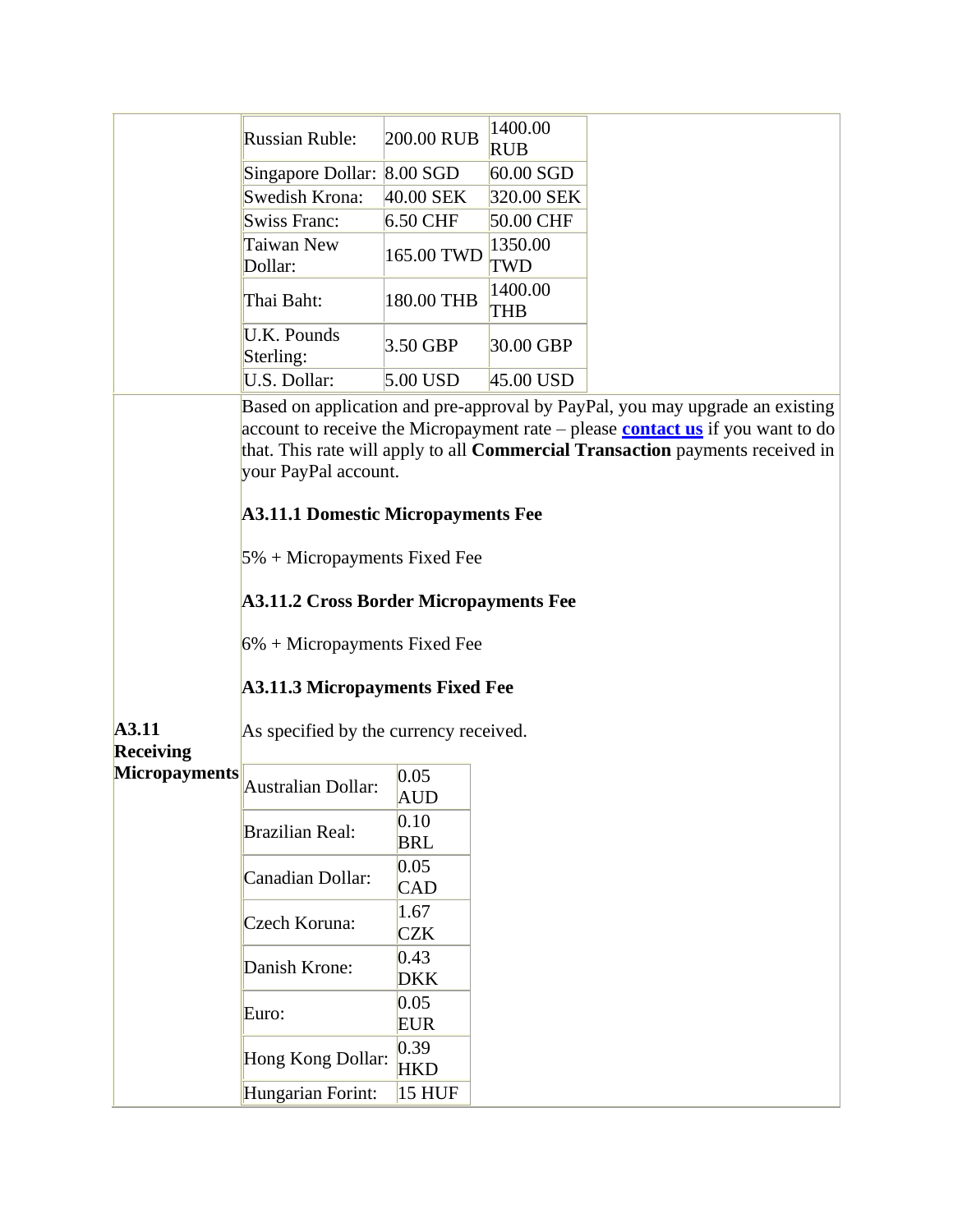| | | |
|---|---|---|
| Russian Ruble: | 200.00 RUB | 1400.00 RUB |
| Singapore Dollar: | 8.00 SGD | 60.00 SGD |
| Swedish Krona: | 40.00 SEK | 320.00 SEK |
| Swiss Franc: | 6.50 CHF | 50.00 CHF |
| Taiwan New Dollar: | 165.00 TWD | 1350.00 TWD |
| Thai Baht: | 180.00 THB | 1400.00 THB |
| U.K. Pounds Sterling: | 3.50 GBP | 30.00 GBP |
| U.S. Dollar: | 5.00 USD | 45.00 USD |

**A3.11 Receiving Micropayments**

Based on application and pre-approval by PayPal, you may upgrade an existing account to receive the Micropayment rate – please **contact us** if you want to do that. This rate will apply to all **Commercial Transaction** payments received in your PayPal account.

**A3.11.1 Domestic Micropayments Fee**

5% + Micropayments Fixed Fee

**A3.11.2 Cross Border Micropayments Fee**

6% + Micropayments Fixed Fee

**A3.11.3 Micropayments Fixed Fee**

As specified by the currency received.

| | |
|---|---|
| Australian Dollar: | 0.05 AUD |
| Brazilian Real: | 0.10 BRL |
| Canadian Dollar: | 0.05 CAD |
| Czech Koruna: | 1.67 CZK |
| Danish Krone: | 0.43 DKK |
| Euro: | 0.05 EUR |
| Hong Kong Dollar: | 0.39 HKD |
| Hungarian Forint: | 15 HUF |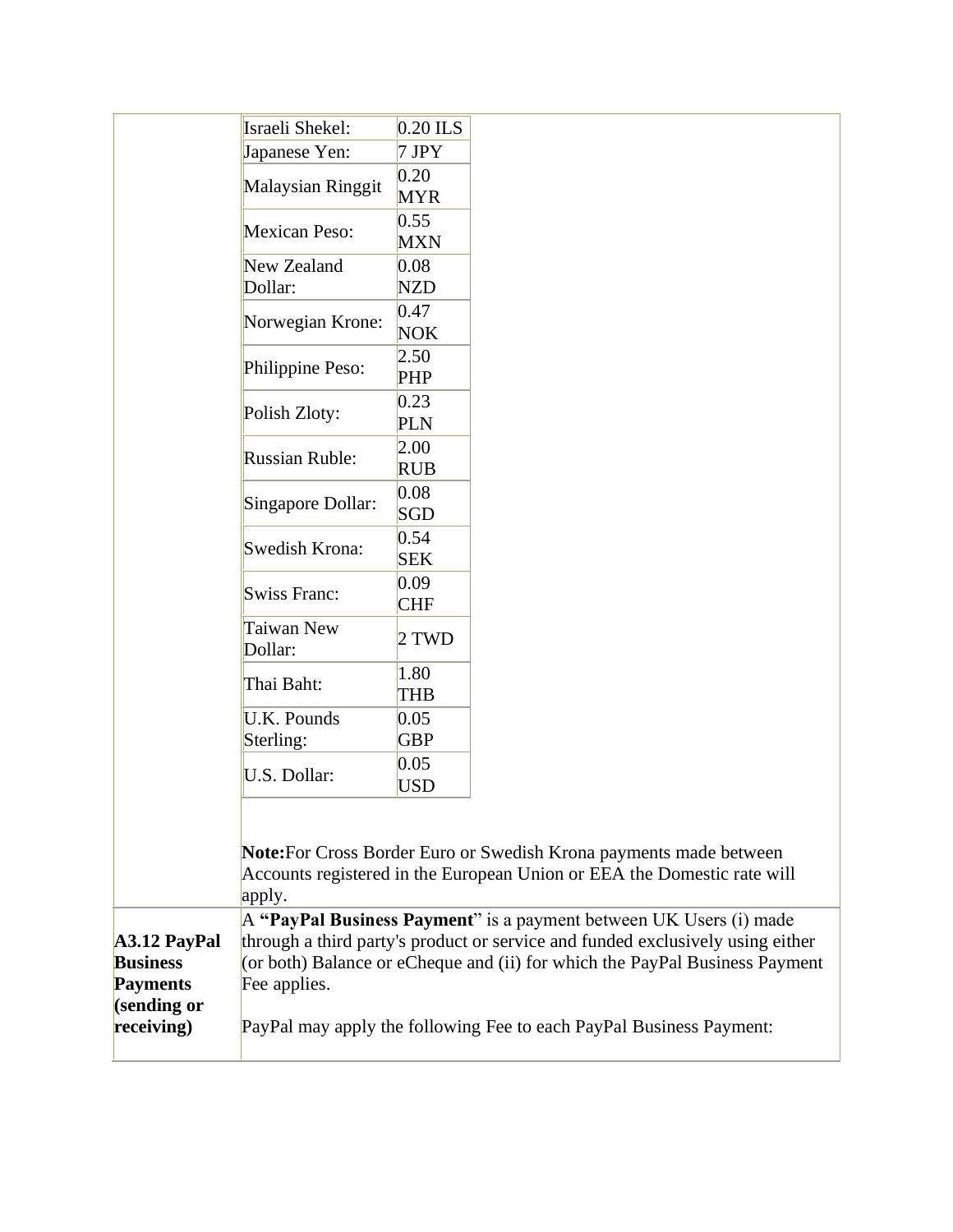| | |
|---|---|
| Israeli Shekel: | 0.20 ILS |
| Japanese Yen: | 7 JPY |
| Malaysian Ringgit | 0.20 MYR |
| Mexican Peso: | 0.55 MXN |
| New Zealand Dollar: | 0.08 NZD |
| Norwegian Krone: | 0.47 NOK |
| Philippine Peso: | 2.50 PHP |
| Polish Zloty: | 0.23 PLN |
| Russian Ruble: | 2.00 RUB |
| Singapore Dollar: | 0.08 SGD |
| Swedish Krona: | 0.54 SEK |
| Swiss Franc: | 0.09 CHF |
| Taiwan New Dollar: | 2 TWD |
| Thai Baht: | 1.80 THB |
| U.K. Pounds Sterling: | 0.05 GBP |
| U.S. Dollar: | 0.05 USD |

**Note:** For Cross Border Euro or Swedish Krona payments made between Accounts registered in the European Union or EEA the Domestic rate will apply.

**A3.12 PayPal Business Payments (sending or receiving)**

A **"PayPal Business Payment"** is a payment between UK Users (i) made through a third party's product or service and funded exclusively using either (or both) Balance or eCheque and (ii) for which the PayPal Business Payment Fee applies.

PayPal may apply the following Fee to each PayPal Business Payment: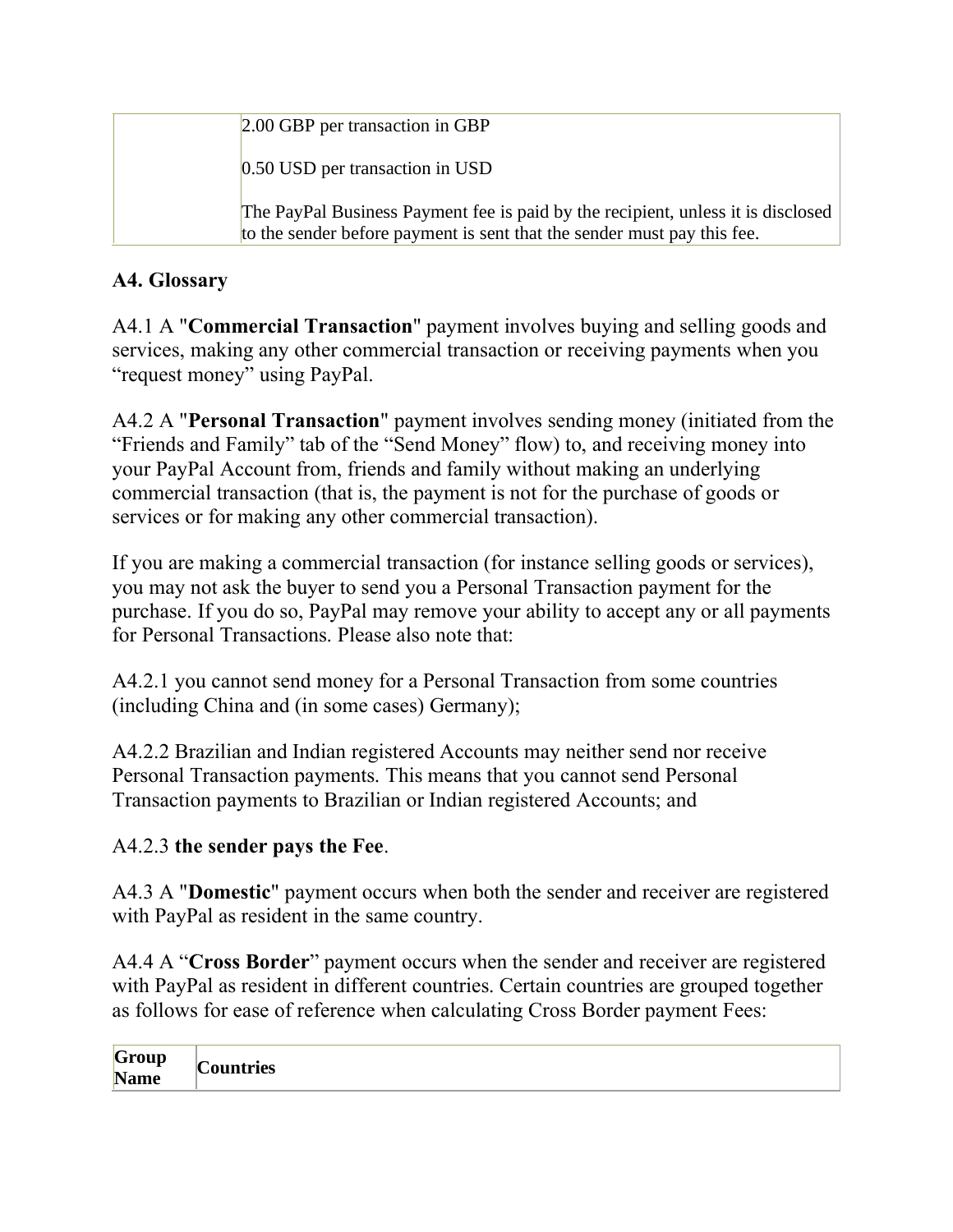| | |
|---|---|
| | 2.00 GBP per transaction in GBP<br><br>0.50 USD per transaction in USD<br><br>The PayPal Business Payment fee is paid by the recipient, unless it is disclosed to the sender before payment is sent that the sender must pay this fee. |

## A4. Glossary

A4.1 A "**Commercial Transaction**" payment involves buying and selling goods and services, making any other commercial transaction or receiving payments when you "request money" using PayPal.

A4.2 A "**Personal Transaction**" payment involves sending money (initiated from the "Friends and Family" tab of the "Send Money" flow) to, and receiving money into your PayPal Account from, friends and family without making an underlying commercial transaction (that is, the payment is not for the purchase of goods or services or for making any other commercial transaction).

If you are making a commercial transaction (for instance selling goods or services), you may not ask the buyer to send you a Personal Transaction payment for the purchase. If you do so, PayPal may remove your ability to accept any or all payments for Personal Transactions. Please also note that:

A4.2.1 you cannot send money for a Personal Transaction from some countries (including China and (in some cases) Germany);

A4.2.2 Brazilian and Indian registered Accounts may neither send nor receive Personal Transaction payments. This means that you cannot send Personal Transaction payments to Brazilian or Indian registered Accounts; and

A4.2.3 **the sender pays the Fee**.

A4.3 A "**Domestic**" payment occurs when both the sender and receiver are registered with PayPal as resident in the same country.

A4.4 A "**Cross Border**" payment occurs when the sender and receiver are registered with PayPal as resident in different countries. Certain countries are grouped together as follows for ease of reference when calculating Cross Border payment Fees:

| Group Name | Countries |
|---|---|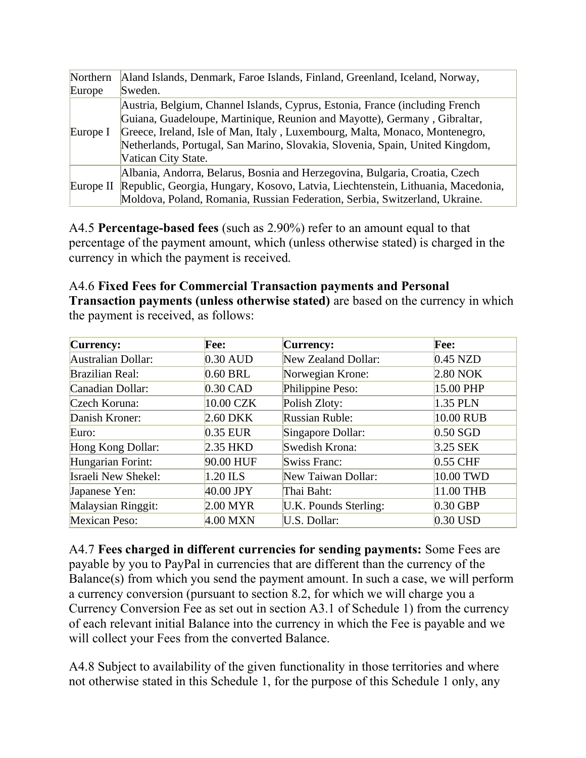| | |
|---|---|
| Northern Europe | Aland Islands, Denmark, Faroe Islands, Finland, Greenland, Iceland, Norway, Sweden. |
| Europe I | Austria, Belgium, Channel Islands, Cyprus, Estonia, France (including French Guiana, Guadeloupe, Martinique, Reunion and Mayotte), Germany , Gibraltar, Greece, Ireland, Isle of Man, Italy , Luxembourg, Malta, Monaco, Montenegro, Netherlands, Portugal, San Marino, Slovakia, Slovenia, Spain, United Kingdom, Vatican City State. |
| Europe II | Albania, Andorra, Belarus, Bosnia and Herzegovina, Bulgaria, Croatia, Czech Republic, Georgia, Hungary, Kosovo, Latvia, Liechtenstein, Lithuania, Macedonia, Moldova, Poland, Romania, Russian Federation, Serbia, Switzerland, Ukraine. |

A4.5 **Percentage-based fees** (such as 2.90%) refer to an amount equal to that percentage of the payment amount, which (unless otherwise stated) is charged in the currency in which the payment is received.

A4.6 **Fixed Fees for Commercial Transaction payments and Personal Transaction payments (unless otherwise stated)** are based on the currency in which the payment is received, as follows:

| Currency: | Fee: | Currency: | Fee: |
|---|---|---|---|
| Australian Dollar: | 0.30 AUD | New Zealand Dollar: | 0.45 NZD |
| Brazilian Real: | 0.60 BRL | Norwegian Krone: | 2.80 NOK |
| Canadian Dollar: | 0.30 CAD | Philippine Peso: | 15.00 PHP |
| Czech Koruna: | 10.00 CZK | Polish Zloty: | 1.35 PLN |
| Danish Kroner: | 2.60 DKK | Russian Ruble: | 10.00 RUB |
| Euro: | 0.35 EUR | Singapore Dollar: | 0.50 SGD |
| Hong Kong Dollar: | 2.35 HKD | Swedish Krona: | 3.25 SEK |
| Hungarian Forint: | 90.00 HUF | Swiss Franc: | 0.55 CHF |
| Israeli New Shekel: | 1.20 ILS | New Taiwan Dollar: | 10.00 TWD |
| Japanese Yen: | 40.00 JPY | Thai Baht: | 11.00 THB |
| Malaysian Ringgit: | 2.00 MYR | U.K. Pounds Sterling: | 0.30 GBP |
| Mexican Peso: | 4.00 MXN | U.S. Dollar: | 0.30 USD |

A4.7 **Fees charged in different currencies for sending payments:** Some Fees are payable by you to PayPal in currencies that are different than the currency of the Balance(s) from which you send the payment amount. In such a case, we will perform a currency conversion (pursuant to section 8.2, for which we will charge you a Currency Conversion Fee as set out in section A3.1 of Schedule 1) from the currency of each relevant initial Balance into the currency in which the Fee is payable and we will collect your Fees from the converted Balance.

A4.8 Subject to availability of the given functionality in those territories and where not otherwise stated in this Schedule 1, for the purpose of this Schedule 1 only, any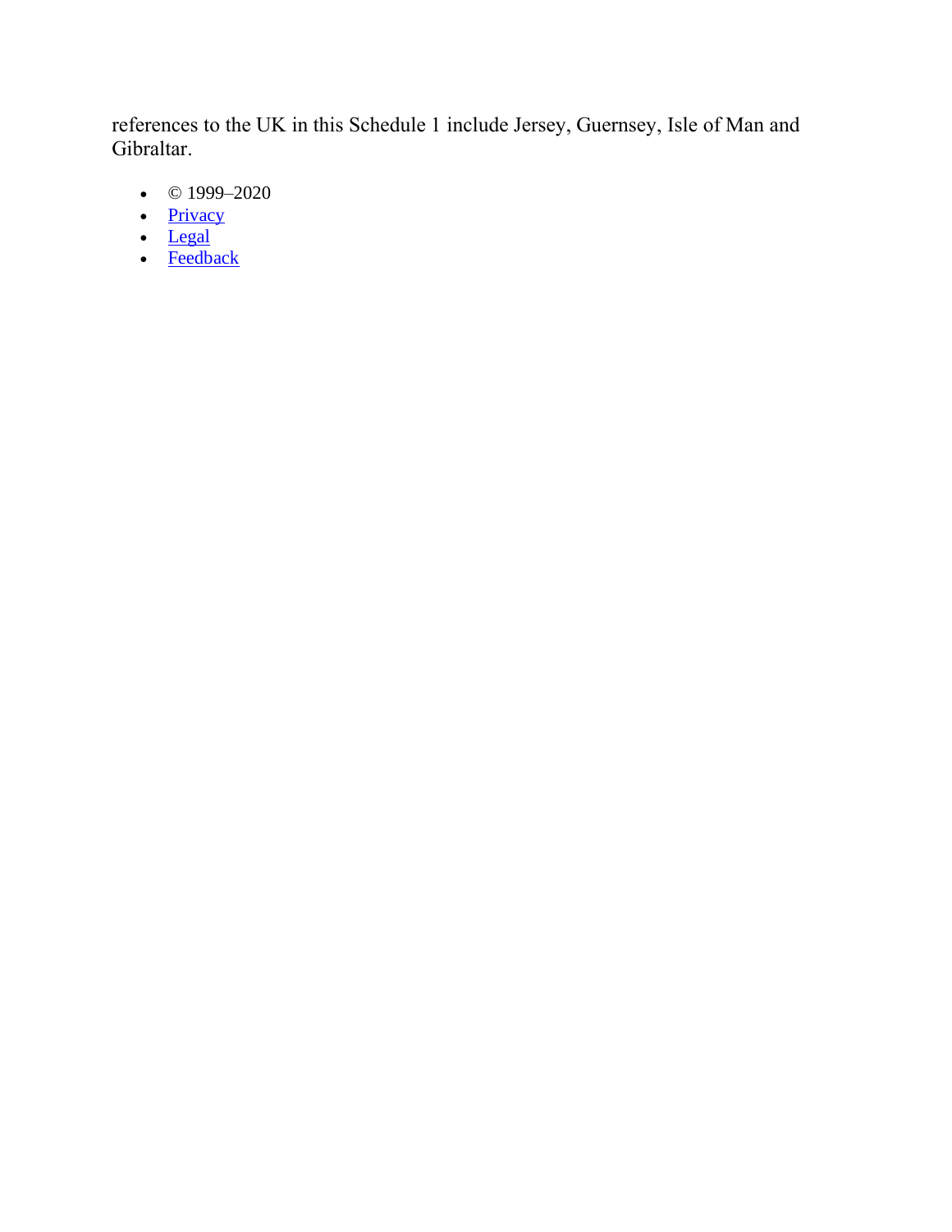references to the UK in this Schedule 1 include Jersey, Guernsey, Isle of Man and Gibraltar.

- © 1999–2020
- Privacy
- Legal
- Feedback